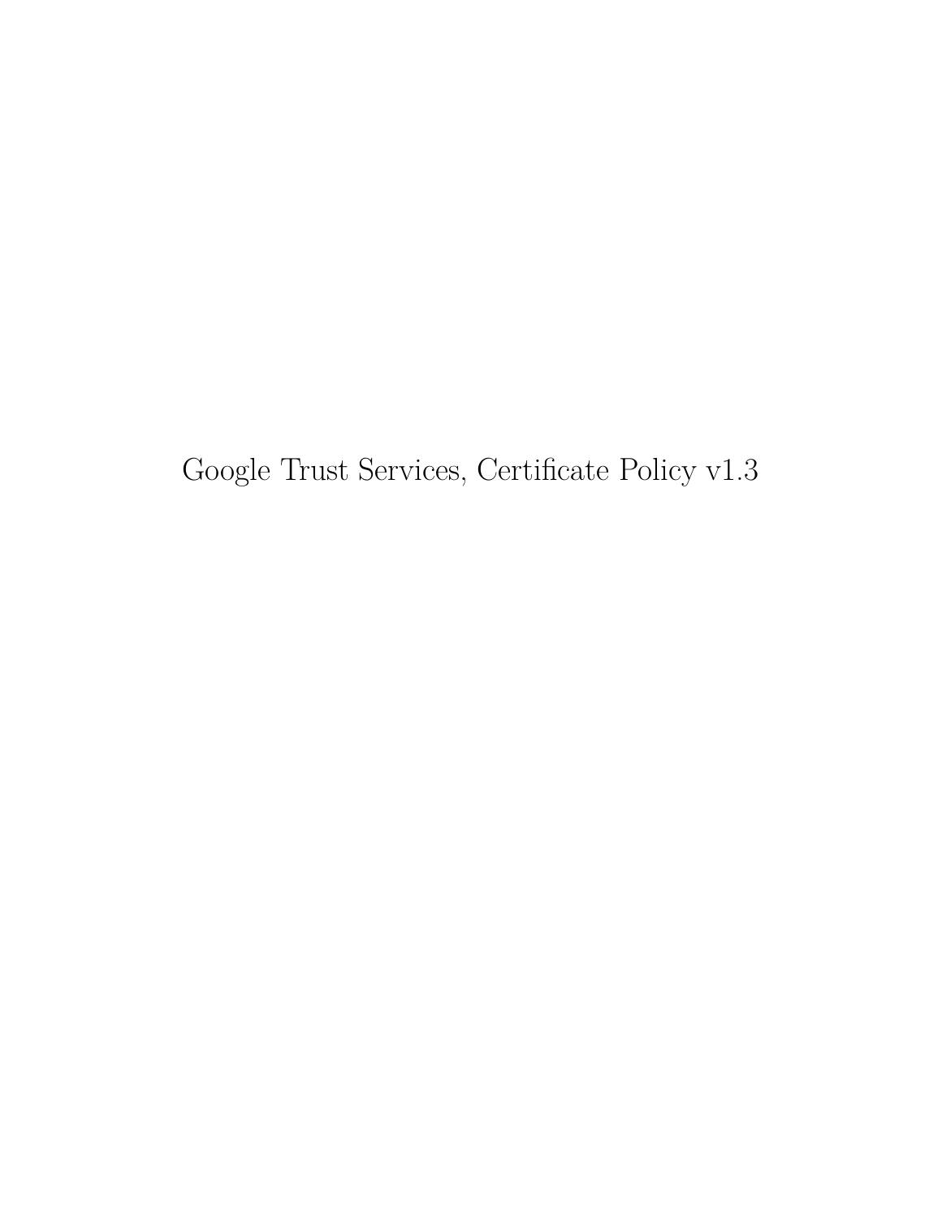# Google Trust Services, Certificate Policy v1.3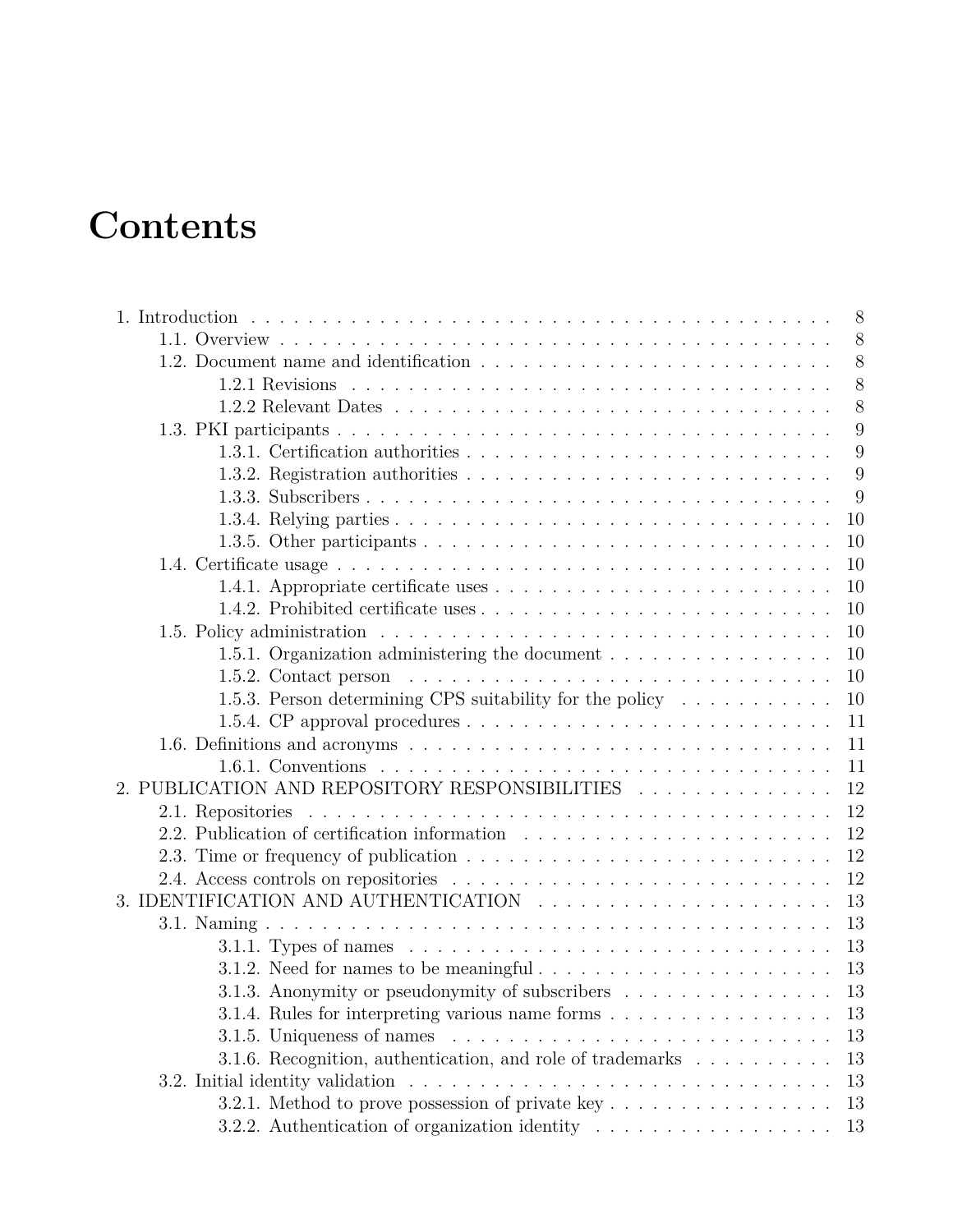# Contents

- 1. Introduction . . . 8
  - 1.1. Overview . . . 8
  - 1.2. Document name and identification . . . 8
    - 1.2.1 Revisions . . . 8
    - 1.2.2 Relevant Dates . . . 8
  - 1.3. PKI participants . . . 9
    - 1.3.1. Certification authorities . . . 9
    - 1.3.2. Registration authorities . . . 9
    - 1.3.3. Subscribers . . . 9
    - 1.3.4. Relying parties . . . 10
    - 1.3.5. Other participants . . . 10
  - 1.4. Certificate usage . . . 10
    - 1.4.1. Appropriate certificate uses . . . 10
    - 1.4.2. Prohibited certificate uses . . . 10
  - 1.5. Policy administration . . . 10
    - 1.5.1. Organization administering the document . . . 10
    - 1.5.2. Contact person . . . 10
    - 1.5.3. Person determining CPS suitability for the policy . . . 10
    - 1.5.4. CP approval procedures . . . 11
  - 1.6. Definitions and acronyms . . . 11
    - 1.6.1. Conventions . . . 11
- 2. PUBLICATION AND REPOSITORY RESPONSIBILITIES . . . 12
  - 2.1. Repositories . . . 12
  - 2.2. Publication of certification information . . . 12
  - 2.3. Time or frequency of publication . . . 12
  - 2.4. Access controls on repositories . . . 12
- 3. IDENTIFICATION AND AUTHENTICATION . . . 13
  - 3.1. Naming . . . 13
    - 3.1.1. Types of names . . . 13
    - 3.1.2. Need for names to be meaningful . . . 13
    - 3.1.3. Anonymity or pseudonymity of subscribers . . . 13
    - 3.1.4. Rules for interpreting various name forms . . . 13
    - 3.1.5. Uniqueness of names . . . 13
    - 3.1.6. Recognition, authentication, and role of trademarks . . . 13
  - 3.2. Initial identity validation . . . 13
    - 3.2.1. Method to prove possession of private key . . . 13
    - 3.2.2. Authentication of organization identity . . . 13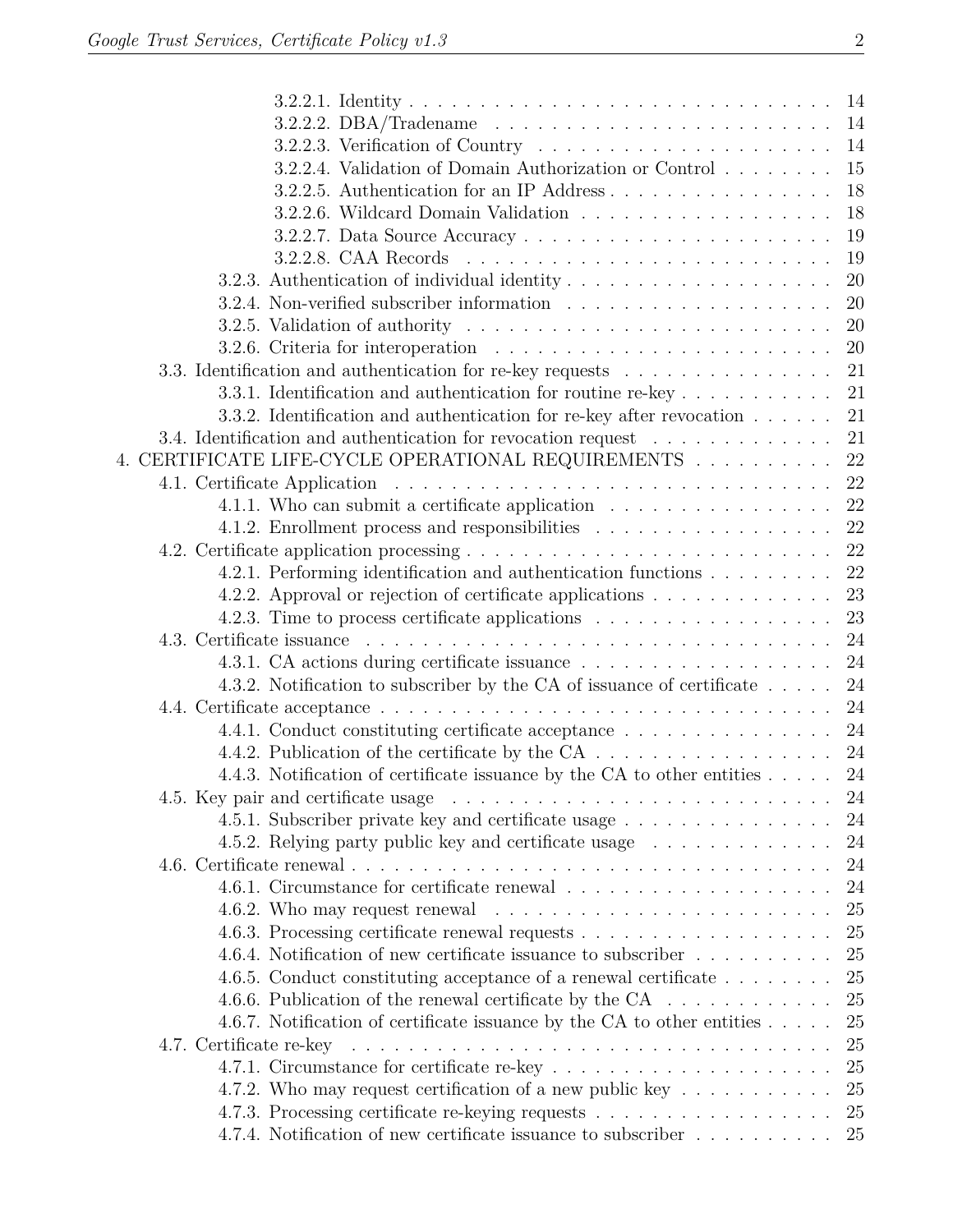- 3.2.2.1. Identity ... 14
- 3.2.2.2. DBA/Tradename ... 14
- 3.2.2.3. Verification of Country ... 14
- 3.2.2.4. Validation of Domain Authorization or Control ... 15
- 3.2.2.5. Authentication for an IP Address ... 18
- 3.2.2.6. Wildcard Domain Validation ... 18
- 3.2.2.7. Data Source Accuracy ... 19
- 3.2.2.8. CAA Records ... 19
- 3.2.3. Authentication of individual identity ... 20
- 3.2.4. Non-verified subscriber information ... 20
- 3.2.5. Validation of authority ... 20
- 3.2.6. Criteria for interoperation ... 20
- 3.3. Identification and authentication for re-key requests ... 21
- 3.3.1. Identification and authentication for routine re-key ... 21
- 3.3.2. Identification and authentication for re-key after revocation ... 21
- 3.4. Identification and authentication for revocation request ... 21
- 4. CERTIFICATE LIFE-CYCLE OPERATIONAL REQUIREMENTS ... 22
- 4.1. Certificate Application ... 22
- 4.1.1. Who can submit a certificate application ... 22
- 4.1.2. Enrollment process and responsibilities ... 22
- 4.2. Certificate application processing ... 22
- 4.2.1. Performing identification and authentication functions ... 22
- 4.2.2. Approval or rejection of certificate applications ... 23
- 4.2.3. Time to process certificate applications ... 23
- 4.3. Certificate issuance ... 24
- 4.3.1. CA actions during certificate issuance ... 24
- 4.3.2. Notification to subscriber by the CA of issuance of certificate ... 24
- 4.4. Certificate acceptance ... 24
- 4.4.1. Conduct constituting certificate acceptance ... 24
- 4.4.2. Publication of the certificate by the CA ... 24
- 4.4.3. Notification of certificate issuance by the CA to other entities ... 24
- 4.5. Key pair and certificate usage ... 24
- 4.5.1. Subscriber private key and certificate usage ... 24
- 4.5.2. Relying party public key and certificate usage ... 24
- 4.6. Certificate renewal ... 24
- 4.6.1. Circumstance for certificate renewal ... 24
- 4.6.2. Who may request renewal ... 25
- 4.6.3. Processing certificate renewal requests ... 25
- 4.6.4. Notification of new certificate issuance to subscriber ... 25
- 4.6.5. Conduct constituting acceptance of a renewal certificate ... 25
- 4.6.6. Publication of the renewal certificate by the CA ... 25
- 4.6.7. Notification of certificate issuance by the CA to other entities ... 25
- 4.7. Certificate re-key ... 25
- 4.7.1. Circumstance for certificate re-key ... 25
- 4.7.2. Who may request certification of a new public key ... 25
- 4.7.3. Processing certificate re-keying requests ... 25
- 4.7.4. Notification of new certificate issuance to subscriber ... 25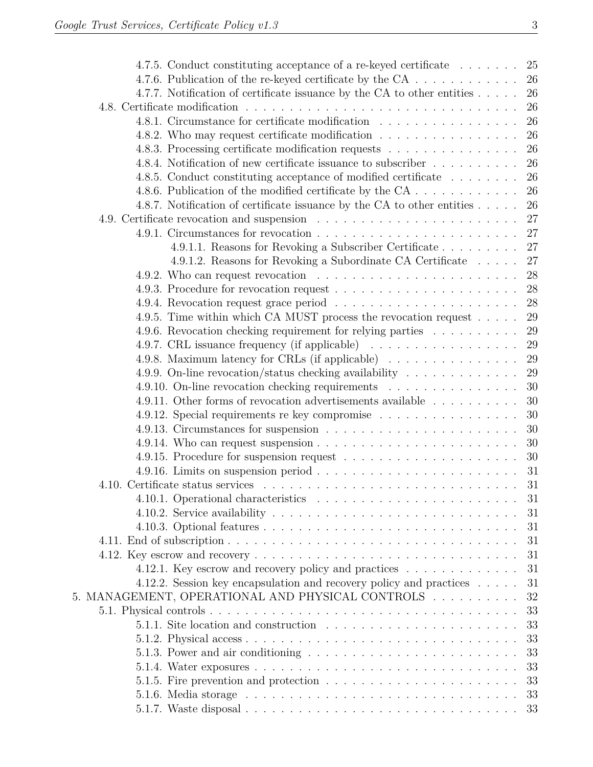- 4.7.5. Conduct constituting acceptance of a re-keyed certificate ....... 25
- 4.7.6. Publication of the re-keyed certificate by the CA ............ 26
- 4.7.7. Notification of certificate issuance by the CA to other entities ..... 26
- 4.8. Certificate modification ............................... 26
  - 4.8.1. Circumstance for certificate modification ................ 26
  - 4.8.2. Who may request certificate modification ................ 26
  - 4.8.3. Processing certificate modification requests ............... 26
  - 4.8.4. Notification of new certificate issuance to subscriber .......... 26
  - 4.8.5. Conduct constituting acceptance of modified certificate ........ 26
  - 4.8.6. Publication of the modified certificate by the CA ............ 26
  - 4.8.7. Notification of certificate issuance by the CA to other entities ..... 26
- 4.9. Certificate revocation and suspension ....................... 27
  - 4.9.1. Circumstances for revocation ....................... 27
    - 4.9.1.1. Reasons for Revoking a Subscriber Certificate ......... 27
    - 4.9.1.2. Reasons for Revoking a Subordinate CA Certificate ..... 27
  - 4.9.2. Who can request revocation ....................... 28
  - 4.9.3. Procedure for revocation request ..................... 28
  - 4.9.4. Revocation request grace period ..................... 28
  - 4.9.5. Time within which CA MUST process the revocation request ..... 29
  - 4.9.6. Revocation checking requirement for relying parties .......... 29
  - 4.9.7. CRL issuance frequency (if applicable) ................. 29
  - 4.9.8. Maximum latency for CRLs (if applicable) ............... 29
  - 4.9.9. On-line revocation/status checking availability ............. 29
  - 4.9.10. On-line revocation checking requirements ............... 30
  - 4.9.11. Other forms of revocation advertisements available .......... 30
  - 4.9.12. Special requirements re key compromise ................ 30
  - 4.9.13. Circumstances for suspension ...................... 30
  - 4.9.14. Who can request suspension ....................... 30
  - 4.9.15. Procedure for suspension request .................... 30
  - 4.9.16. Limits on suspension period ....................... 31
- 4.10. Certificate status services ............................ 31
  - 4.10.1. Operational characteristics ....................... 31
  - 4.10.2. Service availability ........................... 31
  - 4.10.3. Optional features ............................ 31
- 4.11. End of subscription ................................ 31
- 4.12. Key escrow and recovery ............................. 31
  - 4.12.1. Key escrow and recovery policy and practices ............. 31
  - 4.12.2. Session key encapsulation and recovery policy and practices ..... 31

5. MANAGEMENT, OPERATIONAL AND PHYSICAL CONTROLS .......... 32
- 5.1. Physical controls .................................. 33
  - 5.1.1. Site location and construction ..................... 33
  - 5.1.2. Physical access .............................. 33
  - 5.1.3. Power and air conditioning ....................... 33
  - 5.1.4. Water exposures ............................. 33
  - 5.1.5. Fire prevention and protection ..................... 33
  - 5.1.6. Media storage .............................. 33
  - 5.1.7. Waste disposal .............................. 33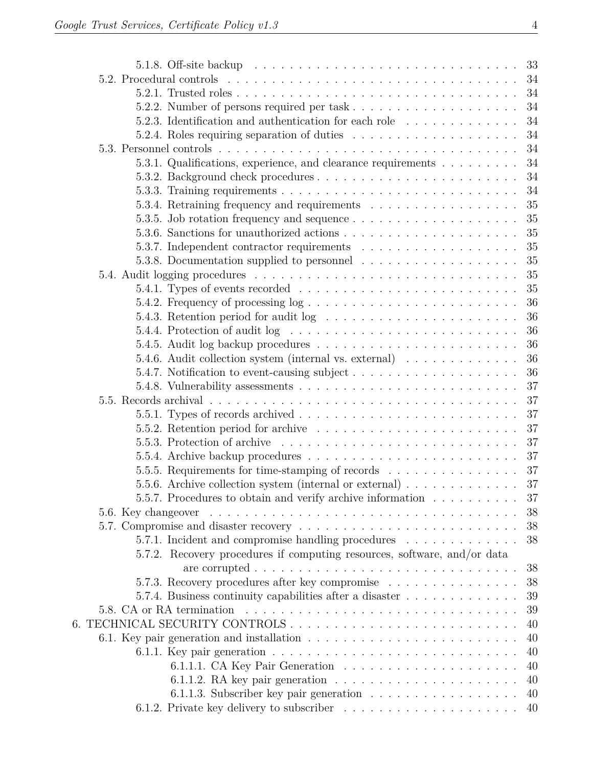- 5.1.8. Off-site backup ... 33
- 5.2. Procedural controls ... 34
  - 5.2.1. Trusted roles ... 34
  - 5.2.2. Number of persons required per task ... 34
  - 5.2.3. Identification and authentication for each role ... 34
  - 5.2.4. Roles requiring separation of duties ... 34
- 5.3. Personnel controls ... 34
  - 5.3.1. Qualifications, experience, and clearance requirements ... 34
  - 5.3.2. Background check procedures ... 34
  - 5.3.3. Training requirements ... 34
  - 5.3.4. Retraining frequency and requirements ... 35
  - 5.3.5. Job rotation frequency and sequence ... 35
  - 5.3.6. Sanctions for unauthorized actions ... 35
  - 5.3.7. Independent contractor requirements ... 35
  - 5.3.8. Documentation supplied to personnel ... 35
- 5.4. Audit logging procedures ... 35
  - 5.4.1. Types of events recorded ... 35
  - 5.4.2. Frequency of processing log ... 36
  - 5.4.3. Retention period for audit log ... 36
  - 5.4.4. Protection of audit log ... 36
  - 5.4.5. Audit log backup procedures ... 36
  - 5.4.6. Audit collection system (internal vs. external) ... 36
  - 5.4.7. Notification to event-causing subject ... 36
  - 5.4.8. Vulnerability assessments ... 37
- 5.5. Records archival ... 37
  - 5.5.1. Types of records archived ... 37
  - 5.5.2. Retention period for archive ... 37
  - 5.5.3. Protection of archive ... 37
  - 5.5.4. Archive backup procedures ... 37
  - 5.5.5. Requirements for time-stamping of records ... 37
  - 5.5.6. Archive collection system (internal or external) ... 37
  - 5.5.7. Procedures to obtain and verify archive information ... 37
- 5.6. Key changeover ... 38
- 5.7. Compromise and disaster recovery ... 38
  - 5.7.1. Incident and compromise handling procedures ... 38
  - 5.7.2. Recovery procedures if computing resources, software, and/or data are corrupted ... 38
  - 5.7.3. Recovery procedures after key compromise ... 38
  - 5.7.4. Business continuity capabilities after a disaster ... 39
- 5.8. CA or RA termination ... 39

6. TECHNICAL SECURITY CONTROLS ... 40
- 6.1. Key pair generation and installation ... 40
  - 6.1.1. Key pair generation ... 40
    - 6.1.1.1. CA Key Pair Generation ... 40
    - 6.1.1.2. RA key pair generation ... 40
    - 6.1.1.3. Subscriber key pair generation ... 40
  - 6.1.2. Private key delivery to subscriber ... 40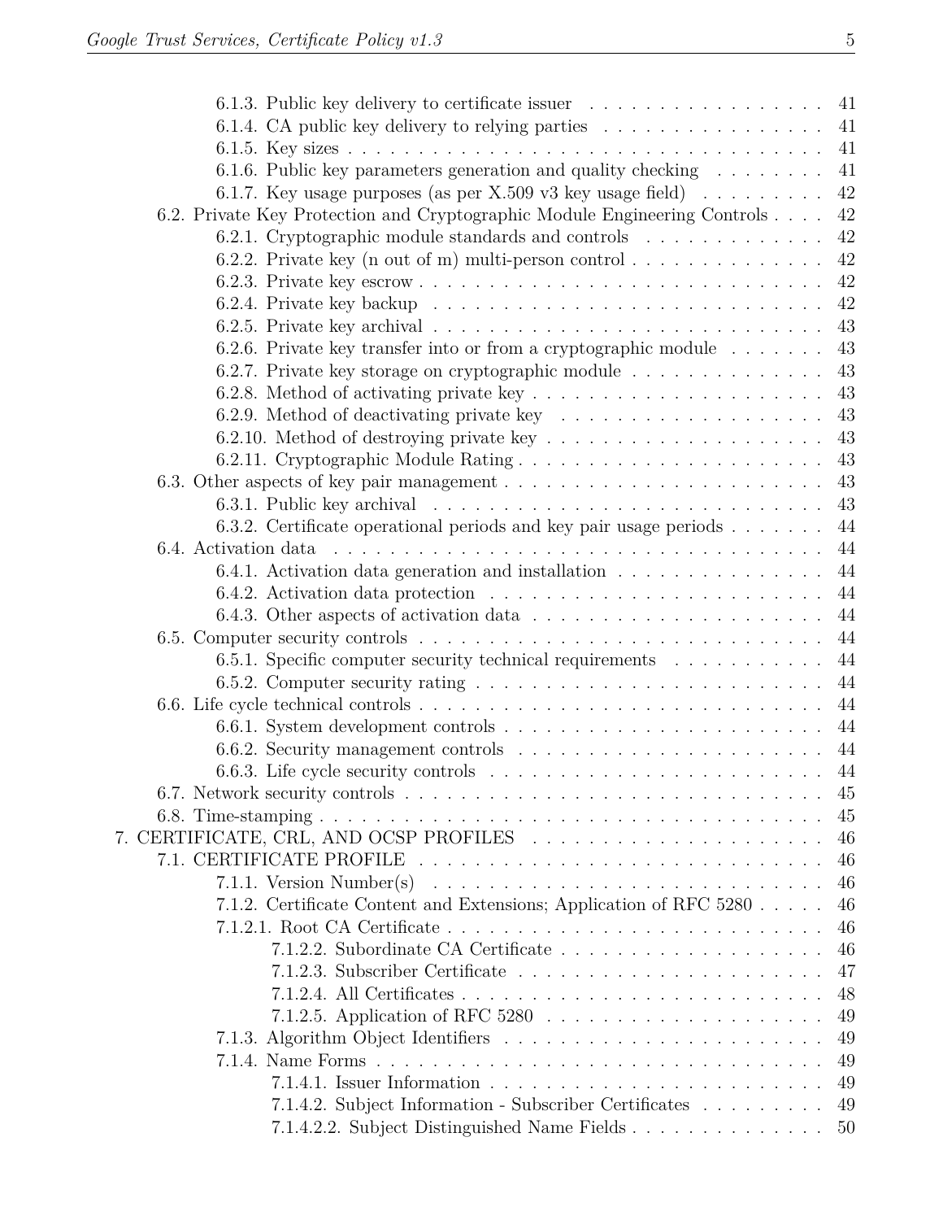- 6.1.3. Public key delivery to certificate issuer . . . 41
- 6.1.4. CA public key delivery to relying parties . . . 41
- 6.1.5. Key sizes . . . 41
- 6.1.6. Public key parameters generation and quality checking . . . 41
- 6.1.7. Key usage purposes (as per X.509 v3 key usage field) . . . 42
- 6.2. Private Key Protection and Cryptographic Module Engineering Controls . . . 42
  - 6.2.1. Cryptographic module standards and controls . . . 42
  - 6.2.2. Private key (n out of m) multi-person control . . . 42
  - 6.2.3. Private key escrow . . . 42
  - 6.2.4. Private key backup . . . 42
  - 6.2.5. Private key archival . . . 43
  - 6.2.6. Private key transfer into or from a cryptographic module . . . 43
  - 6.2.7. Private key storage on cryptographic module . . . 43
  - 6.2.8. Method of activating private key . . . 43
  - 6.2.9. Method of deactivating private key . . . 43
  - 6.2.10. Method of destroying private key . . . 43
  - 6.2.11. Cryptographic Module Rating . . . 43
- 6.3. Other aspects of key pair management . . . 43
  - 6.3.1. Public key archival . . . 43
  - 6.3.2. Certificate operational periods and key pair usage periods . . . 44
- 6.4. Activation data . . . 44
  - 6.4.1. Activation data generation and installation . . . 44
  - 6.4.2. Activation data protection . . . 44
  - 6.4.3. Other aspects of activation data . . . 44
- 6.5. Computer security controls . . . 44
  - 6.5.1. Specific computer security technical requirements . . . 44
  - 6.5.2. Computer security rating . . . 44
- 6.6. Life cycle technical controls . . . 44
  - 6.6.1. System development controls . . . 44
  - 6.6.2. Security management controls . . . 44
  - 6.6.3. Life cycle security controls . . . 44
- 6.7. Network security controls . . . 45
- 6.8. Time-stamping . . . 45

7. CERTIFICATE, CRL, AND OCSP PROFILES . . . 46
- 7.1. CERTIFICATE PROFILE . . . 46
  - 7.1.1. Version Number(s) . . . 46
  - 7.1.2. Certificate Content and Extensions; Application of RFC 5280 . . . 46
  - 7.1.2.1. Root CA Certificate . . . 46
    - 7.1.2.2. Subordinate CA Certificate . . . 46
    - 7.1.2.3. Subscriber Certificate . . . 47
    - 7.1.2.4. All Certificates . . . 48
    - 7.1.2.5. Application of RFC 5280 . . . 49
  - 7.1.3. Algorithm Object Identifiers . . . 49
  - 7.1.4. Name Forms . . . 49
    - 7.1.4.1. Issuer Information . . . 49
    - 7.1.4.2. Subject Information - Subscriber Certificates . . . 49
    - 7.1.4.2.2. Subject Distinguished Name Fields . . . 50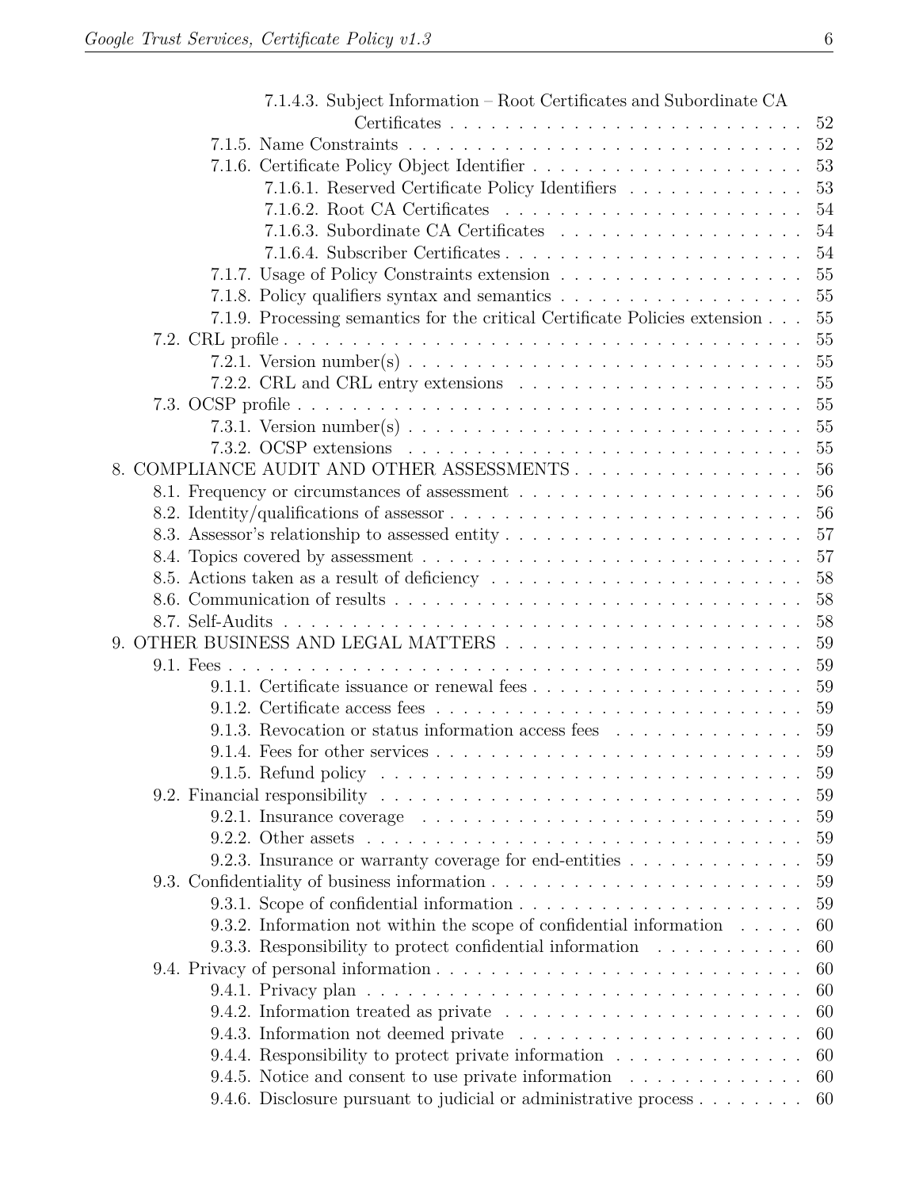- 7.1.4.3. Subject Information – Root Certificates and Subordinate CA Certificates . . . 52
- 7.1.5. Name Constraints . . . 52
- 7.1.6. Certificate Policy Object Identifier . . . 53
  - 7.1.6.1. Reserved Certificate Policy Identifiers . . . 53
  - 7.1.6.2. Root CA Certificates . . . 54
  - 7.1.6.3. Subordinate CA Certificates . . . 54
  - 7.1.6.4. Subscriber Certificates . . . 54
- 7.1.7. Usage of Policy Constraints extension . . . 55
- 7.1.8. Policy qualifiers syntax and semantics . . . 55
- 7.1.9. Processing semantics for the critical Certificate Policies extension . . . 55
- 7.2. CRL profile . . . 55
  - 7.2.1. Version number(s) . . . 55
  - 7.2.2. CRL and CRL entry extensions . . . 55
- 7.3. OCSP profile . . . 55
  - 7.3.1. Version number(s) . . . 55
  - 7.3.2. OCSP extensions . . . 55

8. COMPLIANCE AUDIT AND OTHER ASSESSMENTS . . . 56
   - 8.1. Frequency or circumstances of assessment . . . 56
   - 8.2. Identity/qualifications of assessor . . . 56
   - 8.3. Assessor's relationship to assessed entity . . . 57
   - 8.4. Topics covered by assessment . . . 57
   - 8.5. Actions taken as a result of deficiency . . . 58
   - 8.6. Communication of results . . . 58
   - 8.7. Self-Audits . . . 58
9. OTHER BUSINESS AND LEGAL MATTERS . . . 59
   - 9.1. Fees . . . 59
     - 9.1.1. Certificate issuance or renewal fees . . . 59
     - 9.1.2. Certificate access fees . . . 59
     - 9.1.3. Revocation or status information access fees . . . 59
     - 9.1.4. Fees for other services . . . 59
     - 9.1.5. Refund policy . . . 59
   - 9.2. Financial responsibility . . . 59
     - 9.2.1. Insurance coverage . . . 59
     - 9.2.2. Other assets . . . 59
     - 9.2.3. Insurance or warranty coverage for end-entities . . . 59
   - 9.3. Confidentiality of business information . . . 59
     - 9.3.1. Scope of confidential information . . . 59
     - 9.3.2. Information not within the scope of confidential information . . . 60
     - 9.3.3. Responsibility to protect confidential information . . . 60
   - 9.4. Privacy of personal information . . . 60
     - 9.4.1. Privacy plan . . . 60
     - 9.4.2. Information treated as private . . . 60
     - 9.4.3. Information not deemed private . . . 60
     - 9.4.4. Responsibility to protect private information . . . 60
     - 9.4.5. Notice and consent to use private information . . . 60
     - 9.4.6. Disclosure pursuant to judicial or administrative process . . . 60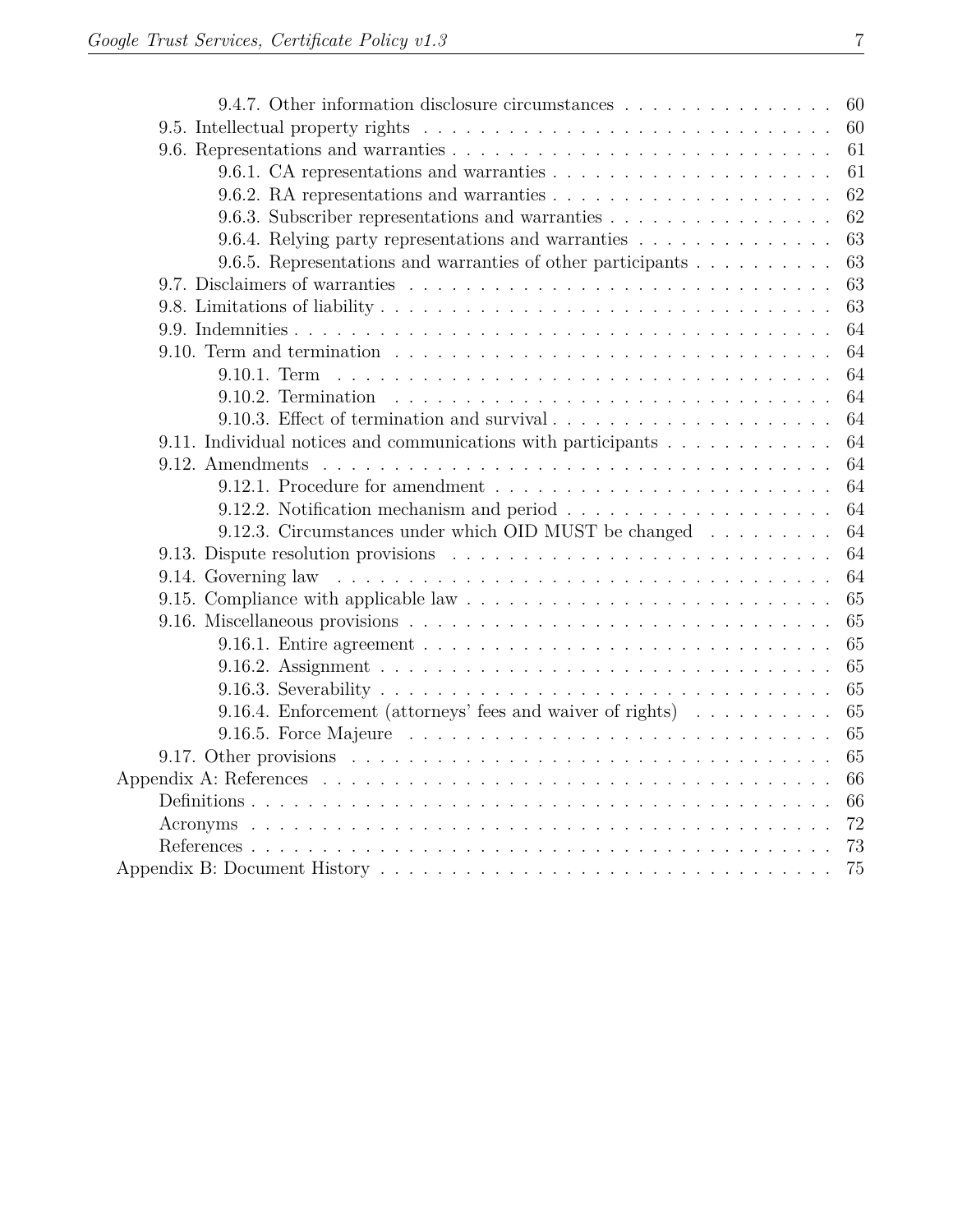- 9.4.7. Other information disclosure circumstances . . . . . . . . . . . . . . . 60
- 9.5. Intellectual property rights . . . . . . . . . . . . . . . . . . . . . . . . . . . . . . 60
- 9.6. Representations and warranties . . . . . . . . . . . . . . . . . . . . . . . . . . . . 61
  - 9.6.1. CA representations and warranties . . . . . . . . . . . . . . . . . . . . . 61
  - 9.6.2. RA representations and warranties . . . . . . . . . . . . . . . . . . . . . 62
  - 9.6.3. Subscriber representations and warranties . . . . . . . . . . . . . . . . 62
  - 9.6.4. Relying party representations and warranties . . . . . . . . . . . . . . 63
  - 9.6.5. Representations and warranties of other participants . . . . . . . . . . 63
- 9.7. Disclaimers of warranties . . . . . . . . . . . . . . . . . . . . . . . . . . . . . . 63
- 9.8. Limitations of liability . . . . . . . . . . . . . . . . . . . . . . . . . . . . . . . . 63
- 9.9. Indemnities . . . . . . . . . . . . . . . . . . . . . . . . . . . . . . . . . . . . . . 64
- 9.10. Term and termination . . . . . . . . . . . . . . . . . . . . . . . . . . . . . . . 64
  - 9.10.1. Term . . . . . . . . . . . . . . . . . . . . . . . . . . . . . . . . . . . . . . 64
  - 9.10.2. Termination . . . . . . . . . . . . . . . . . . . . . . . . . . . . . . . . . 64
  - 9.10.3. Effect of termination and survival . . . . . . . . . . . . . . . . . . . . 64
- 9.11. Individual notices and communications with participants . . . . . . . . . . . . 64
- 9.12. Amendments . . . . . . . . . . . . . . . . . . . . . . . . . . . . . . . . . . . . 64
  - 9.12.1. Procedure for amendment . . . . . . . . . . . . . . . . . . . . . . . . . 64
  - 9.12.2. Notification mechanism and period . . . . . . . . . . . . . . . . . . . . 64
  - 9.12.3. Circumstances under which OID MUST be changed . . . . . . . . . 64
- 9.13. Dispute resolution provisions . . . . . . . . . . . . . . . . . . . . . . . . . . . 64
- 9.14. Governing law . . . . . . . . . . . . . . . . . . . . . . . . . . . . . . . . . . . 64
- 9.15. Compliance with applicable law . . . . . . . . . . . . . . . . . . . . . . . . . . 65
- 9.16. Miscellaneous provisions . . . . . . . . . . . . . . . . . . . . . . . . . . . . . . 65
  - 9.16.1. Entire agreement . . . . . . . . . . . . . . . . . . . . . . . . . . . . . . 65
  - 9.16.2. Assignment . . . . . . . . . . . . . . . . . . . . . . . . . . . . . . . . . 65
  - 9.16.3. Severability . . . . . . . . . . . . . . . . . . . . . . . . . . . . . . . . . 65
  - 9.16.4. Enforcement (attorneys' fees and waiver of rights) . . . . . . . . . . 65
  - 9.16.5. Force Majeure . . . . . . . . . . . . . . . . . . . . . . . . . . . . . . . 65
- 9.17. Other provisions . . . . . . . . . . . . . . . . . . . . . . . . . . . . . . . . . . 65

Appendix A: References . . . . . . . . . . . . . . . . . . . . . . . . . . . . . . . . . . 66
- Definitions . . . . . . . . . . . . . . . . . . . . . . . . . . . . . . . . . . . . . . . . 66
- Acronyms . . . . . . . . . . . . . . . . . . . . . . . . . . . . . . . . . . . . . . . . 72
- References . . . . . . . . . . . . . . . . . . . . . . . . . . . . . . . . . . . . . . . . 73

Appendix B: Document History . . . . . . . . . . . . . . . . . . . . . . . . . . . . . . 75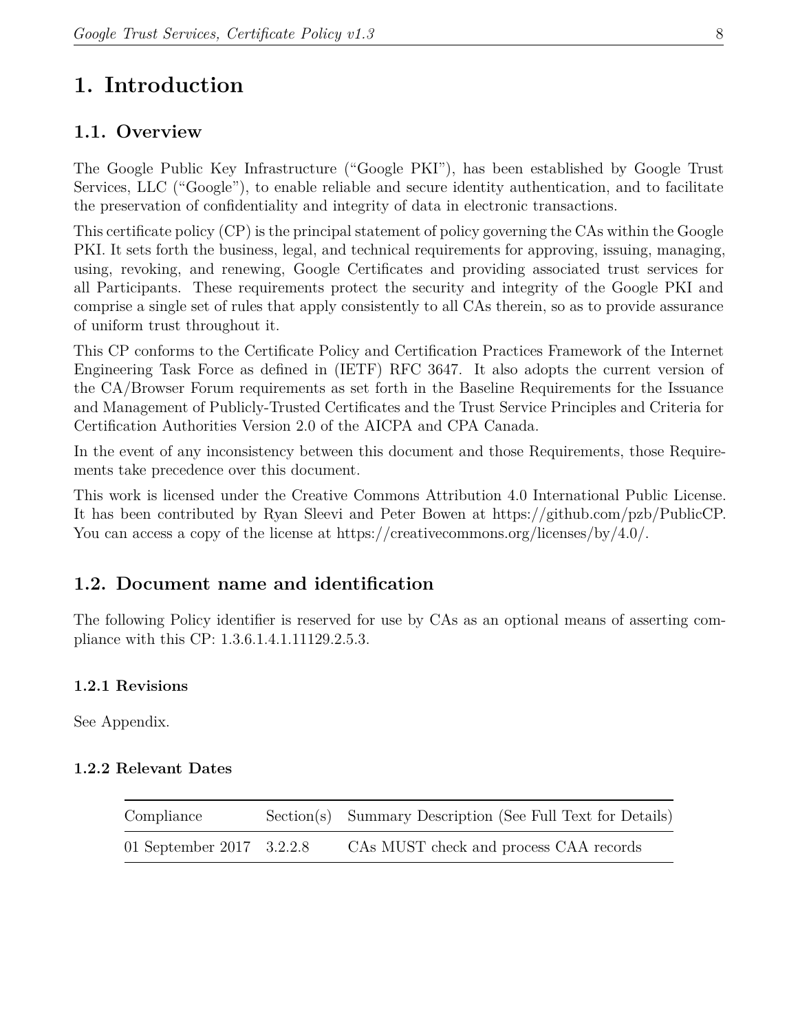# 1. Introduction

## 1.1. Overview

The Google Public Key Infrastructure ("Google PKI"), has been established by Google Trust Services, LLC ("Google"), to enable reliable and secure identity authentication, and to facilitate the preservation of confidentiality and integrity of data in electronic transactions.

This certificate policy (CP) is the principal statement of policy governing the CAs within the Google PKI. It sets forth the business, legal, and technical requirements for approving, issuing, managing, using, revoking, and renewing, Google Certificates and providing associated trust services for all Participants. These requirements protect the security and integrity of the Google PKI and comprise a single set of rules that apply consistently to all CAs therein, so as to provide assurance of uniform trust throughout it.

This CP conforms to the Certificate Policy and Certification Practices Framework of the Internet Engineering Task Force as defined in (IETF) RFC 3647. It also adopts the current version of the CA/Browser Forum requirements as set forth in the Baseline Requirements for the Issuance and Management of Publicly-Trusted Certificates and the Trust Service Principles and Criteria for Certification Authorities Version 2.0 of the AICPA and CPA Canada.

In the event of any inconsistency between this document and those Requirements, those Requirements take precedence over this document.

This work is licensed under the Creative Commons Attribution 4.0 International Public License. It has been contributed by Ryan Sleevi and Peter Bowen at https://github.com/pzb/PublicCP. You can access a copy of the license at https://creativecommons.org/licenses/by/4.0/.

## 1.2. Document name and identification

The following Policy identifier is reserved for use by CAs as an optional means of asserting compliance with this CP: 1.3.6.1.4.1.11129.2.5.3.

### 1.2.1 Revisions

See Appendix.

### 1.2.2 Relevant Dates

| Compliance | Section(s) | Summary Description (See Full Text for Details) |
|---|---|---|
| 01 September 2017 | 3.2.2.8 | CAs MUST check and process CAA records |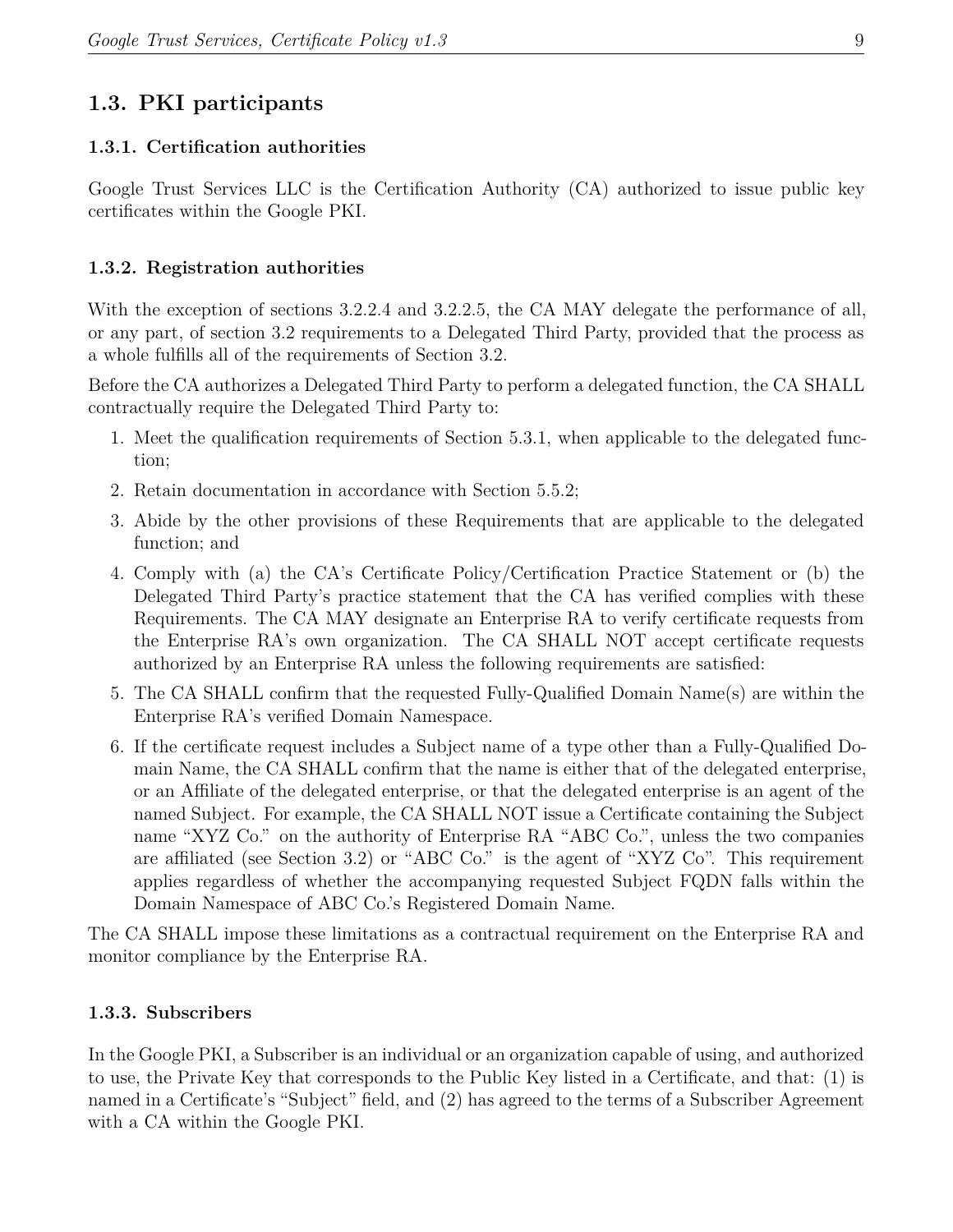## 1.3. PKI participants

### 1.3.1. Certification authorities

Google Trust Services LLC is the Certification Authority (CA) authorized to issue public key certificates within the Google PKI.

### 1.3.2. Registration authorities

With the exception of sections 3.2.2.4 and 3.2.2.5, the CA MAY delegate the performance of all, or any part, of section 3.2 requirements to a Delegated Third Party, provided that the process as a whole fulfills all of the requirements of Section 3.2.

Before the CA authorizes a Delegated Third Party to perform a delegated function, the CA SHALL contractually require the Delegated Third Party to:

1. Meet the qualification requirements of Section 5.3.1, when applicable to the delegated function;
2. Retain documentation in accordance with Section 5.5.2;
3. Abide by the other provisions of these Requirements that are applicable to the delegated function; and
4. Comply with (a) the CA's Certificate Policy/Certification Practice Statement or (b) the Delegated Third Party's practice statement that the CA has verified complies with these Requirements. The CA MAY designate an Enterprise RA to verify certificate requests from the Enterprise RA's own organization. The CA SHALL NOT accept certificate requests authorized by an Enterprise RA unless the following requirements are satisfied:
5. The CA SHALL confirm that the requested Fully-Qualified Domain Name(s) are within the Enterprise RA's verified Domain Namespace.
6. If the certificate request includes a Subject name of a type other than a Fully-Qualified Domain Name, the CA SHALL confirm that the name is either that of the delegated enterprise, or an Affiliate of the delegated enterprise, or that the delegated enterprise is an agent of the named Subject. For example, the CA SHALL NOT issue a Certificate containing the Subject name "XYZ Co." on the authority of Enterprise RA "ABC Co.", unless the two companies are affiliated (see Section 3.2) or "ABC Co." is the agent of "XYZ Co". This requirement applies regardless of whether the accompanying requested Subject FQDN falls within the Domain Namespace of ABC Co.'s Registered Domain Name.

The CA SHALL impose these limitations as a contractual requirement on the Enterprise RA and monitor compliance by the Enterprise RA.

### 1.3.3. Subscribers

In the Google PKI, a Subscriber is an individual or an organization capable of using, and authorized to use, the Private Key that corresponds to the Public Key listed in a Certificate, and that: (1) is named in a Certificate's "Subject" field, and (2) has agreed to the terms of a Subscriber Agreement with a CA within the Google PKI.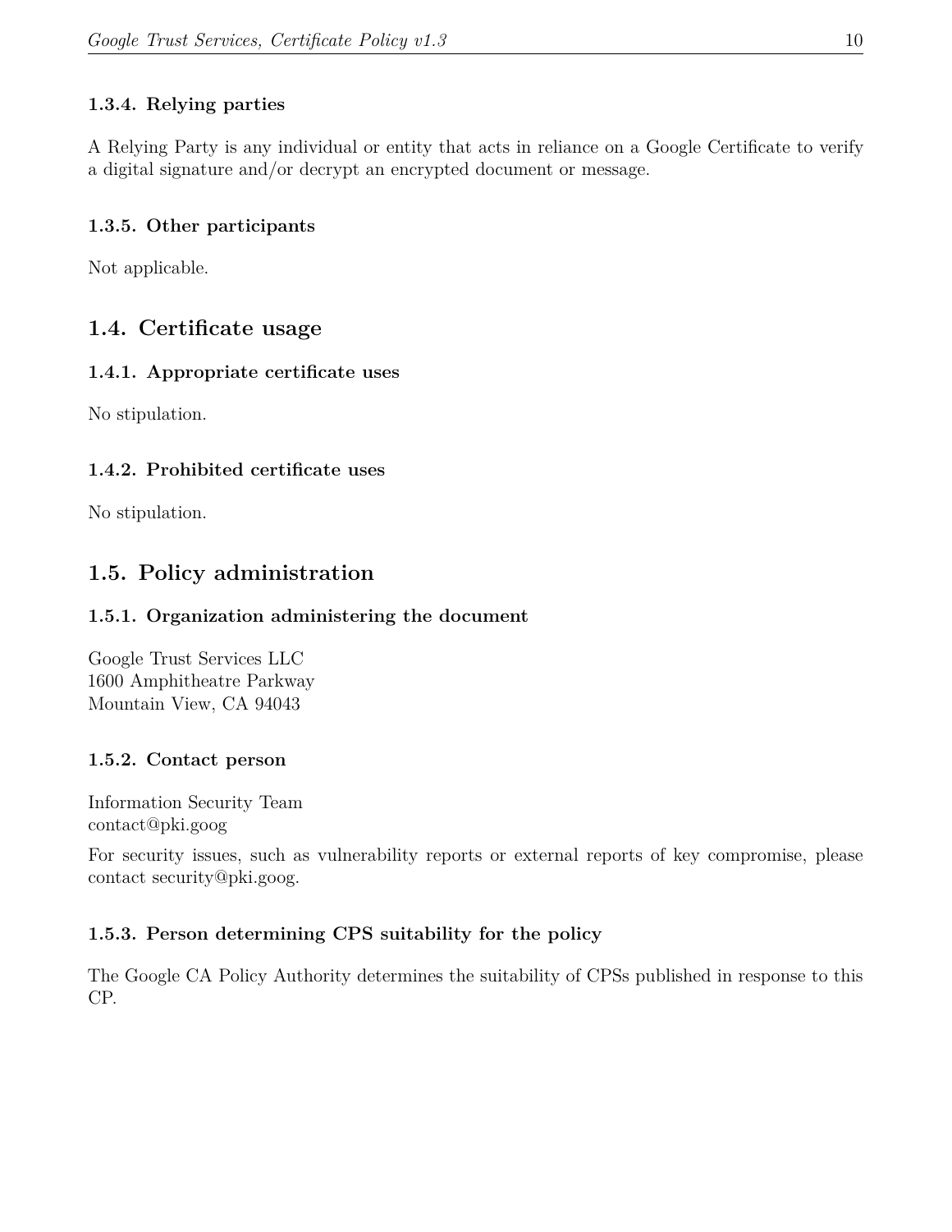### 1.3.4. Relying parties

A Relying Party is any individual or entity that acts in reliance on a Google Certificate to verify a digital signature and/or decrypt an encrypted document or message.

### 1.3.5. Other participants

Not applicable.

## 1.4. Certificate usage

### 1.4.1. Appropriate certificate uses

No stipulation.

### 1.4.2. Prohibited certificate uses

No stipulation.

## 1.5. Policy administration

### 1.5.1. Organization administering the document

Google Trust Services LLC
1600 Amphitheatre Parkway
Mountain View, CA 94043

### 1.5.2. Contact person

Information Security Team
contact@pki.goog

For security issues, such as vulnerability reports or external reports of key compromise, please contact security@pki.goog.

### 1.5.3. Person determining CPS suitability for the policy

The Google CA Policy Authority determines the suitability of CPSs published in response to this CP.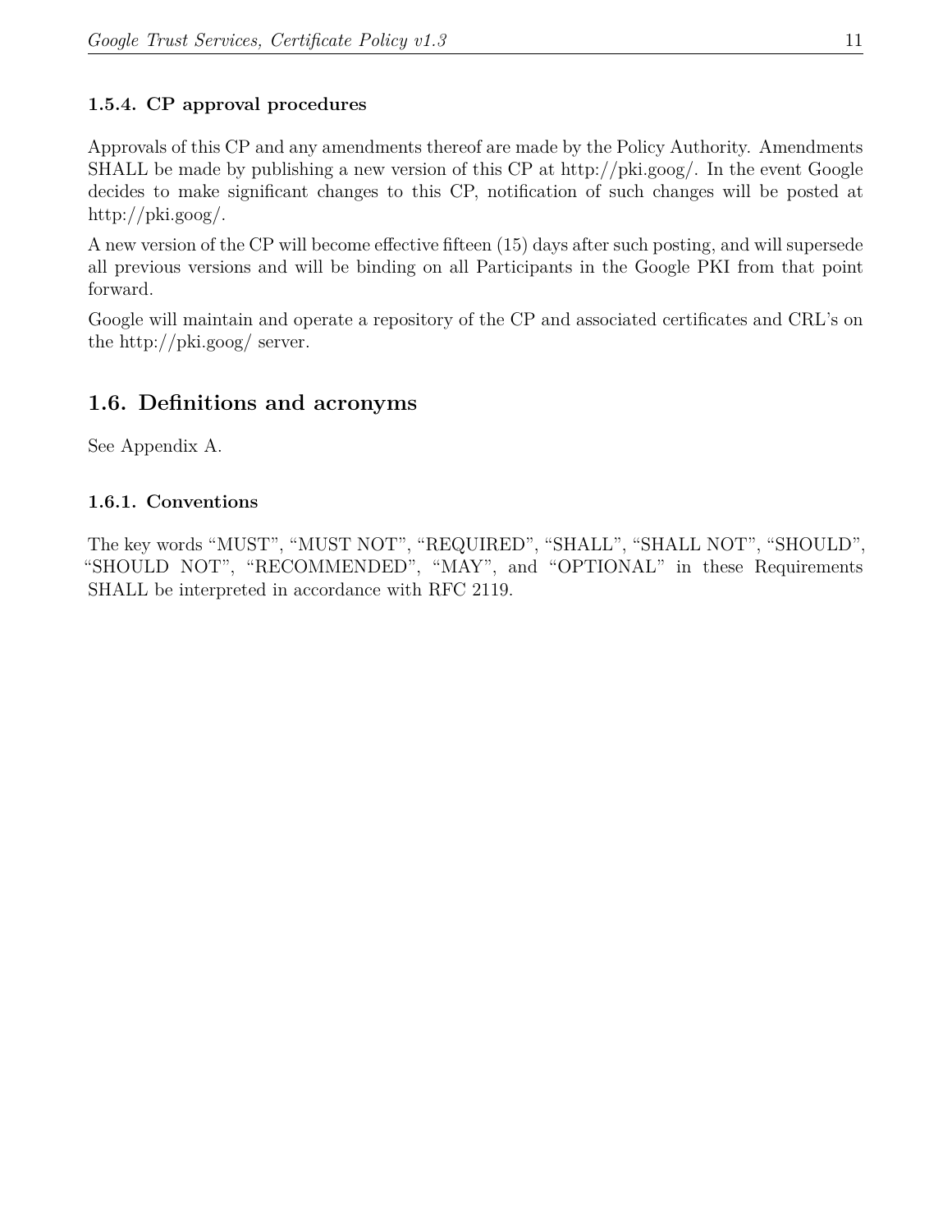### 1.5.4. CP approval procedures

Approvals of this CP and any amendments thereof are made by the Policy Authority. Amendments SHALL be made by publishing a new version of this CP at http://pki.goog/. In the event Google decides to make significant changes to this CP, notification of such changes will be posted at http://pki.goog/.

A new version of the CP will become effective fifteen (15) days after such posting, and will supersede all previous versions and will be binding on all Participants in the Google PKI from that point forward.

Google will maintain and operate a repository of the CP and associated certificates and CRL's on the http://pki.goog/ server.

## 1.6. Definitions and acronyms

See Appendix A.

### 1.6.1. Conventions

The key words "MUST", "MUST NOT", "REQUIRED", "SHALL", "SHALL NOT", "SHOULD", "SHOULD NOT", "RECOMMENDED", "MAY", and "OPTIONAL" in these Requirements SHALL be interpreted in accordance with RFC 2119.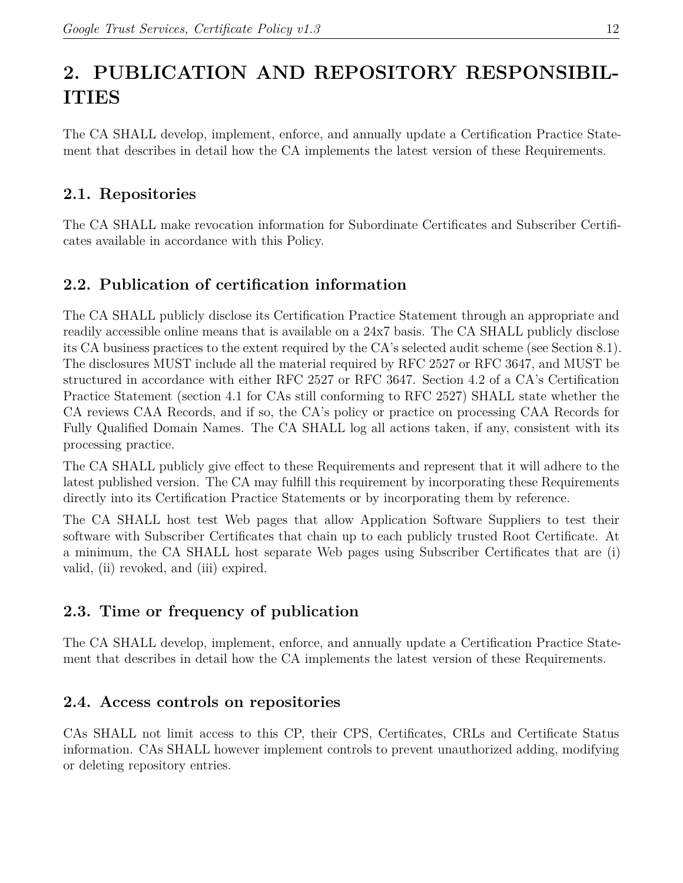# 2. PUBLICATION AND REPOSITORY RESPONSIBILITIES

The CA SHALL develop, implement, enforce, and annually update a Certification Practice Statement that describes in detail how the CA implements the latest version of these Requirements.

## 2.1. Repositories

The CA SHALL make revocation information for Subordinate Certificates and Subscriber Certificates available in accordance with this Policy.

## 2.2. Publication of certification information

The CA SHALL publicly disclose its Certification Practice Statement through an appropriate and readily accessible online means that is available on a 24x7 basis. The CA SHALL publicly disclose its CA business practices to the extent required by the CA's selected audit scheme (see Section 8.1). The disclosures MUST include all the material required by RFC 2527 or RFC 3647, and MUST be structured in accordance with either RFC 2527 or RFC 3647. Section 4.2 of a CA's Certification Practice Statement (section 4.1 for CAs still conforming to RFC 2527) SHALL state whether the CA reviews CAA Records, and if so, the CA's policy or practice on processing CAA Records for Fully Qualified Domain Names. The CA SHALL log all actions taken, if any, consistent with its processing practice.

The CA SHALL publicly give effect to these Requirements and represent that it will adhere to the latest published version. The CA may fulfill this requirement by incorporating these Requirements directly into its Certification Practice Statements or by incorporating them by reference.

The CA SHALL host test Web pages that allow Application Software Suppliers to test their software with Subscriber Certificates that chain up to each publicly trusted Root Certificate. At a minimum, the CA SHALL host separate Web pages using Subscriber Certificates that are (i) valid, (ii) revoked, and (iii) expired.

## 2.3. Time or frequency of publication

The CA SHALL develop, implement, enforce, and annually update a Certification Practice Statement that describes in detail how the CA implements the latest version of these Requirements.

## 2.4. Access controls on repositories

CAs SHALL not limit access to this CP, their CPS, Certificates, CRLs and Certificate Status information. CAs SHALL however implement controls to prevent unauthorized adding, modifying or deleting repository entries.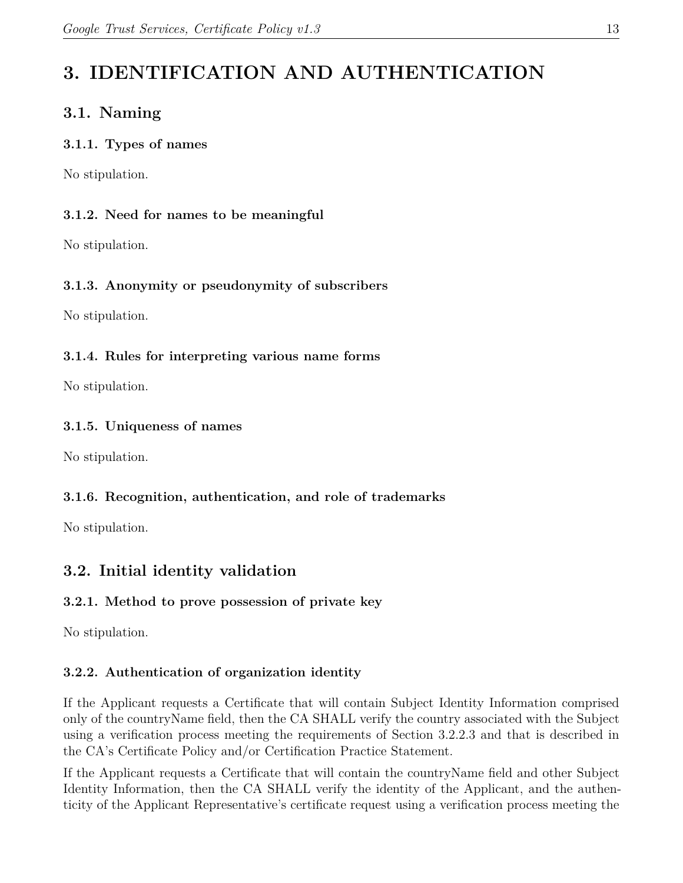# 3. IDENTIFICATION AND AUTHENTICATION

## 3.1. Naming

### 3.1.1. Types of names

No stipulation.

### 3.1.2. Need for names to be meaningful

No stipulation.

### 3.1.3. Anonymity or pseudonymity of subscribers

No stipulation.

### 3.1.4. Rules for interpreting various name forms

No stipulation.

### 3.1.5. Uniqueness of names

No stipulation.

### 3.1.6. Recognition, authentication, and role of trademarks

No stipulation.

## 3.2. Initial identity validation

### 3.2.1. Method to prove possession of private key

No stipulation.

### 3.2.2. Authentication of organization identity

If the Applicant requests a Certificate that will contain Subject Identity Information comprised only of the countryName field, then the CA SHALL verify the country associated with the Subject using a verification process meeting the requirements of Section 3.2.2.3 and that is described in the CA's Certificate Policy and/or Certification Practice Statement.

If the Applicant requests a Certificate that will contain the countryName field and other Subject Identity Information, then the CA SHALL verify the identity of the Applicant, and the authenticity of the Applicant Representative's certificate request using a verification process meeting the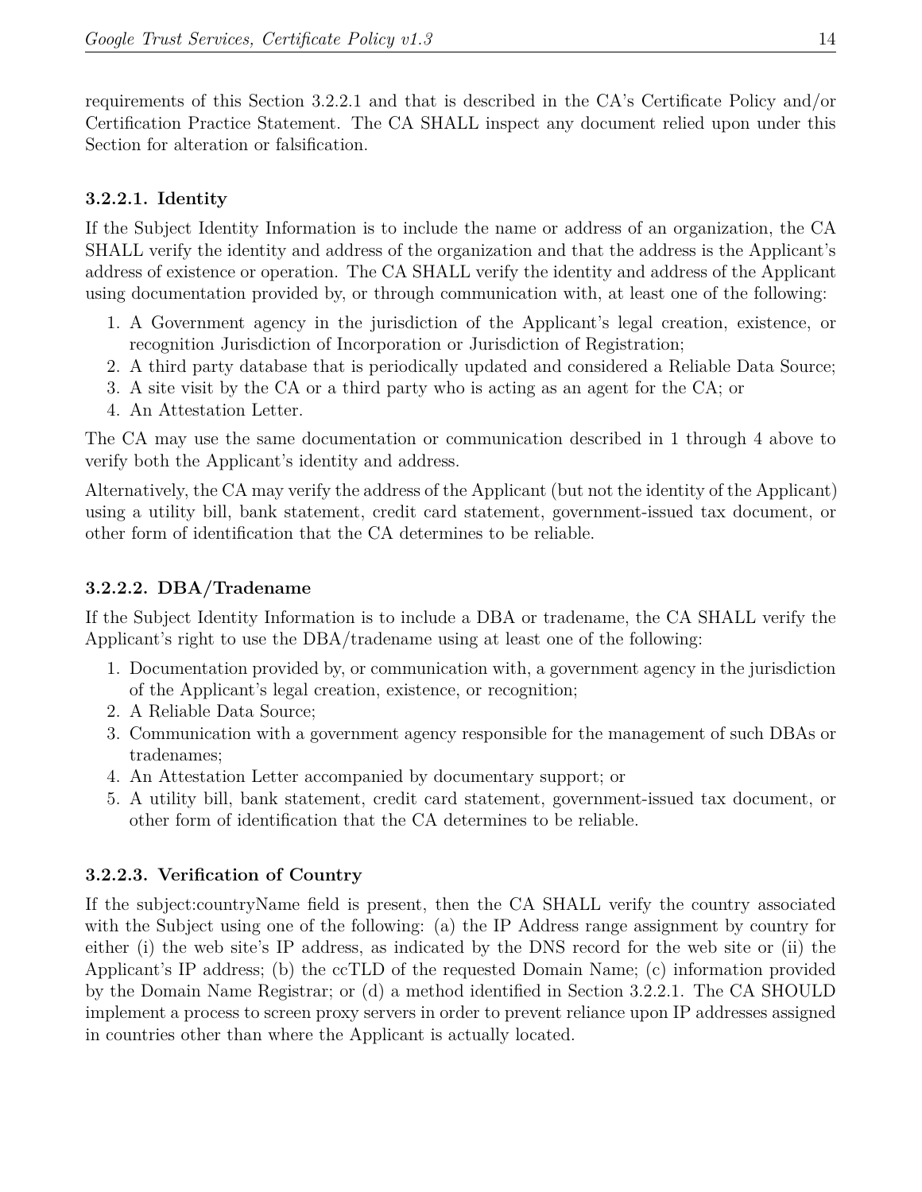requirements of this Section 3.2.2.1 and that is described in the CA's Certificate Policy and/or Certification Practice Statement. The CA SHALL inspect any document relied upon under this Section for alteration or falsification.

#### 3.2.2.1. Identity

If the Subject Identity Information is to include the name or address of an organization, the CA SHALL verify the identity and address of the organization and that the address is the Applicant's address of existence or operation. The CA SHALL verify the identity and address of the Applicant using documentation provided by, or through communication with, at least one of the following:

1. A Government agency in the jurisdiction of the Applicant's legal creation, existence, or recognition Jurisdiction of Incorporation or Jurisdiction of Registration;
2. A third party database that is periodically updated and considered a Reliable Data Source;
3. A site visit by the CA or a third party who is acting as an agent for the CA; or
4. An Attestation Letter.

The CA may use the same documentation or communication described in 1 through 4 above to verify both the Applicant's identity and address.

Alternatively, the CA may verify the address of the Applicant (but not the identity of the Applicant) using a utility bill, bank statement, credit card statement, government-issued tax document, or other form of identification that the CA determines to be reliable.

#### 3.2.2.2. DBA/Tradename

If the Subject Identity Information is to include a DBA or tradename, the CA SHALL verify the Applicant's right to use the DBA/tradename using at least one of the following:

1. Documentation provided by, or communication with, a government agency in the jurisdiction of the Applicant's legal creation, existence, or recognition;
2. A Reliable Data Source;
3. Communication with a government agency responsible for the management of such DBAs or tradenames;
4. An Attestation Letter accompanied by documentary support; or
5. A utility bill, bank statement, credit card statement, government-issued tax document, or other form of identification that the CA determines to be reliable.

#### 3.2.2.3. Verification of Country

If the subject:countryName field is present, then the CA SHALL verify the country associated with the Subject using one of the following: (a) the IP Address range assignment by country for either (i) the web site's IP address, as indicated by the DNS record for the web site or (ii) the Applicant's IP address; (b) the ccTLD of the requested Domain Name; (c) information provided by the Domain Name Registrar; or (d) a method identified in Section 3.2.2.1. The CA SHOULD implement a process to screen proxy servers in order to prevent reliance upon IP addresses assigned in countries other than where the Applicant is actually located.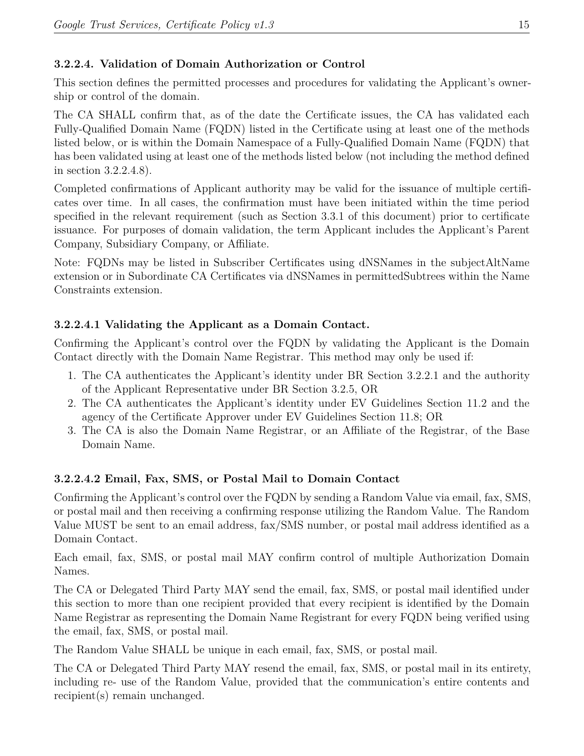#### 3.2.2.4. Validation of Domain Authorization or Control

This section defines the permitted processes and procedures for validating the Applicant's ownership or control of the domain.

The CA SHALL confirm that, as of the date the Certificate issues, the CA has validated each Fully-Qualified Domain Name (FQDN) listed in the Certificate using at least one of the methods listed below, or is within the Domain Namespace of a Fully-Qualified Domain Name (FQDN) that has been validated using at least one of the methods listed below (not including the method defined in section 3.2.2.4.8).

Completed confirmations of Applicant authority may be valid for the issuance of multiple certificates over time. In all cases, the confirmation must have been initiated within the time period specified in the relevant requirement (such as Section 3.3.1 of this document) prior to certificate issuance. For purposes of domain validation, the term Applicant includes the Applicant's Parent Company, Subsidiary Company, or Affiliate.

Note: FQDNs may be listed in Subscriber Certificates using dNSNames in the subjectAltName extension or in Subordinate CA Certificates via dNSNames in permittedSubtrees within the Name Constraints extension.

#### 3.2.2.4.1 Validating the Applicant as a Domain Contact.

Confirming the Applicant's control over the FQDN by validating the Applicant is the Domain Contact directly with the Domain Name Registrar. This method may only be used if:

1. The CA authenticates the Applicant's identity under BR Section 3.2.2.1 and the authority of the Applicant Representative under BR Section 3.2.5, OR
2. The CA authenticates the Applicant's identity under EV Guidelines Section 11.2 and the agency of the Certificate Approver under EV Guidelines Section 11.8; OR
3. The CA is also the Domain Name Registrar, or an Affiliate of the Registrar, of the Base Domain Name.

#### 3.2.2.4.2 Email, Fax, SMS, or Postal Mail to Domain Contact

Confirming the Applicant's control over the FQDN by sending a Random Value via email, fax, SMS, or postal mail and then receiving a confirming response utilizing the Random Value. The Random Value MUST be sent to an email address, fax/SMS number, or postal mail address identified as a Domain Contact.

Each email, fax, SMS, or postal mail MAY confirm control of multiple Authorization Domain Names.

The CA or Delegated Third Party MAY send the email, fax, SMS, or postal mail identified under this section to more than one recipient provided that every recipient is identified by the Domain Name Registrar as representing the Domain Name Registrant for every FQDN being verified using the email, fax, SMS, or postal mail.

The Random Value SHALL be unique in each email, fax, SMS, or postal mail.

The CA or Delegated Third Party MAY resend the email, fax, SMS, or postal mail in its entirety, including re- use of the Random Value, provided that the communication's entire contents and recipient(s) remain unchanged.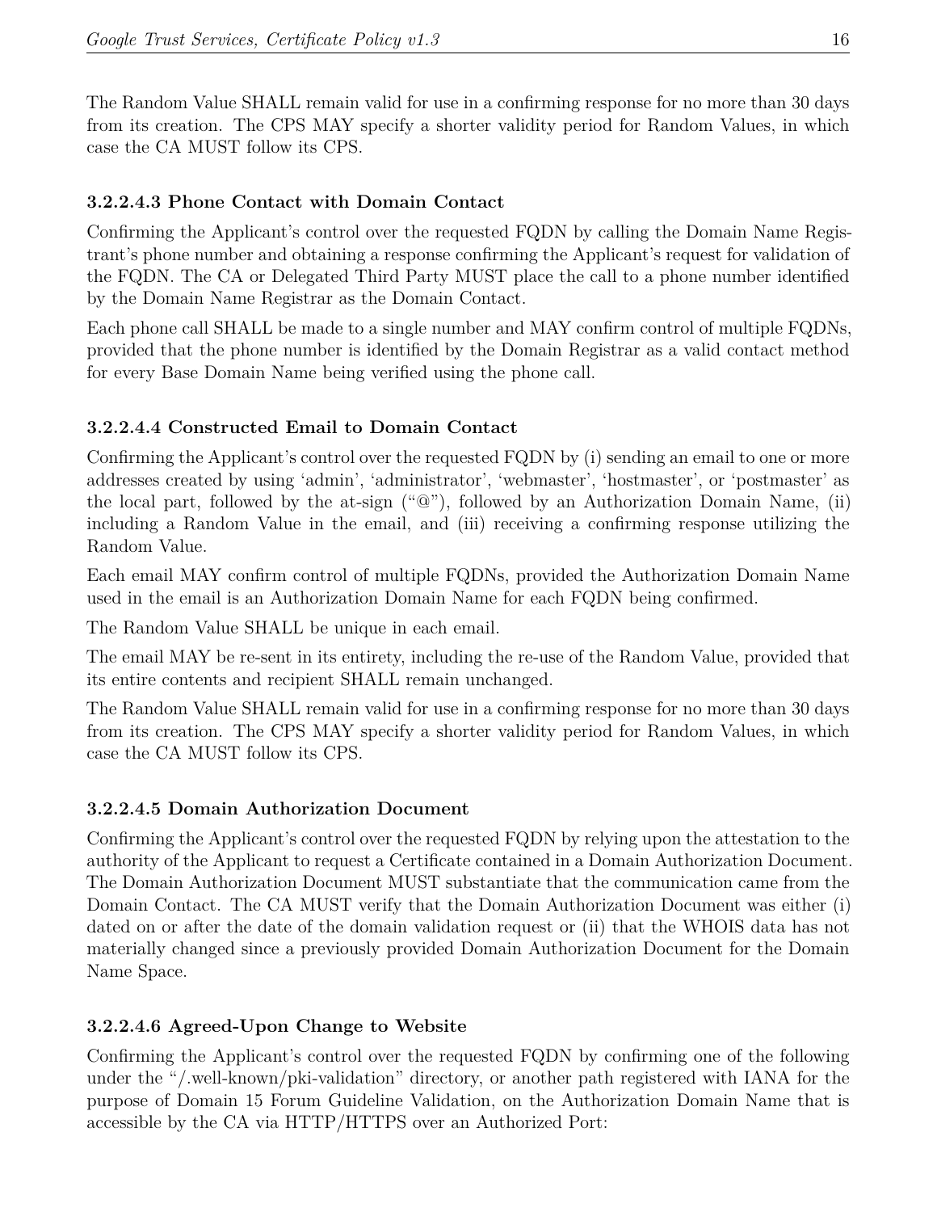The Random Value SHALL remain valid for use in a confirming response for no more than 30 days from its creation. The CPS MAY specify a shorter validity period for Random Values, in which case the CA MUST follow its CPS.

#### 3.2.2.4.3 Phone Contact with Domain Contact

Confirming the Applicant's control over the requested FQDN by calling the Domain Name Registrant's phone number and obtaining a response confirming the Applicant's request for validation of the FQDN. The CA or Delegated Third Party MUST place the call to a phone number identified by the Domain Name Registrar as the Domain Contact.

Each phone call SHALL be made to a single number and MAY confirm control of multiple FQDNs, provided that the phone number is identified by the Domain Registrar as a valid contact method for every Base Domain Name being verified using the phone call.

#### 3.2.2.4.4 Constructed Email to Domain Contact

Confirming the Applicant's control over the requested FQDN by (i) sending an email to one or more addresses created by using 'admin', 'administrator', 'webmaster', 'hostmaster', or 'postmaster' as the local part, followed by the at-sign ("@"), followed by an Authorization Domain Name, (ii) including a Random Value in the email, and (iii) receiving a confirming response utilizing the Random Value.

Each email MAY confirm control of multiple FQDNs, provided the Authorization Domain Name used in the email is an Authorization Domain Name for each FQDN being confirmed.

The Random Value SHALL be unique in each email.

The email MAY be re-sent in its entirety, including the re-use of the Random Value, provided that its entire contents and recipient SHALL remain unchanged.

The Random Value SHALL remain valid for use in a confirming response for no more than 30 days from its creation. The CPS MAY specify a shorter validity period for Random Values, in which case the CA MUST follow its CPS.

#### 3.2.2.4.5 Domain Authorization Document

Confirming the Applicant's control over the requested FQDN by relying upon the attestation to the authority of the Applicant to request a Certificate contained in a Domain Authorization Document. The Domain Authorization Document MUST substantiate that the communication came from the Domain Contact. The CA MUST verify that the Domain Authorization Document was either (i) dated on or after the date of the domain validation request or (ii) that the WHOIS data has not materially changed since a previously provided Domain Authorization Document for the Domain Name Space.

#### 3.2.2.4.6 Agreed-Upon Change to Website

Confirming the Applicant's control over the requested FQDN by confirming one of the following under the "/.well-known/pki-validation" directory, or another path registered with IANA for the purpose of Domain 15 Forum Guideline Validation, on the Authorization Domain Name that is accessible by the CA via HTTP/HTTPS over an Authorized Port: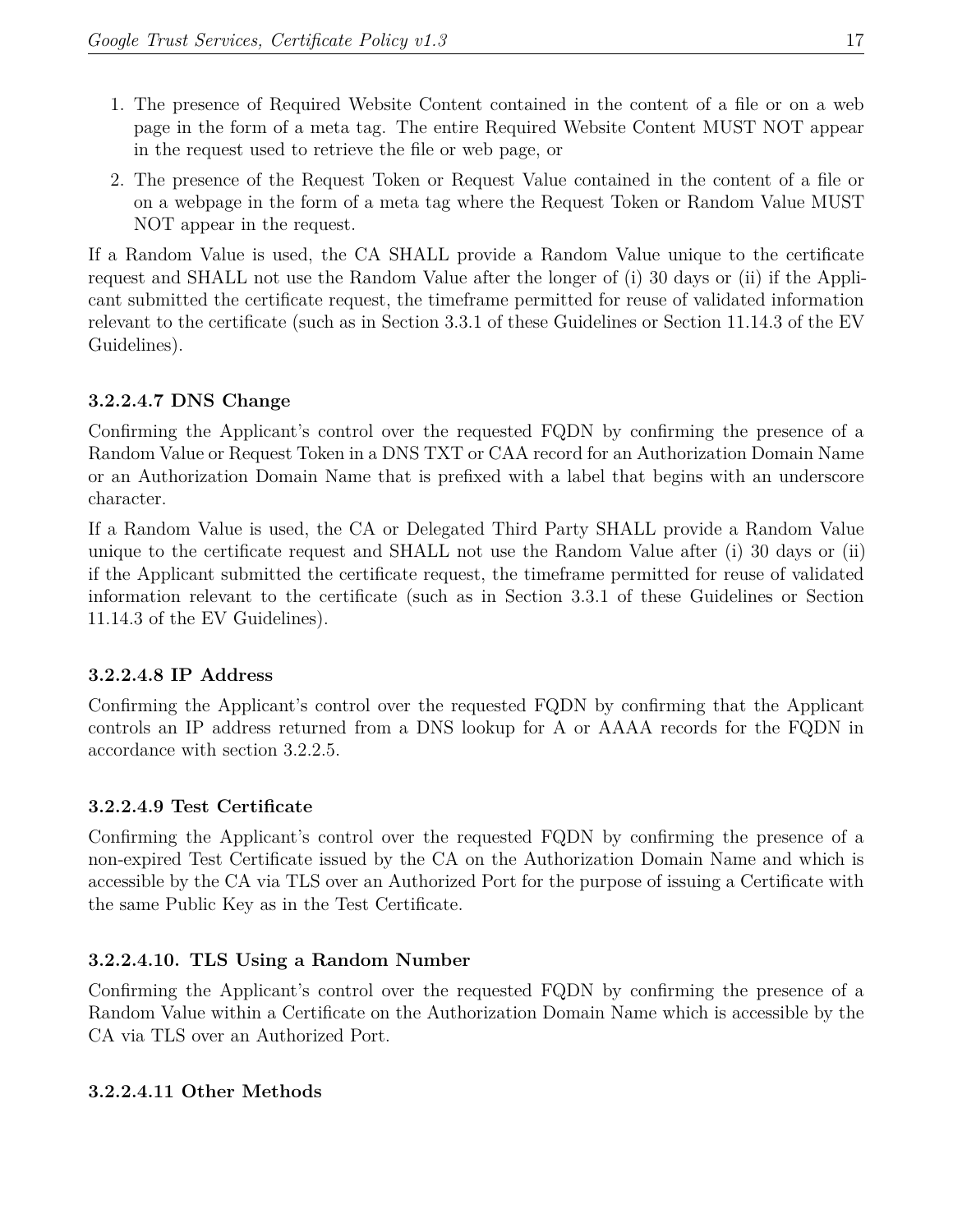1. The presence of Required Website Content contained in the content of a file or on a web page in the form of a meta tag. The entire Required Website Content MUST NOT appear in the request used to retrieve the file or web page, or
2. The presence of the Request Token or Request Value contained in the content of a file or on a webpage in the form of a meta tag where the Request Token or Random Value MUST NOT appear in the request.

If a Random Value is used, the CA SHALL provide a Random Value unique to the certificate request and SHALL not use the Random Value after the longer of (i) 30 days or (ii) if the Applicant submitted the certificate request, the timeframe permitted for reuse of validated information relevant to the certificate (such as in Section 3.3.1 of these Guidelines or Section 11.14.3 of the EV Guidelines).

#### 3.2.2.4.7 DNS Change

Confirming the Applicant's control over the requested FQDN by confirming the presence of a Random Value or Request Token in a DNS TXT or CAA record for an Authorization Domain Name or an Authorization Domain Name that is prefixed with a label that begins with an underscore character.

If a Random Value is used, the CA or Delegated Third Party SHALL provide a Random Value unique to the certificate request and SHALL not use the Random Value after (i) 30 days or (ii) if the Applicant submitted the certificate request, the timeframe permitted for reuse of validated information relevant to the certificate (such as in Section 3.3.1 of these Guidelines or Section 11.14.3 of the EV Guidelines).

#### 3.2.2.4.8 IP Address

Confirming the Applicant's control over the requested FQDN by confirming that the Applicant controls an IP address returned from a DNS lookup for A or AAAA records for the FQDN in accordance with section 3.2.2.5.

#### 3.2.2.4.9 Test Certificate

Confirming the Applicant's control over the requested FQDN by confirming the presence of a non-expired Test Certificate issued by the CA on the Authorization Domain Name and which is accessible by the CA via TLS over an Authorized Port for the purpose of issuing a Certificate with the same Public Key as in the Test Certificate.

#### 3.2.2.4.10. TLS Using a Random Number

Confirming the Applicant's control over the requested FQDN by confirming the presence of a Random Value within a Certificate on the Authorization Domain Name which is accessible by the CA via TLS over an Authorized Port.

#### 3.2.2.4.11 Other Methods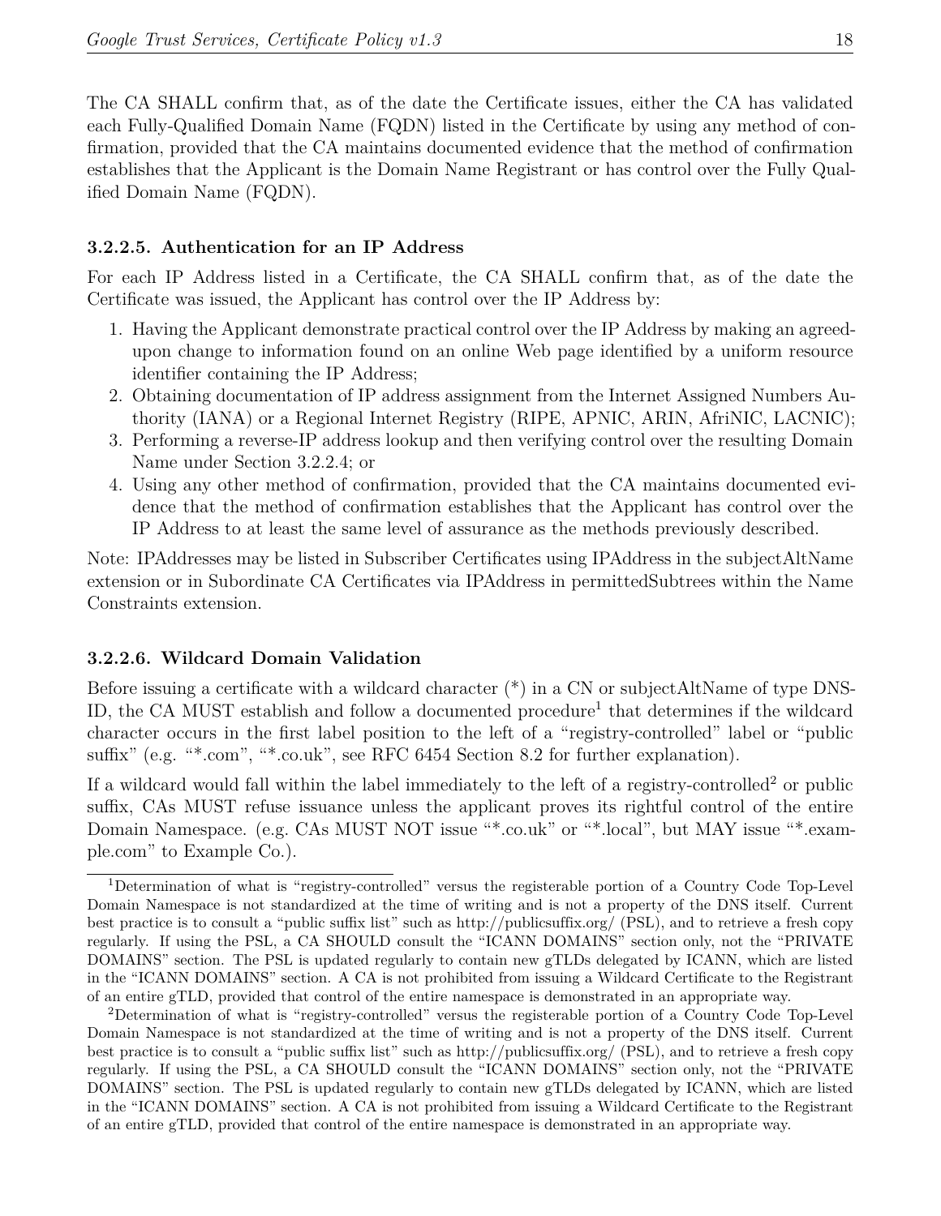The CA SHALL confirm that, as of the date the Certificate issues, either the CA has validated each Fully-Qualified Domain Name (FQDN) listed in the Certificate by using any method of confirmation, provided that the CA maintains documented evidence that the method of confirmation establishes that the Applicant is the Domain Name Registrant or has control over the Fully Qualified Domain Name (FQDN).

### 3.2.2.5. Authentication for an IP Address

For each IP Address listed in a Certificate, the CA SHALL confirm that, as of the date the Certificate was issued, the Applicant has control over the IP Address by:

1. Having the Applicant demonstrate practical control over the IP Address by making an agreed-upon change to information found on an online Web page identified by a uniform resource identifier containing the IP Address;
2. Obtaining documentation of IP address assignment from the Internet Assigned Numbers Authority (IANA) or a Regional Internet Registry (RIPE, APNIC, ARIN, AfriNIC, LACNIC);
3. Performing a reverse-IP address lookup and then verifying control over the resulting Domain Name under Section 3.2.2.4; or
4. Using any other method of confirmation, provided that the CA maintains documented evidence that the method of confirmation establishes that the Applicant has control over the IP Address to at least the same level of assurance as the methods previously described.

Note: IPAddresses may be listed in Subscriber Certificates using IPAddress in the subjectAltName extension or in Subordinate CA Certificates via IPAddress in permittedSubtrees within the Name Constraints extension.

### 3.2.2.6. Wildcard Domain Validation

Before issuing a certificate with a wildcard character (*) in a CN or subjectAltName of type DNS-ID, the CA MUST establish and follow a documented procedure[1] that determines if the wildcard character occurs in the first label position to the left of a "registry-controlled" label or "public suffix" (e.g. "*.com", "*.co.uk", see RFC 6454 Section 8.2 for further explanation).

If a wildcard would fall within the label immediately to the left of a registry-controlled[2] or public suffix, CAs MUST refuse issuance unless the applicant proves its rightful control of the entire Domain Namespace. (e.g. CAs MUST NOT issue "*.co.uk" or "*.local", but MAY issue "*.example.com" to Example Co.).

---

[1] Determination of what is "registry-controlled" versus the registerable portion of a Country Code Top-Level Domain Namespace is not standardized at the time of writing and is not a property of the DNS itself. Current best practice is to consult a "public suffix list" such as http://publicsuffix.org/ (PSL), and to retrieve a fresh copy regularly. If using the PSL, a CA SHOULD consult the "ICANN DOMAINS" section only, not the "PRIVATE DOMAINS" section. The PSL is updated regularly to contain new gTLDs delegated by ICANN, which are listed in the "ICANN DOMAINS" section. A CA is not prohibited from issuing a Wildcard Certificate to the Registrant of an entire gTLD, provided that control of the entire namespace is demonstrated in an appropriate way.

[2] Determination of what is "registry-controlled" versus the registerable portion of a Country Code Top-Level Domain Namespace is not standardized at the time of writing and is not a property of the DNS itself. Current best practice is to consult a "public suffix list" such as http://publicsuffix.org/ (PSL), and to retrieve a fresh copy regularly. If using the PSL, a CA SHOULD consult the "ICANN DOMAINS" section only, not the "PRIVATE DOMAINS" section. The PSL is updated regularly to contain new gTLDs delegated by ICANN, which are listed in the "ICANN DOMAINS" section. A CA is not prohibited from issuing a Wildcard Certificate to the Registrant of an entire gTLD, provided that control of the entire namespace is demonstrated in an appropriate way.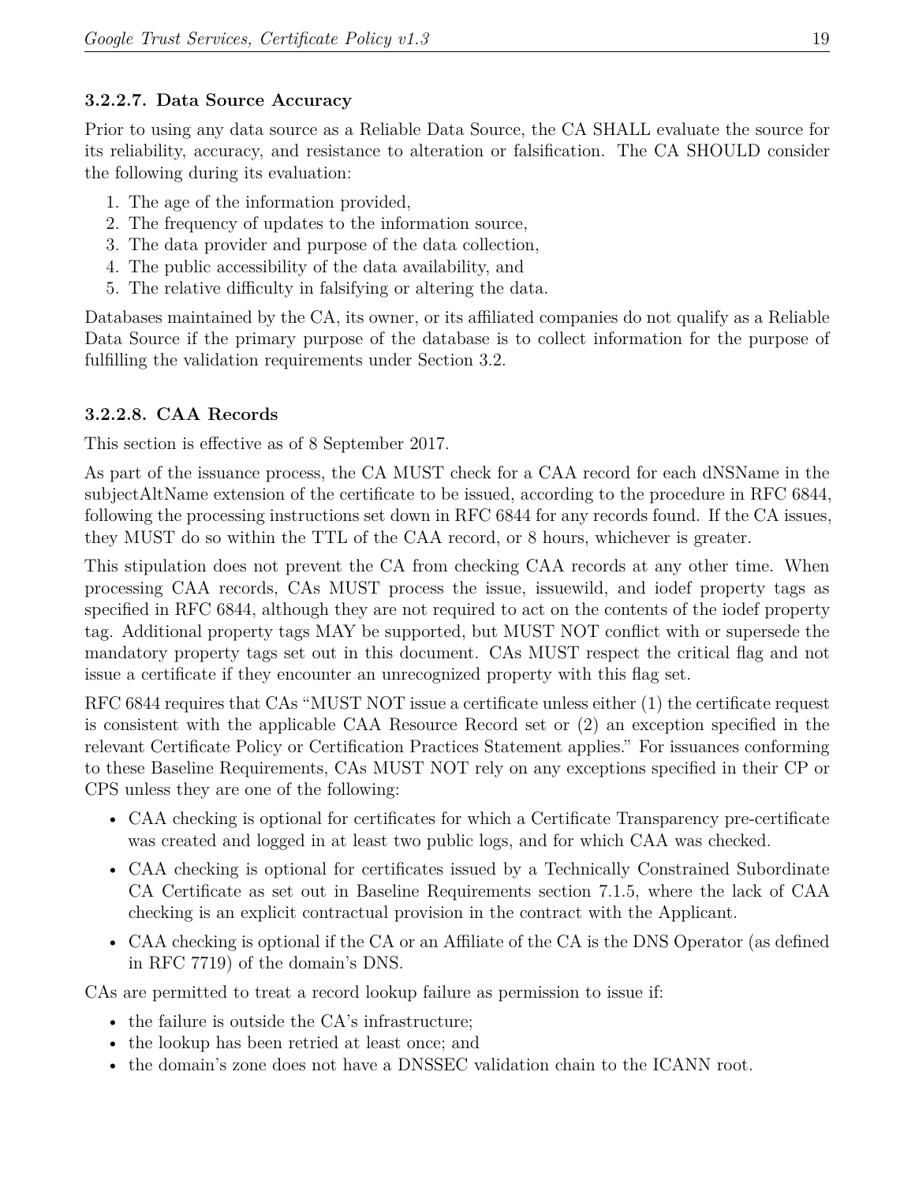#### 3.2.2.7. Data Source Accuracy

Prior to using any data source as a Reliable Data Source, the CA SHALL evaluate the source for its reliability, accuracy, and resistance to alteration or falsification. The CA SHOULD consider the following during its evaluation:

1. The age of the information provided,
2. The frequency of updates to the information source,
3. The data provider and purpose of the data collection,
4. The public accessibility of the data availability, and
5. The relative difficulty in falsifying or altering the data.

Databases maintained by the CA, its owner, or its affiliated companies do not qualify as a Reliable Data Source if the primary purpose of the database is to collect information for the purpose of fulfilling the validation requirements under Section 3.2.

#### 3.2.2.8. CAA Records

This section is effective as of 8 September 2017.

As part of the issuance process, the CA MUST check for a CAA record for each dNSName in the subjectAltName extension of the certificate to be issued, according to the procedure in RFC 6844, following the processing instructions set down in RFC 6844 for any records found. If the CA issues, they MUST do so within the TTL of the CAA record, or 8 hours, whichever is greater.

This stipulation does not prevent the CA from checking CAA records at any other time. When processing CAA records, CAs MUST process the issue, issuewild, and iodef property tags as specified in RFC 6844, although they are not required to act on the contents of the iodef property tag. Additional property tags MAY be supported, but MUST NOT conflict with or supersede the mandatory property tags set out in this document. CAs MUST respect the critical flag and not issue a certificate if they encounter an unrecognized property with this flag set.

RFC 6844 requires that CAs "MUST NOT issue a certificate unless either (1) the certificate request is consistent with the applicable CAA Resource Record set or (2) an exception specified in the relevant Certificate Policy or Certification Practices Statement applies." For issuances conforming to these Baseline Requirements, CAs MUST NOT rely on any exceptions specified in their CP or CPS unless they are one of the following:

- CAA checking is optional for certificates for which a Certificate Transparency pre-certificate was created and logged in at least two public logs, and for which CAA was checked.
- CAA checking is optional for certificates issued by a Technically Constrained Subordinate CA Certificate as set out in Baseline Requirements section 7.1.5, where the lack of CAA checking is an explicit contractual provision in the contract with the Applicant.
- CAA checking is optional if the CA or an Affiliate of the CA is the DNS Operator (as defined in RFC 7719) of the domain's DNS.

CAs are permitted to treat a record lookup failure as permission to issue if:

- the failure is outside the CA's infrastructure;
- the lookup has been retried at least once; and
- the domain's zone does not have a DNSSEC validation chain to the ICANN root.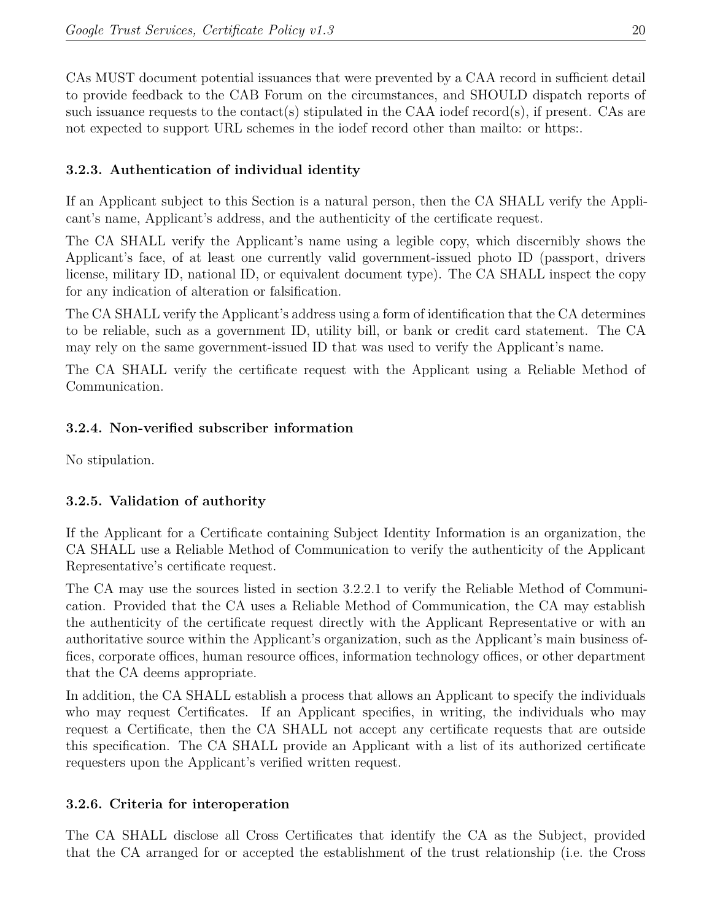CAs MUST document potential issuances that were prevented by a CAA record in sufficient detail to provide feedback to the CAB Forum on the circumstances, and SHOULD dispatch reports of such issuance requests to the contact(s) stipulated in the CAA iodef record(s), if present. CAs are not expected to support URL schemes in the iodef record other than mailto: or https:.

### 3.2.3. Authentication of individual identity

If an Applicant subject to this Section is a natural person, then the CA SHALL verify the Applicant's name, Applicant's address, and the authenticity of the certificate request.

The CA SHALL verify the Applicant's name using a legible copy, which discernibly shows the Applicant's face, of at least one currently valid government-issued photo ID (passport, drivers license, military ID, national ID, or equivalent document type). The CA SHALL inspect the copy for any indication of alteration or falsification.

The CA SHALL verify the Applicant's address using a form of identification that the CA determines to be reliable, such as a government ID, utility bill, or bank or credit card statement. The CA may rely on the same government-issued ID that was used to verify the Applicant's name.

The CA SHALL verify the certificate request with the Applicant using a Reliable Method of Communication.

### 3.2.4. Non-verified subscriber information

No stipulation.

### 3.2.5. Validation of authority

If the Applicant for a Certificate containing Subject Identity Information is an organization, the CA SHALL use a Reliable Method of Communication to verify the authenticity of the Applicant Representative's certificate request.

The CA may use the sources listed in section 3.2.2.1 to verify the Reliable Method of Communication. Provided that the CA uses a Reliable Method of Communication, the CA may establish the authenticity of the certificate request directly with the Applicant Representative or with an authoritative source within the Applicant's organization, such as the Applicant's main business offices, corporate offices, human resource offices, information technology offices, or other department that the CA deems appropriate.

In addition, the CA SHALL establish a process that allows an Applicant to specify the individuals who may request Certificates. If an Applicant specifies, in writing, the individuals who may request a Certificate, then the CA SHALL not accept any certificate requests that are outside this specification. The CA SHALL provide an Applicant with a list of its authorized certificate requesters upon the Applicant's verified written request.

### 3.2.6. Criteria for interoperation

The CA SHALL disclose all Cross Certificates that identify the CA as the Subject, provided that the CA arranged for or accepted the establishment of the trust relationship (i.e. the Cross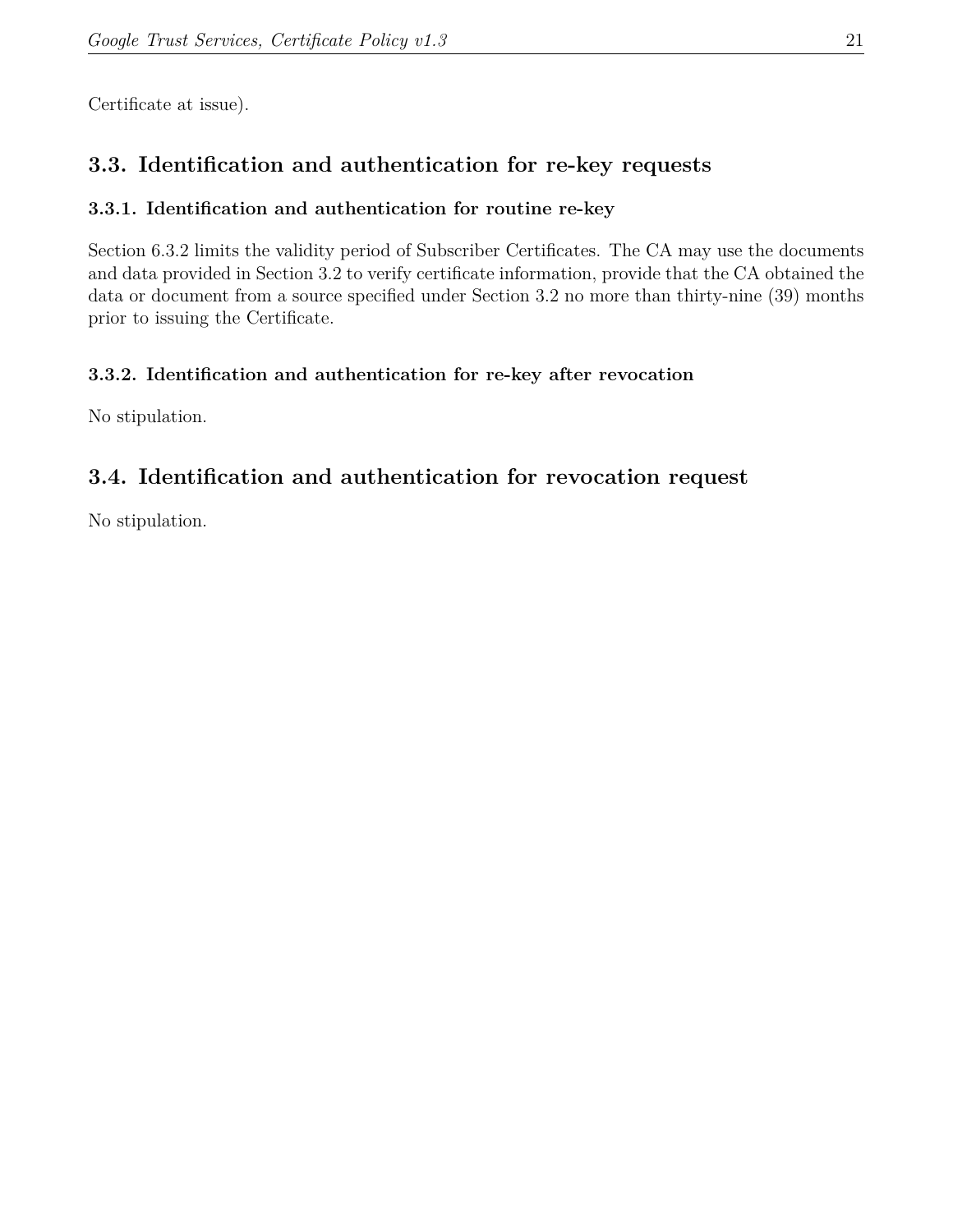Certificate at issue).

## 3.3. Identification and authentication for re-key requests

### 3.3.1. Identification and authentication for routine re-key

Section 6.3.2 limits the validity period of Subscriber Certificates. The CA may use the documents and data provided in Section 3.2 to verify certificate information, provide that the CA obtained the data or document from a source specified under Section 3.2 no more than thirty-nine (39) months prior to issuing the Certificate.

### 3.3.2. Identification and authentication for re-key after revocation

No stipulation.

## 3.4. Identification and authentication for revocation request

No stipulation.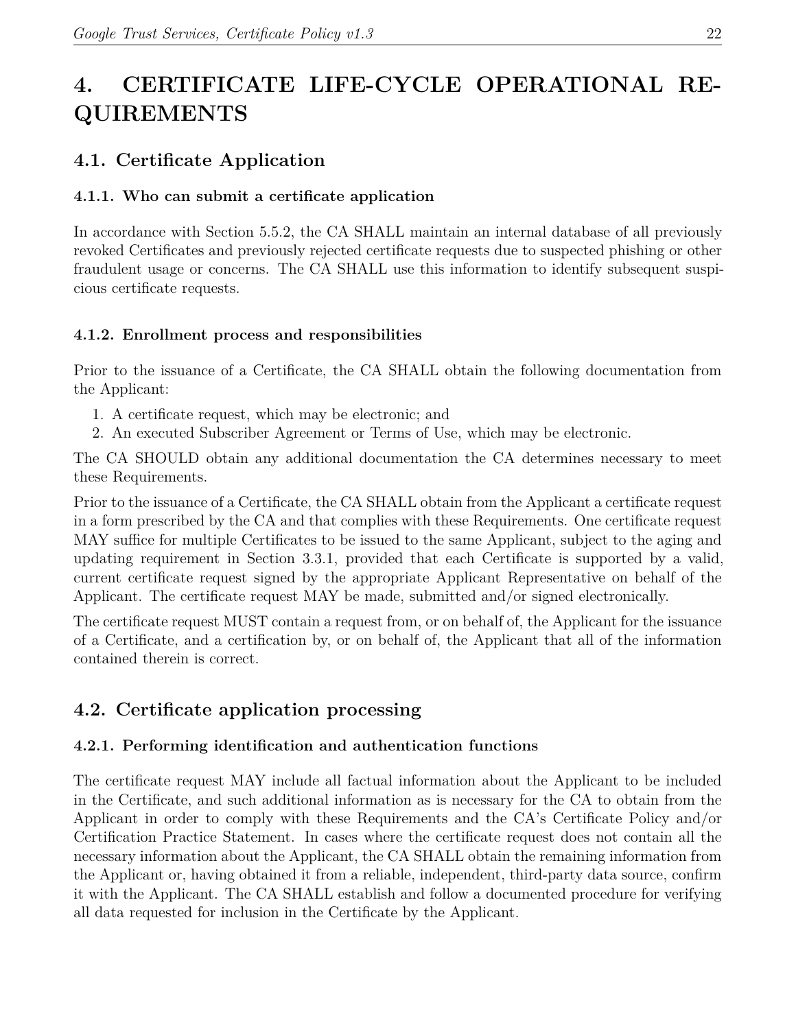# 4. CERTIFICATE LIFE-CYCLE OPERATIONAL REQUIREMENTS

## 4.1. Certificate Application

### 4.1.1. Who can submit a certificate application

In accordance with Section 5.5.2, the CA SHALL maintain an internal database of all previously revoked Certificates and previously rejected certificate requests due to suspected phishing or other fraudulent usage or concerns. The CA SHALL use this information to identify subsequent suspicious certificate requests.

### 4.1.2. Enrollment process and responsibilities

Prior to the issuance of a Certificate, the CA SHALL obtain the following documentation from the Applicant:

1. A certificate request, which may be electronic; and
2. An executed Subscriber Agreement or Terms of Use, which may be electronic.

The CA SHOULD obtain any additional documentation the CA determines necessary to meet these Requirements.

Prior to the issuance of a Certificate, the CA SHALL obtain from the Applicant a certificate request in a form prescribed by the CA and that complies with these Requirements. One certificate request MAY suffice for multiple Certificates to be issued to the same Applicant, subject to the aging and updating requirement in Section 3.3.1, provided that each Certificate is supported by a valid, current certificate request signed by the appropriate Applicant Representative on behalf of the Applicant. The certificate request MAY be made, submitted and/or signed electronically.

The certificate request MUST contain a request from, or on behalf of, the Applicant for the issuance of a Certificate, and a certification by, or on behalf of, the Applicant that all of the information contained therein is correct.

## 4.2. Certificate application processing

### 4.2.1. Performing identification and authentication functions

The certificate request MAY include all factual information about the Applicant to be included in the Certificate, and such additional information as is necessary for the CA to obtain from the Applicant in order to comply with these Requirements and the CA's Certificate Policy and/or Certification Practice Statement. In cases where the certificate request does not contain all the necessary information about the Applicant, the CA SHALL obtain the remaining information from the Applicant or, having obtained it from a reliable, independent, third-party data source, confirm it with the Applicant. The CA SHALL establish and follow a documented procedure for verifying all data requested for inclusion in the Certificate by the Applicant.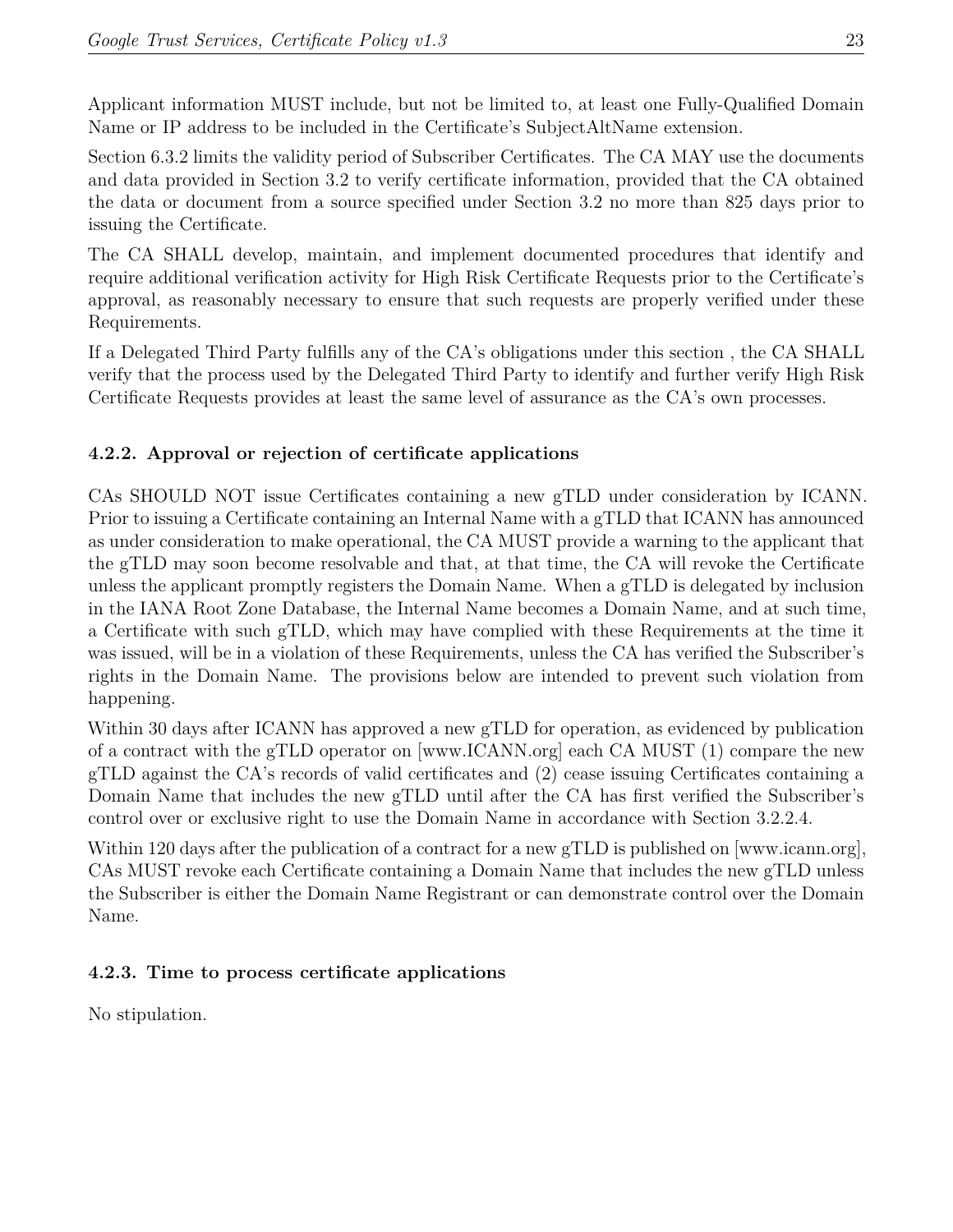Applicant information MUST include, but not be limited to, at least one Fully-Qualified Domain Name or IP address to be included in the Certificate's SubjectAltName extension.

Section 6.3.2 limits the validity period of Subscriber Certificates. The CA MAY use the documents and data provided in Section 3.2 to verify certificate information, provided that the CA obtained the data or document from a source specified under Section 3.2 no more than 825 days prior to issuing the Certificate.

The CA SHALL develop, maintain, and implement documented procedures that identify and require additional verification activity for High Risk Certificate Requests prior to the Certificate's approval, as reasonably necessary to ensure that such requests are properly verified under these Requirements.

If a Delegated Third Party fulfills any of the CA's obligations under this section , the CA SHALL verify that the process used by the Delegated Third Party to identify and further verify High Risk Certificate Requests provides at least the same level of assurance as the CA's own processes.

### 4.2.2. Approval or rejection of certificate applications

CAs SHOULD NOT issue Certificates containing a new gTLD under consideration by ICANN. Prior to issuing a Certificate containing an Internal Name with a gTLD that ICANN has announced as under consideration to make operational, the CA MUST provide a warning to the applicant that the gTLD may soon become resolvable and that, at that time, the CA will revoke the Certificate unless the applicant promptly registers the Domain Name. When a gTLD is delegated by inclusion in the IANA Root Zone Database, the Internal Name becomes a Domain Name, and at such time, a Certificate with such gTLD, which may have complied with these Requirements at the time it was issued, will be in a violation of these Requirements, unless the CA has verified the Subscriber's rights in the Domain Name. The provisions below are intended to prevent such violation from happening.

Within 30 days after ICANN has approved a new gTLD for operation, as evidenced by publication of a contract with the gTLD operator on [www.ICANN.org] each CA MUST (1) compare the new gTLD against the CA's records of valid certificates and (2) cease issuing Certificates containing a Domain Name that includes the new gTLD until after the CA has first verified the Subscriber's control over or exclusive right to use the Domain Name in accordance with Section 3.2.2.4.

Within 120 days after the publication of a contract for a new gTLD is published on [www.icann.org], CAs MUST revoke each Certificate containing a Domain Name that includes the new gTLD unless the Subscriber is either the Domain Name Registrant or can demonstrate control over the Domain Name.

### 4.2.3. Time to process certificate applications

No stipulation.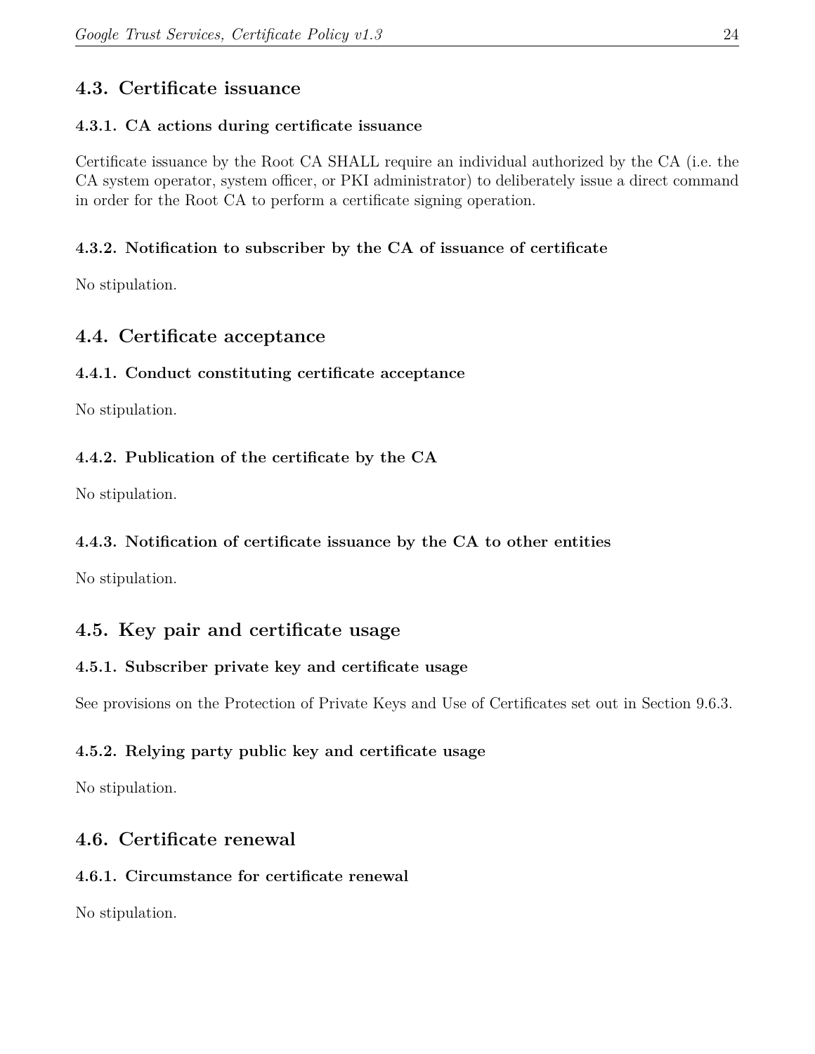## 4.3. Certificate issuance

### 4.3.1. CA actions during certificate issuance

Certificate issuance by the Root CA SHALL require an individual authorized by the CA (i.e. the CA system operator, system officer, or PKI administrator) to deliberately issue a direct command in order for the Root CA to perform a certificate signing operation.

### 4.3.2. Notification to subscriber by the CA of issuance of certificate

No stipulation.

## 4.4. Certificate acceptance

### 4.4.1. Conduct constituting certificate acceptance

No stipulation.

### 4.4.2. Publication of the certificate by the CA

No stipulation.

### 4.4.3. Notification of certificate issuance by the CA to other entities

No stipulation.

## 4.5. Key pair and certificate usage

### 4.5.1. Subscriber private key and certificate usage

See provisions on the Protection of Private Keys and Use of Certificates set out in Section 9.6.3.

### 4.5.2. Relying party public key and certificate usage

No stipulation.

## 4.6. Certificate renewal

### 4.6.1. Circumstance for certificate renewal

No stipulation.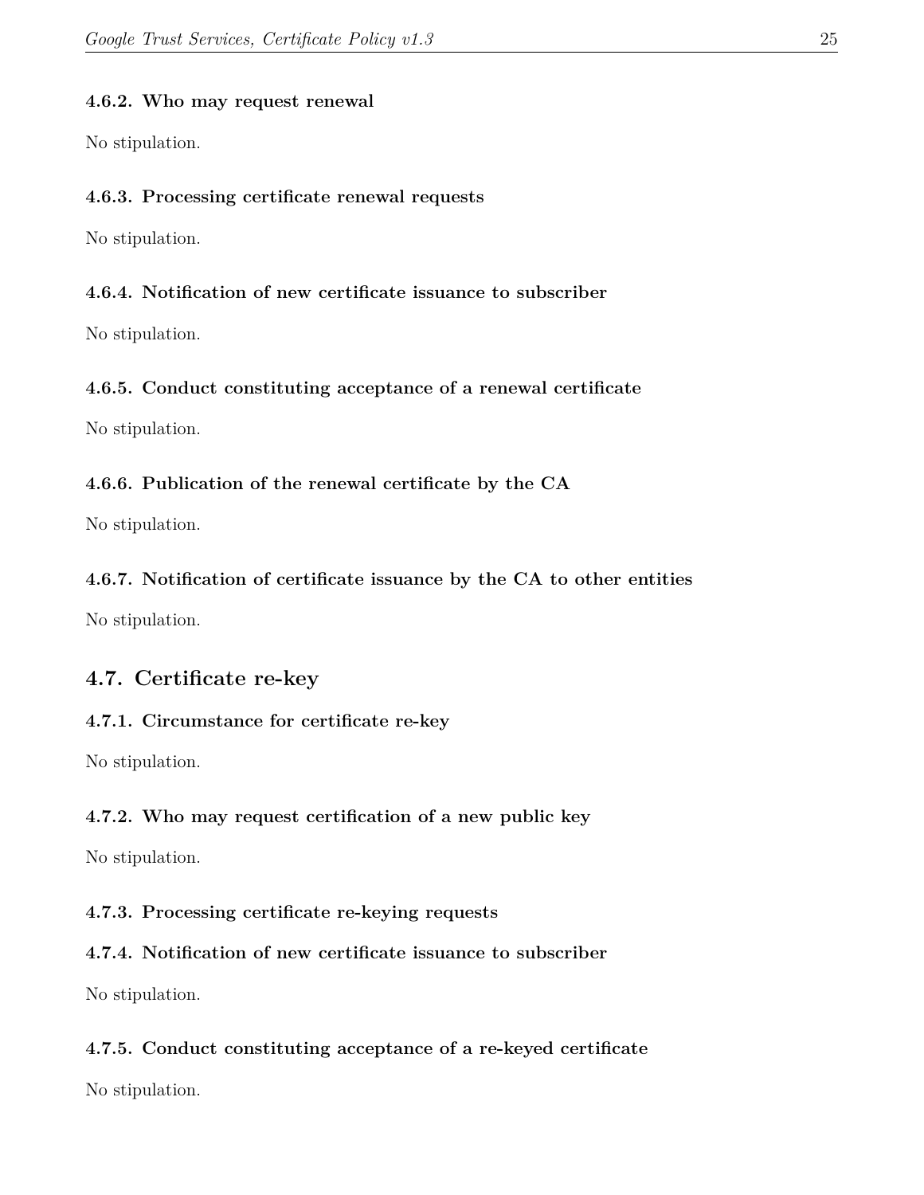#### 4.6.2. Who may request renewal

No stipulation.

#### 4.6.3. Processing certificate renewal requests

No stipulation.

#### 4.6.4. Notification of new certificate issuance to subscriber

No stipulation.

#### 4.6.5. Conduct constituting acceptance of a renewal certificate

No stipulation.

#### 4.6.6. Publication of the renewal certificate by the CA

No stipulation.

#### 4.6.7. Notification of certificate issuance by the CA to other entities

No stipulation.

### 4.7. Certificate re-key

#### 4.7.1. Circumstance for certificate re-key

No stipulation.

#### 4.7.2. Who may request certification of a new public key

No stipulation.

#### 4.7.3. Processing certificate re-keying requests

#### 4.7.4. Notification of new certificate issuance to subscriber

No stipulation.

#### 4.7.5. Conduct constituting acceptance of a re-keyed certificate

No stipulation.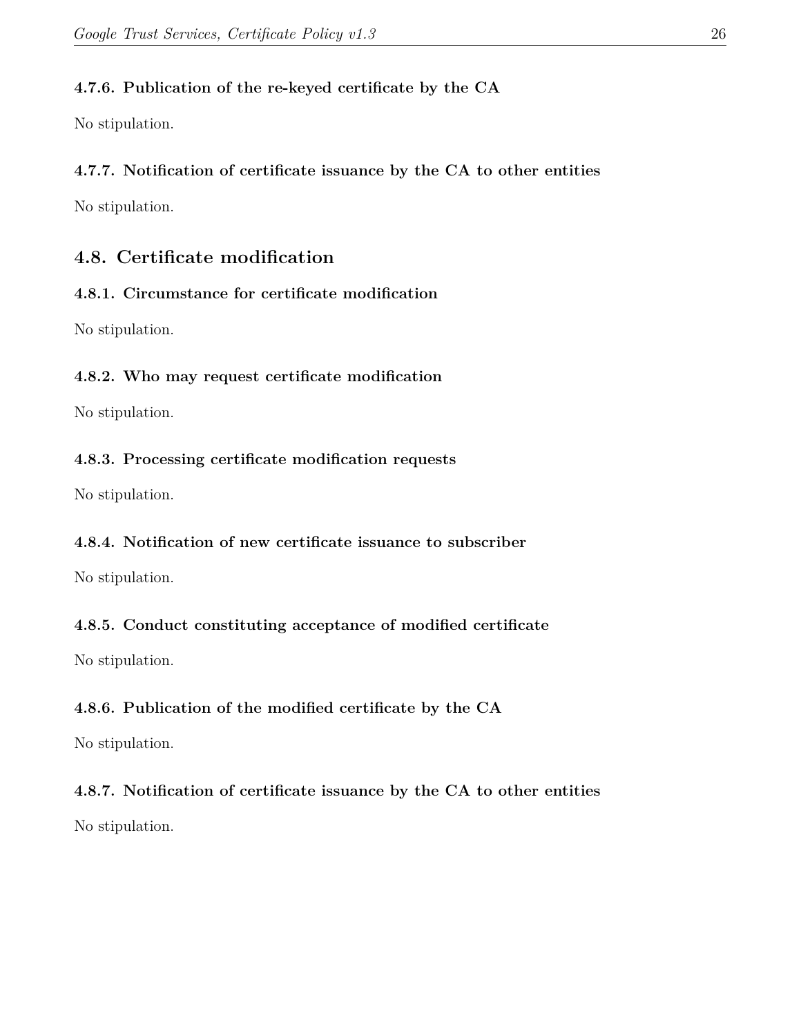#### 4.7.6. Publication of the re-keyed certificate by the CA

No stipulation.

#### 4.7.7. Notification of certificate issuance by the CA to other entities

No stipulation.

### 4.8. Certificate modification

#### 4.8.1. Circumstance for certificate modification

No stipulation.

#### 4.8.2. Who may request certificate modification

No stipulation.

#### 4.8.3. Processing certificate modification requests

No stipulation.

#### 4.8.4. Notification of new certificate issuance to subscriber

No stipulation.

#### 4.8.5. Conduct constituting acceptance of modified certificate

No stipulation.

#### 4.8.6. Publication of the modified certificate by the CA

No stipulation.

#### 4.8.7. Notification of certificate issuance by the CA to other entities

No stipulation.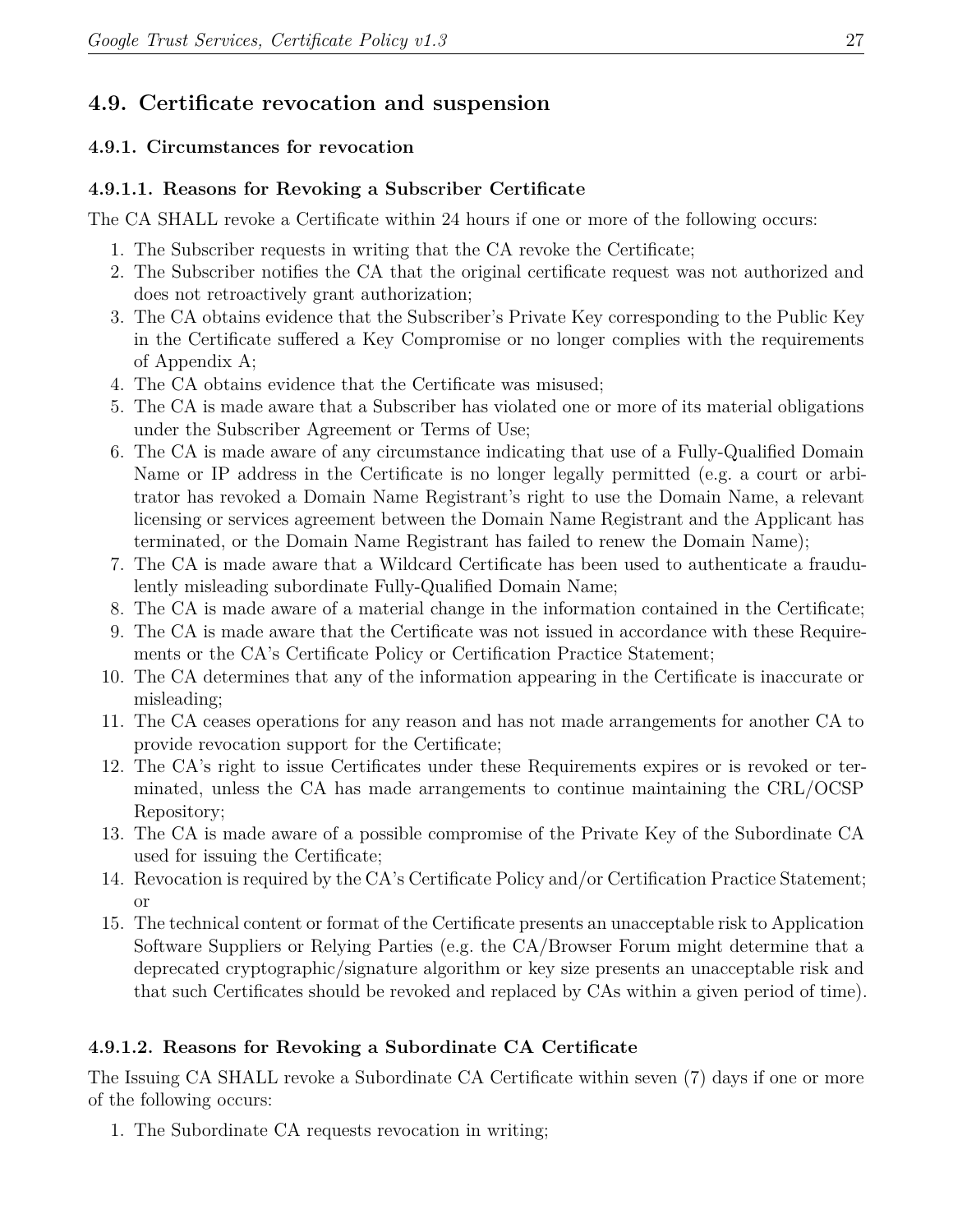## 4.9. Certificate revocation and suspension

### 4.9.1. Circumstances for revocation

#### 4.9.1.1. Reasons for Revoking a Subscriber Certificate

The CA SHALL revoke a Certificate within 24 hours if one or more of the following occurs:

1. The Subscriber requests in writing that the CA revoke the Certificate;
2. The Subscriber notifies the CA that the original certificate request was not authorized and does not retroactively grant authorization;
3. The CA obtains evidence that the Subscriber's Private Key corresponding to the Public Key in the Certificate suffered a Key Compromise or no longer complies with the requirements of Appendix A;
4. The CA obtains evidence that the Certificate was misused;
5. The CA is made aware that a Subscriber has violated one or more of its material obligations under the Subscriber Agreement or Terms of Use;
6. The CA is made aware of any circumstance indicating that use of a Fully-Qualified Domain Name or IP address in the Certificate is no longer legally permitted (e.g. a court or arbitrator has revoked a Domain Name Registrant's right to use the Domain Name, a relevant licensing or services agreement between the Domain Name Registrant and the Applicant has terminated, or the Domain Name Registrant has failed to renew the Domain Name);
7. The CA is made aware that a Wildcard Certificate has been used to authenticate a fraudulently misleading subordinate Fully-Qualified Domain Name;
8. The CA is made aware of a material change in the information contained in the Certificate;
9. The CA is made aware that the Certificate was not issued in accordance with these Requirements or the CA's Certificate Policy or Certification Practice Statement;
10. The CA determines that any of the information appearing in the Certificate is inaccurate or misleading;
11. The CA ceases operations for any reason and has not made arrangements for another CA to provide revocation support for the Certificate;
12. The CA's right to issue Certificates under these Requirements expires or is revoked or terminated, unless the CA has made arrangements to continue maintaining the CRL/OCSP Repository;
13. The CA is made aware of a possible compromise of the Private Key of the Subordinate CA used for issuing the Certificate;
14. Revocation is required by the CA's Certificate Policy and/or Certification Practice Statement; or
15. The technical content or format of the Certificate presents an unacceptable risk to Application Software Suppliers or Relying Parties (e.g. the CA/Browser Forum might determine that a deprecated cryptographic/signature algorithm or key size presents an unacceptable risk and that such Certificates should be revoked and replaced by CAs within a given period of time).

#### 4.9.1.2. Reasons for Revoking a Subordinate CA Certificate

The Issuing CA SHALL revoke a Subordinate CA Certificate within seven (7) days if one or more of the following occurs:

1. The Subordinate CA requests revocation in writing;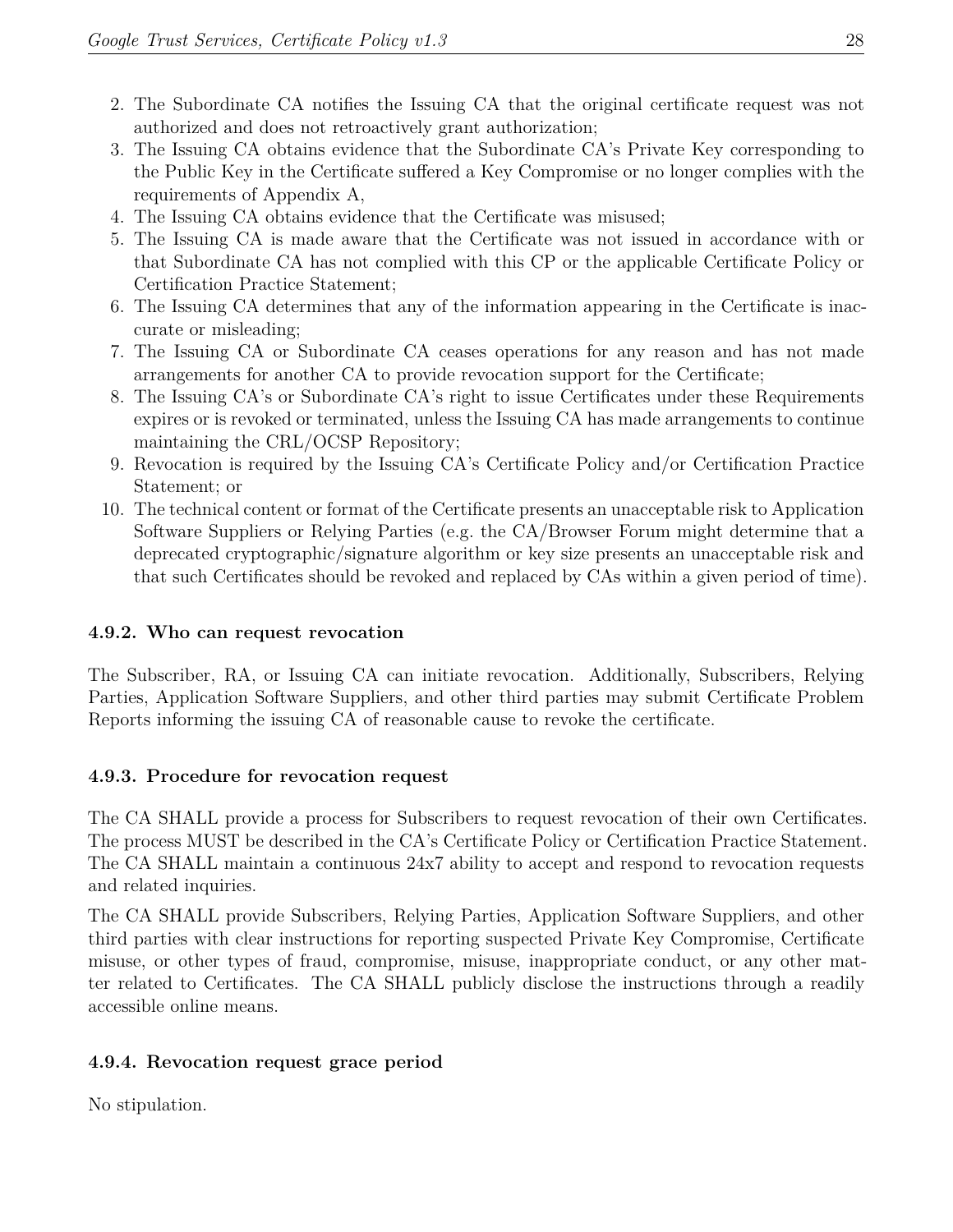2. The Subordinate CA notifies the Issuing CA that the original certificate request was not authorized and does not retroactively grant authorization;
3. The Issuing CA obtains evidence that the Subordinate CA's Private Key corresponding to the Public Key in the Certificate suffered a Key Compromise or no longer complies with the requirements of Appendix A,
4. The Issuing CA obtains evidence that the Certificate was misused;
5. The Issuing CA is made aware that the Certificate was not issued in accordance with or that Subordinate CA has not complied with this CP or the applicable Certificate Policy or Certification Practice Statement;
6. The Issuing CA determines that any of the information appearing in the Certificate is inaccurate or misleading;
7. The Issuing CA or Subordinate CA ceases operations for any reason and has not made arrangements for another CA to provide revocation support for the Certificate;
8. The Issuing CA's or Subordinate CA's right to issue Certificates under these Requirements expires or is revoked or terminated, unless the Issuing CA has made arrangements to continue maintaining the CRL/OCSP Repository;
9. Revocation is required by the Issuing CA's Certificate Policy and/or Certification Practice Statement; or
10. The technical content or format of the Certificate presents an unacceptable risk to Application Software Suppliers or Relying Parties (e.g. the CA/Browser Forum might determine that a deprecated cryptographic/signature algorithm or key size presents an unacceptable risk and that such Certificates should be revoked and replaced by CAs within a given period of time).

#### 4.9.2. Who can request revocation

The Subscriber, RA, or Issuing CA can initiate revocation. Additionally, Subscribers, Relying Parties, Application Software Suppliers, and other third parties may submit Certificate Problem Reports informing the issuing CA of reasonable cause to revoke the certificate.

#### 4.9.3. Procedure for revocation request

The CA SHALL provide a process for Subscribers to request revocation of their own Certificates. The process MUST be described in the CA's Certificate Policy or Certification Practice Statement. The CA SHALL maintain a continuous 24x7 ability to accept and respond to revocation requests and related inquiries.

The CA SHALL provide Subscribers, Relying Parties, Application Software Suppliers, and other third parties with clear instructions for reporting suspected Private Key Compromise, Certificate misuse, or other types of fraud, compromise, misuse, inappropriate conduct, or any other matter related to Certificates. The CA SHALL publicly disclose the instructions through a readily accessible online means.

#### 4.9.4. Revocation request grace period

No stipulation.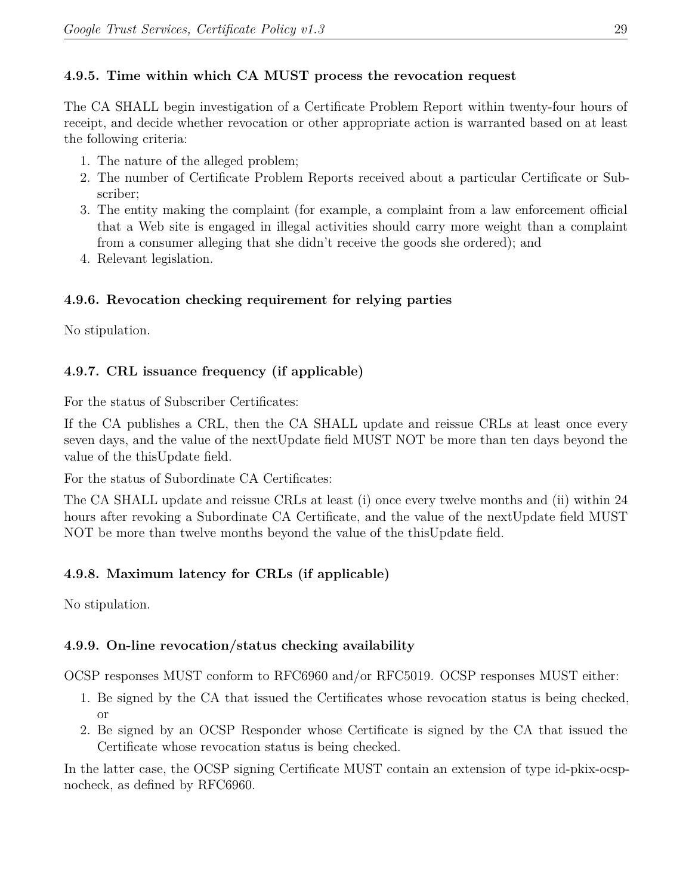### 4.9.5. Time within which CA MUST process the revocation request

The CA SHALL begin investigation of a Certificate Problem Report within twenty-four hours of receipt, and decide whether revocation or other appropriate action is warranted based on at least the following criteria:

1. The nature of the alleged problem;
2. The number of Certificate Problem Reports received about a particular Certificate or Subscriber;
3. The entity making the complaint (for example, a complaint from a law enforcement official that a Web site is engaged in illegal activities should carry more weight than a complaint from a consumer alleging that she didn't receive the goods she ordered); and
4. Relevant legislation.

### 4.9.6. Revocation checking requirement for relying parties

No stipulation.

### 4.9.7. CRL issuance frequency (if applicable)

For the status of Subscriber Certificates:

If the CA publishes a CRL, then the CA SHALL update and reissue CRLs at least once every seven days, and the value of the nextUpdate field MUST NOT be more than ten days beyond the value of the thisUpdate field.

For the status of Subordinate CA Certificates:

The CA SHALL update and reissue CRLs at least (i) once every twelve months and (ii) within 24 hours after revoking a Subordinate CA Certificate, and the value of the nextUpdate field MUST NOT be more than twelve months beyond the value of the thisUpdate field.

### 4.9.8. Maximum latency for CRLs (if applicable)

No stipulation.

### 4.9.9. On-line revocation/status checking availability

OCSP responses MUST conform to RFC6960 and/or RFC5019. OCSP responses MUST either:

1. Be signed by the CA that issued the Certificates whose revocation status is being checked, or
2. Be signed by an OCSP Responder whose Certificate is signed by the CA that issued the Certificate whose revocation status is being checked.

In the latter case, the OCSP signing Certificate MUST contain an extension of type id-pkix-ocsp-nocheck, as defined by RFC6960.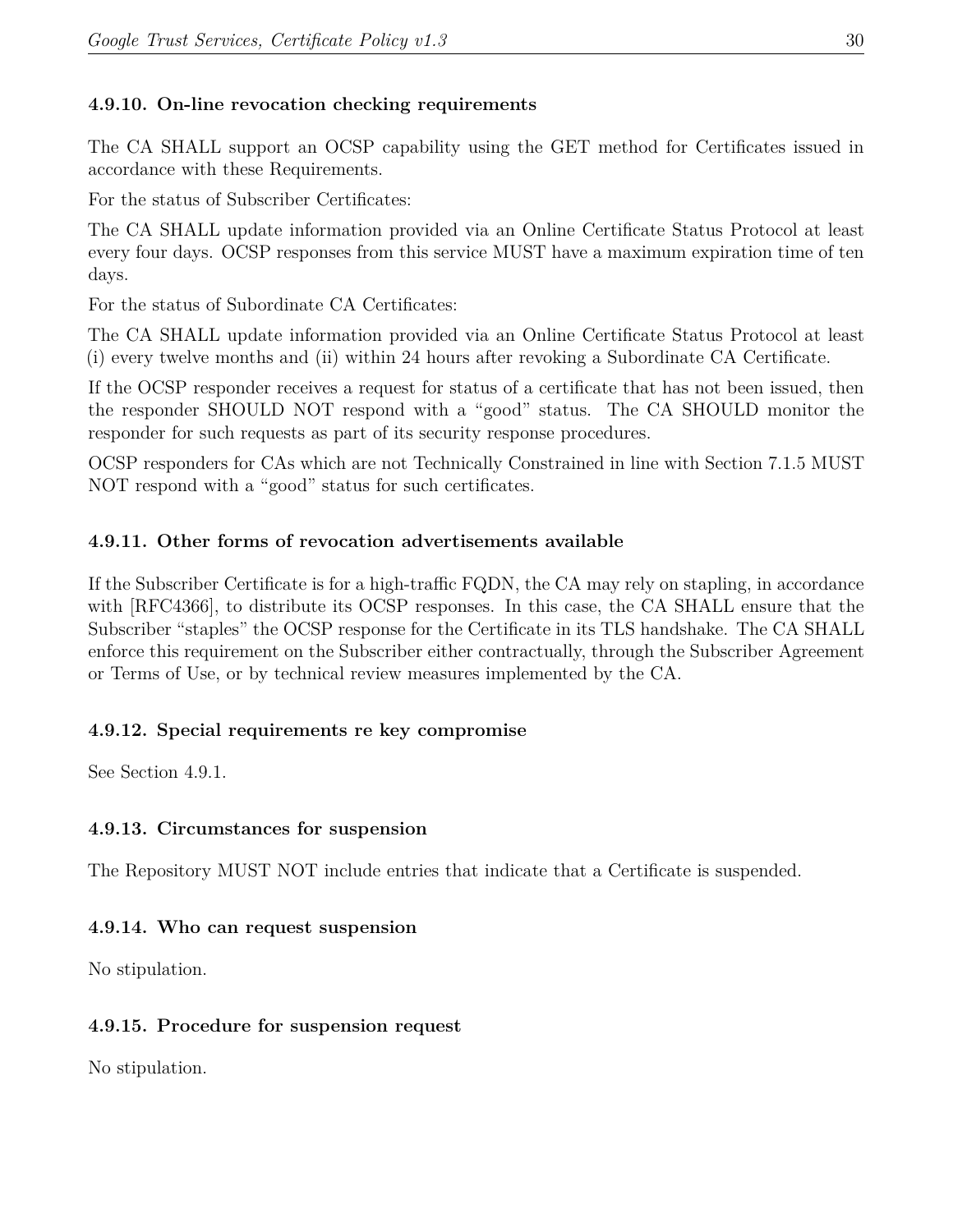#### 4.9.10. On-line revocation checking requirements

The CA SHALL support an OCSP capability using the GET method for Certificates issued in accordance with these Requirements.

For the status of Subscriber Certificates:

The CA SHALL update information provided via an Online Certificate Status Protocol at least every four days. OCSP responses from this service MUST have a maximum expiration time of ten days.

For the status of Subordinate CA Certificates:

The CA SHALL update information provided via an Online Certificate Status Protocol at least (i) every twelve months and (ii) within 24 hours after revoking a Subordinate CA Certificate.

If the OCSP responder receives a request for status of a certificate that has not been issued, then the responder SHOULD NOT respond with a "good" status. The CA SHOULD monitor the responder for such requests as part of its security response procedures.

OCSP responders for CAs which are not Technically Constrained in line with Section 7.1.5 MUST NOT respond with a "good" status for such certificates.

#### 4.9.11. Other forms of revocation advertisements available

If the Subscriber Certificate is for a high-traffic FQDN, the CA may rely on stapling, in accordance with [RFC4366], to distribute its OCSP responses. In this case, the CA SHALL ensure that the Subscriber "staples" the OCSP response for the Certificate in its TLS handshake. The CA SHALL enforce this requirement on the Subscriber either contractually, through the Subscriber Agreement or Terms of Use, or by technical review measures implemented by the CA.

#### 4.9.12. Special requirements re key compromise

See Section 4.9.1.

#### 4.9.13. Circumstances for suspension

The Repository MUST NOT include entries that indicate that a Certificate is suspended.

#### 4.9.14. Who can request suspension

No stipulation.

#### 4.9.15. Procedure for suspension request

No stipulation.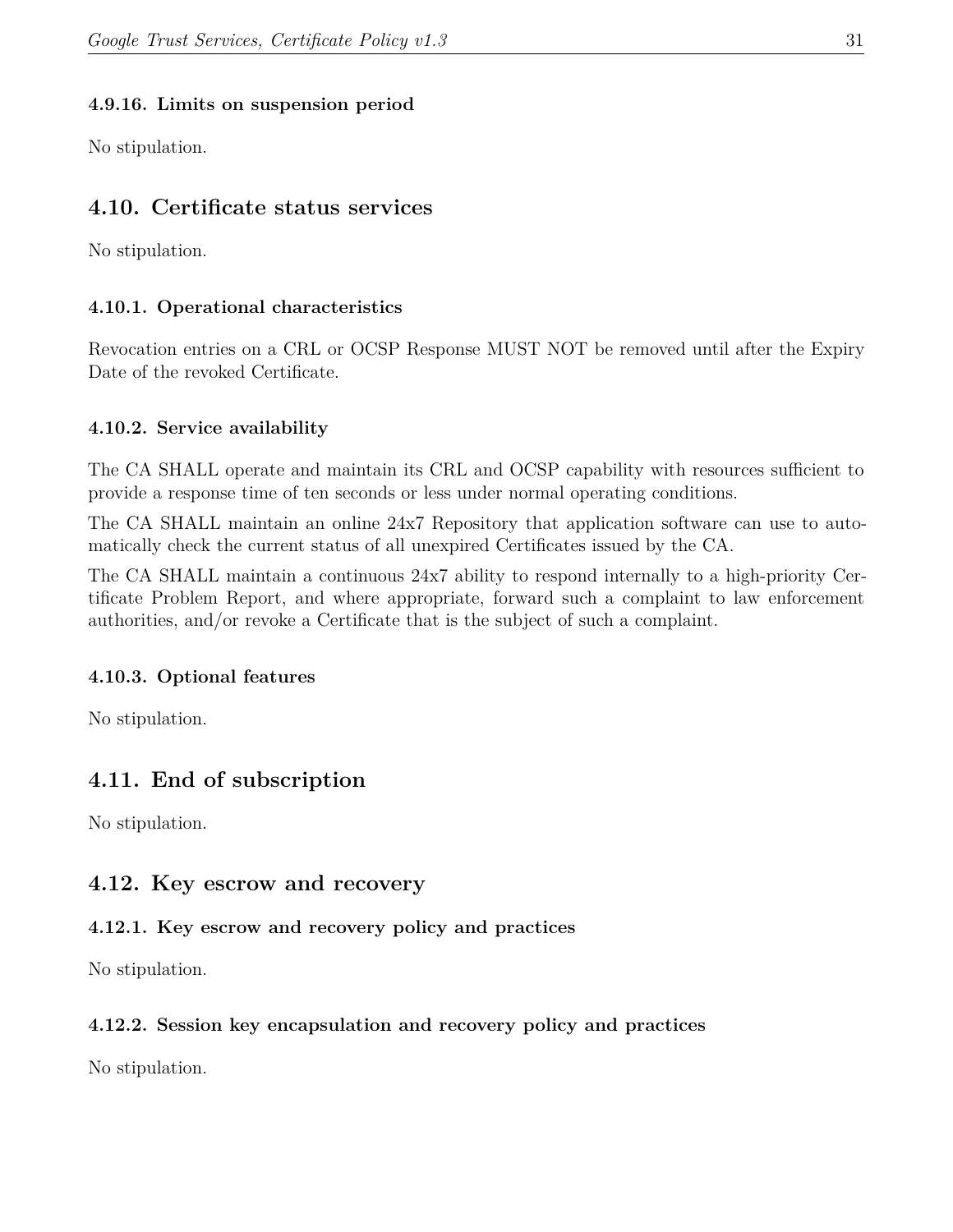#### 4.9.16. Limits on suspension period

No stipulation.

### 4.10. Certificate status services

No stipulation.

#### 4.10.1. Operational characteristics

Revocation entries on a CRL or OCSP Response MUST NOT be removed until after the Expiry Date of the revoked Certificate.

#### 4.10.2. Service availability

The CA SHALL operate and maintain its CRL and OCSP capability with resources sufficient to provide a response time of ten seconds or less under normal operating conditions.

The CA SHALL maintain an online 24x7 Repository that application software can use to automatically check the current status of all unexpired Certificates issued by the CA.

The CA SHALL maintain a continuous 24x7 ability to respond internally to a high-priority Certificate Problem Report, and where appropriate, forward such a complaint to law enforcement authorities, and/or revoke a Certificate that is the subject of such a complaint.

#### 4.10.3. Optional features

No stipulation.

### 4.11. End of subscription

No stipulation.

### 4.12. Key escrow and recovery

#### 4.12.1. Key escrow and recovery policy and practices

No stipulation.

#### 4.12.2. Session key encapsulation and recovery policy and practices

No stipulation.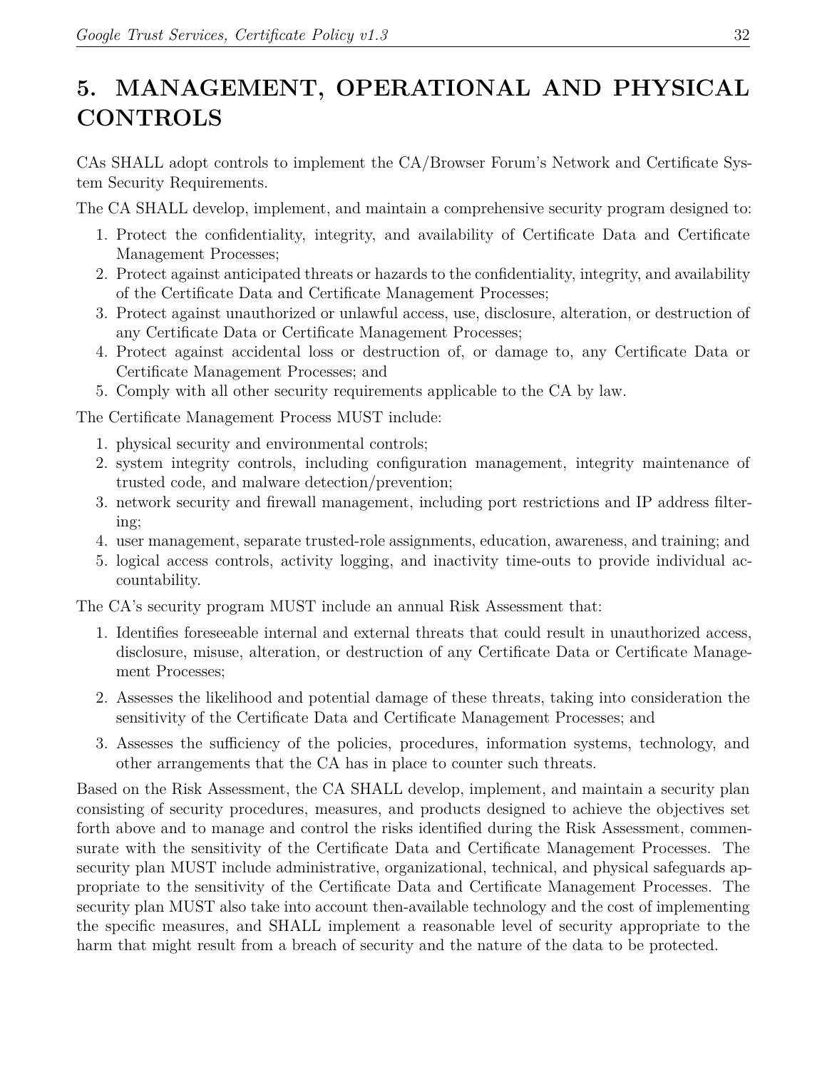# 5. MANAGEMENT, OPERATIONAL AND PHYSICAL CONTROLS

CAs SHALL adopt controls to implement the CA/Browser Forum's Network and Certificate System Security Requirements.

The CA SHALL develop, implement, and maintain a comprehensive security program designed to:

1. Protect the confidentiality, integrity, and availability of Certificate Data and Certificate Management Processes;
2. Protect against anticipated threats or hazards to the confidentiality, integrity, and availability of the Certificate Data and Certificate Management Processes;
3. Protect against unauthorized or unlawful access, use, disclosure, alteration, or destruction of any Certificate Data or Certificate Management Processes;
4. Protect against accidental loss or destruction of, or damage to, any Certificate Data or Certificate Management Processes; and
5. Comply with all other security requirements applicable to the CA by law.

The Certificate Management Process MUST include:

1. physical security and environmental controls;
2. system integrity controls, including configuration management, integrity maintenance of trusted code, and malware detection/prevention;
3. network security and firewall management, including port restrictions and IP address filtering;
4. user management, separate trusted-role assignments, education, awareness, and training; and
5. logical access controls, activity logging, and inactivity time-outs to provide individual accountability.

The CA's security program MUST include an annual Risk Assessment that:

1. Identifies foreseeable internal and external threats that could result in unauthorized access, disclosure, misuse, alteration, or destruction of any Certificate Data or Certificate Management Processes;
2. Assesses the likelihood and potential damage of these threats, taking into consideration the sensitivity of the Certificate Data and Certificate Management Processes; and
3. Assesses the sufficiency of the policies, procedures, information systems, technology, and other arrangements that the CA has in place to counter such threats.

Based on the Risk Assessment, the CA SHALL develop, implement, and maintain a security plan consisting of security procedures, measures, and products designed to achieve the objectives set forth above and to manage and control the risks identified during the Risk Assessment, commensurate with the sensitivity of the Certificate Data and Certificate Management Processes. The security plan MUST include administrative, organizational, technical, and physical safeguards appropriate to the sensitivity of the Certificate Data and Certificate Management Processes. The security plan MUST also take into account then-available technology and the cost of implementing the specific measures, and SHALL implement a reasonable level of security appropriate to the harm that might result from a breach of security and the nature of the data to be protected.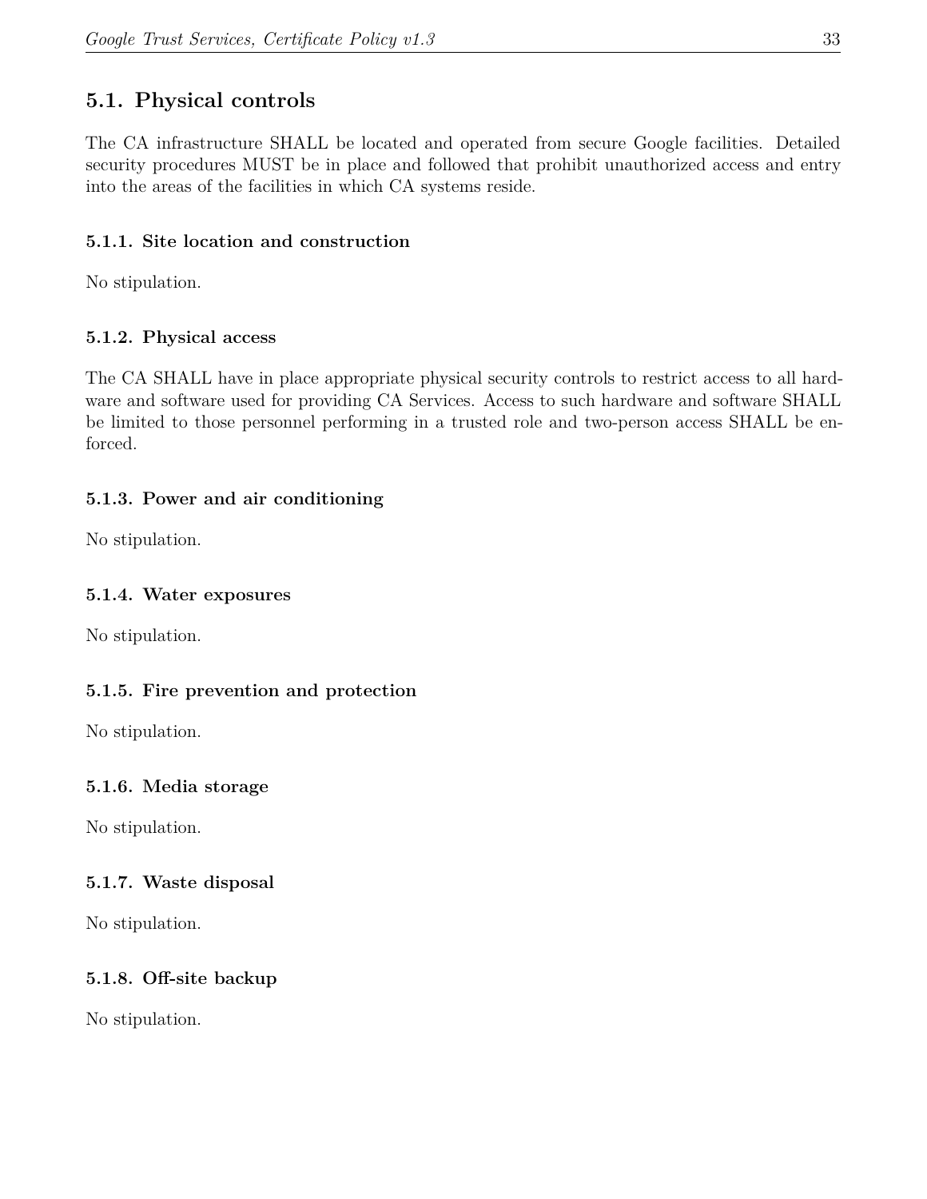## 5.1. Physical controls

The CA infrastructure SHALL be located and operated from secure Google facilities. Detailed security procedures MUST be in place and followed that prohibit unauthorized access and entry into the areas of the facilities in which CA systems reside.

### 5.1.1. Site location and construction

No stipulation.

### 5.1.2. Physical access

The CA SHALL have in place appropriate physical security controls to restrict access to all hardware and software used for providing CA Services. Access to such hardware and software SHALL be limited to those personnel performing in a trusted role and two-person access SHALL be enforced.

### 5.1.3. Power and air conditioning

No stipulation.

### 5.1.4. Water exposures

No stipulation.

### 5.1.5. Fire prevention and protection

No stipulation.

### 5.1.6. Media storage

No stipulation.

### 5.1.7. Waste disposal

No stipulation.

### 5.1.8. Off-site backup

No stipulation.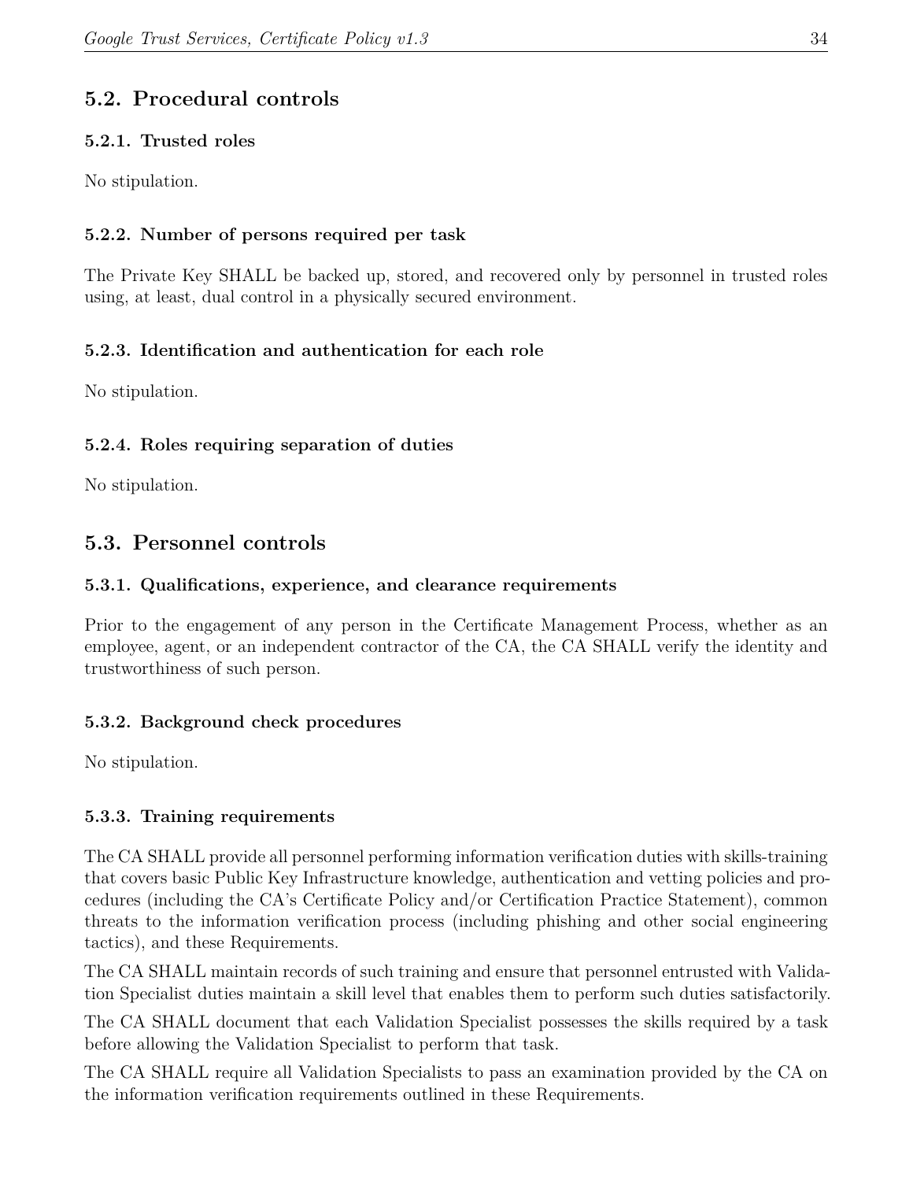## 5.2. Procedural controls

### 5.2.1. Trusted roles

No stipulation.

### 5.2.2. Number of persons required per task

The Private Key SHALL be backed up, stored, and recovered only by personnel in trusted roles using, at least, dual control in a physically secured environment.

### 5.2.3. Identification and authentication for each role

No stipulation.

### 5.2.4. Roles requiring separation of duties

No stipulation.

## 5.3. Personnel controls

### 5.3.1. Qualifications, experience, and clearance requirements

Prior to the engagement of any person in the Certificate Management Process, whether as an employee, agent, or an independent contractor of the CA, the CA SHALL verify the identity and trustworthiness of such person.

### 5.3.2. Background check procedures

No stipulation.

### 5.3.3. Training requirements

The CA SHALL provide all personnel performing information verification duties with skills-training that covers basic Public Key Infrastructure knowledge, authentication and vetting policies and procedures (including the CA's Certificate Policy and/or Certification Practice Statement), common threats to the information verification process (including phishing and other social engineering tactics), and these Requirements.

The CA SHALL maintain records of such training and ensure that personnel entrusted with Validation Specialist duties maintain a skill level that enables them to perform such duties satisfactorily.

The CA SHALL document that each Validation Specialist possesses the skills required by a task before allowing the Validation Specialist to perform that task.

The CA SHALL require all Validation Specialists to pass an examination provided by the CA on the information verification requirements outlined in these Requirements.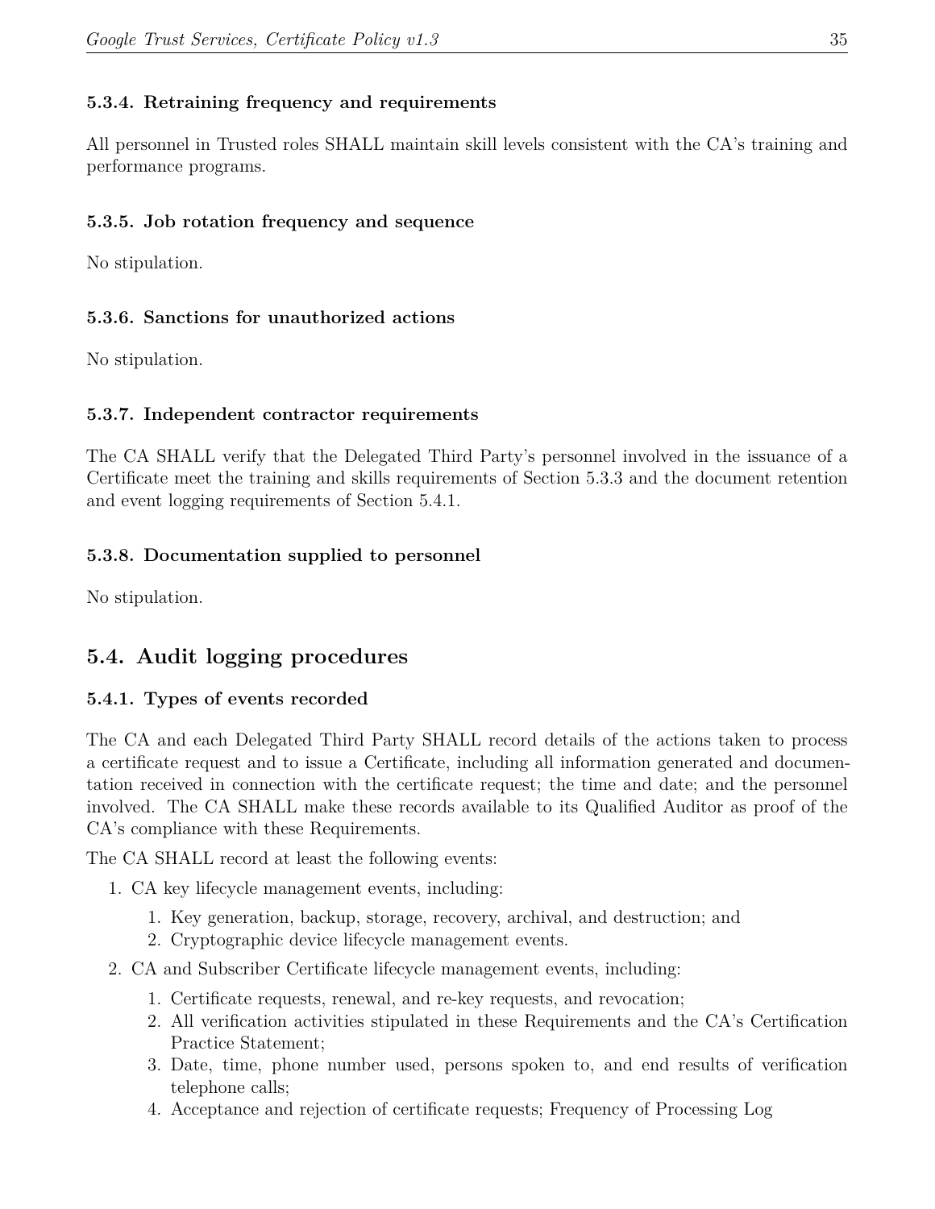#### 5.3.4. Retraining frequency and requirements

All personnel in Trusted roles SHALL maintain skill levels consistent with the CA's training and performance programs.

#### 5.3.5. Job rotation frequency and sequence

No stipulation.

#### 5.3.6. Sanctions for unauthorized actions

No stipulation.

#### 5.3.7. Independent contractor requirements

The CA SHALL verify that the Delegated Third Party's personnel involved in the issuance of a Certificate meet the training and skills requirements of Section 5.3.3 and the document retention and event logging requirements of Section 5.4.1.

#### 5.3.8. Documentation supplied to personnel

No stipulation.

### 5.4. Audit logging procedures

#### 5.4.1. Types of events recorded

The CA and each Delegated Third Party SHALL record details of the actions taken to process a certificate request and to issue a Certificate, including all information generated and documentation received in connection with the certificate request; the time and date; and the personnel involved. The CA SHALL make these records available to its Qualified Auditor as proof of the CA's compliance with these Requirements.

The CA SHALL record at least the following events:

1. CA key lifecycle management events, including:
    1. Key generation, backup, storage, recovery, archival, and destruction; and
    2. Cryptographic device lifecycle management events.
2. CA and Subscriber Certificate lifecycle management events, including:
    1. Certificate requests, renewal, and re-key requests, and revocation;
    2. All verification activities stipulated in these Requirements and the CA's Certification Practice Statement;
    3. Date, time, phone number used, persons spoken to, and end results of verification telephone calls;
    4. Acceptance and rejection of certificate requests; Frequency of Processing Log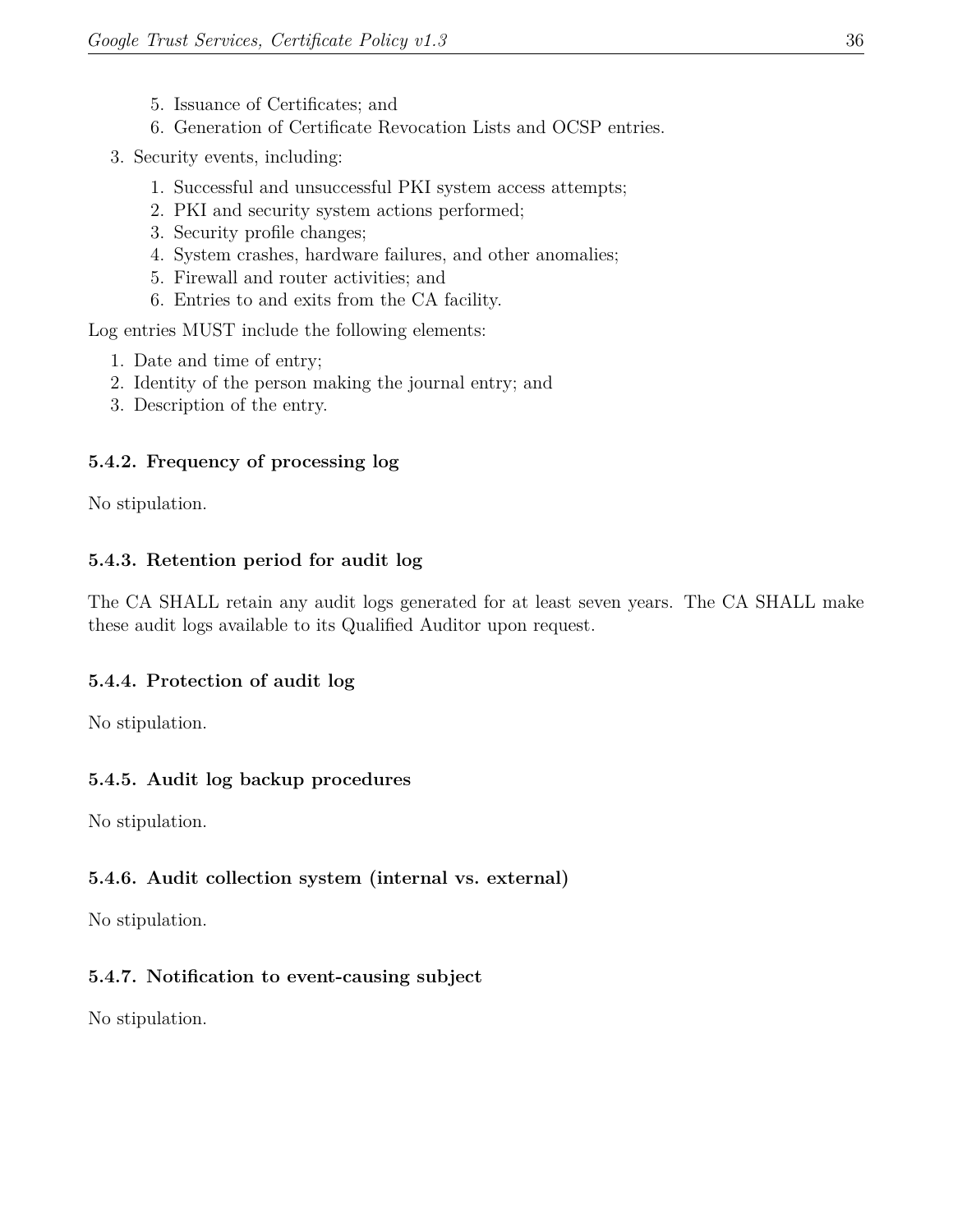5. Issuance of Certificates; and
   6. Generation of Certificate Revocation Lists and OCSP entries.
3. Security events, including:
   1. Successful and unsuccessful PKI system access attempts;
   2. PKI and security system actions performed;
   3. Security profile changes;
   4. System crashes, hardware failures, and other anomalies;
   5. Firewall and router activities; and
   6. Entries to and exits from the CA facility.

Log entries MUST include the following elements:

1. Date and time of entry;
2. Identity of the person making the journal entry; and
3. Description of the entry.

#### 5.4.2. Frequency of processing log

No stipulation.

#### 5.4.3. Retention period for audit log

The CA SHALL retain any audit logs generated for at least seven years. The CA SHALL make these audit logs available to its Qualified Auditor upon request.

#### 5.4.4. Protection of audit log

No stipulation.

#### 5.4.5. Audit log backup procedures

No stipulation.

#### 5.4.6. Audit collection system (internal vs. external)

No stipulation.

#### 5.4.7. Notification to event-causing subject

No stipulation.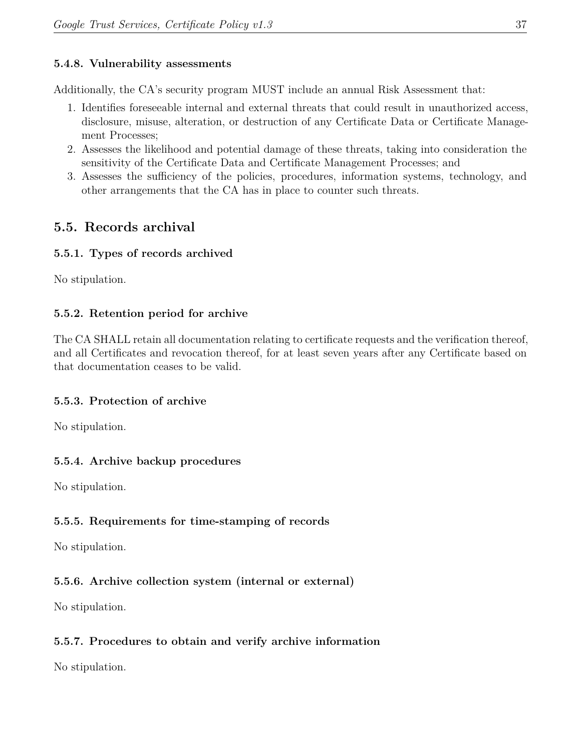#### 5.4.8. Vulnerability assessments

Additionally, the CA's security program MUST include an annual Risk Assessment that:

1. Identifies foreseeable internal and external threats that could result in unauthorized access, disclosure, misuse, alteration, or destruction of any Certificate Data or Certificate Management Processes;
2. Assesses the likelihood and potential damage of these threats, taking into consideration the sensitivity of the Certificate Data and Certificate Management Processes; and
3. Assesses the sufficiency of the policies, procedures, information systems, technology, and other arrangements that the CA has in place to counter such threats.

### 5.5. Records archival

#### 5.5.1. Types of records archived

No stipulation.

#### 5.5.2. Retention period for archive

The CA SHALL retain all documentation relating to certificate requests and the verification thereof, and all Certificates and revocation thereof, for at least seven years after any Certificate based on that documentation ceases to be valid.

#### 5.5.3. Protection of archive

No stipulation.

#### 5.5.4. Archive backup procedures

No stipulation.

#### 5.5.5. Requirements for time-stamping of records

No stipulation.

#### 5.5.6. Archive collection system (internal or external)

No stipulation.

#### 5.5.7. Procedures to obtain and verify archive information

No stipulation.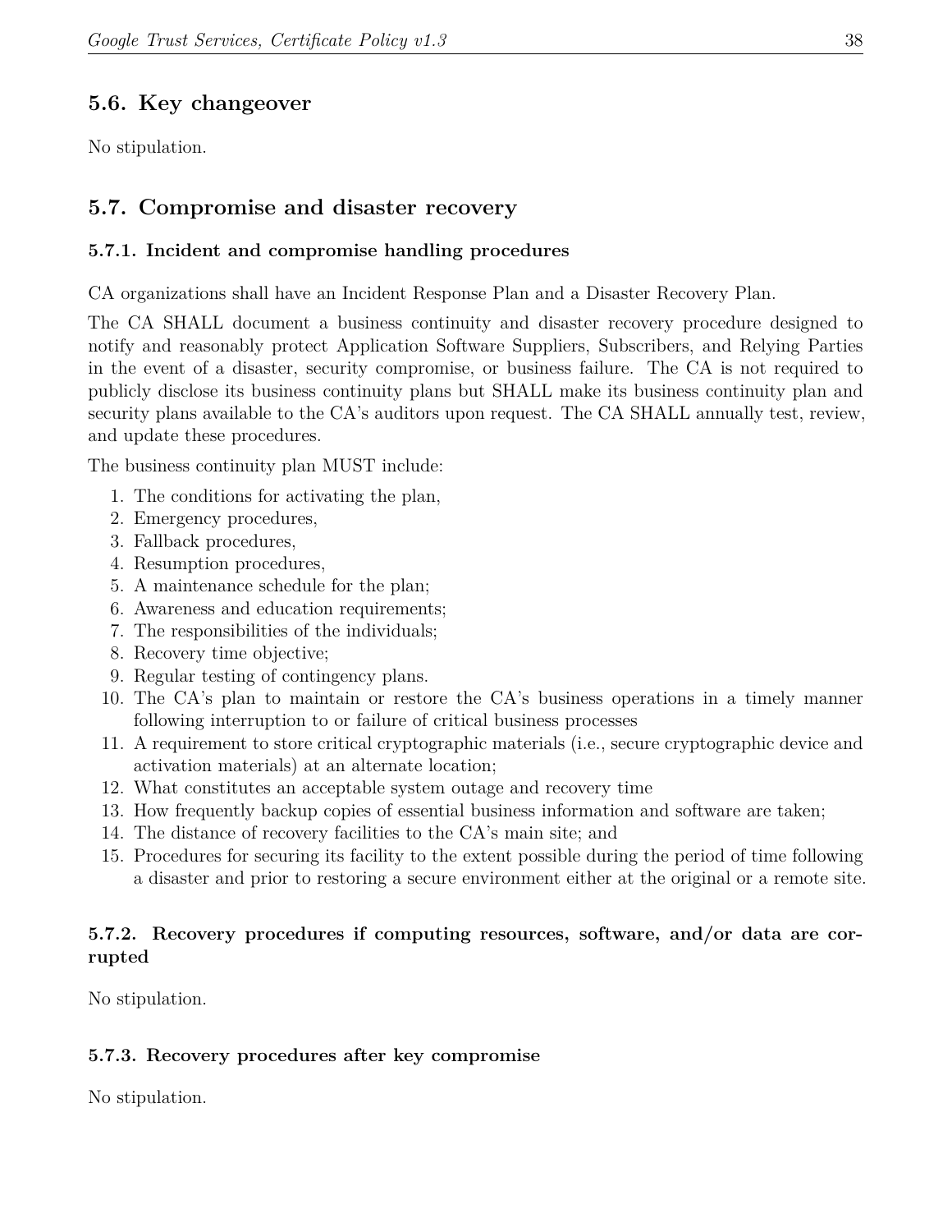## 5.6. Key changeover

No stipulation.

## 5.7. Compromise and disaster recovery

### 5.7.1. Incident and compromise handling procedures

CA organizations shall have an Incident Response Plan and a Disaster Recovery Plan.

The CA SHALL document a business continuity and disaster recovery procedure designed to notify and reasonably protect Application Software Suppliers, Subscribers, and Relying Parties in the event of a disaster, security compromise, or business failure. The CA is not required to publicly disclose its business continuity plans but SHALL make its business continuity plan and security plans available to the CA's auditors upon request. The CA SHALL annually test, review, and update these procedures.

The business continuity plan MUST include:

1. The conditions for activating the plan,
2. Emergency procedures,
3. Fallback procedures,
4. Resumption procedures,
5. A maintenance schedule for the plan;
6. Awareness and education requirements;
7. The responsibilities of the individuals;
8. Recovery time objective;
9. Regular testing of contingency plans.
10. The CA's plan to maintain or restore the CA's business operations in a timely manner following interruption to or failure of critical business processes
11. A requirement to store critical cryptographic materials (i.e., secure cryptographic device and activation materials) at an alternate location;
12. What constitutes an acceptable system outage and recovery time
13. How frequently backup copies of essential business information and software are taken;
14. The distance of recovery facilities to the CA's main site; and
15. Procedures for securing its facility to the extent possible during the period of time following a disaster and prior to restoring a secure environment either at the original or a remote site.

### 5.7.2. Recovery procedures if computing resources, software, and/or data are corrupted

No stipulation.

### 5.7.3. Recovery procedures after key compromise

No stipulation.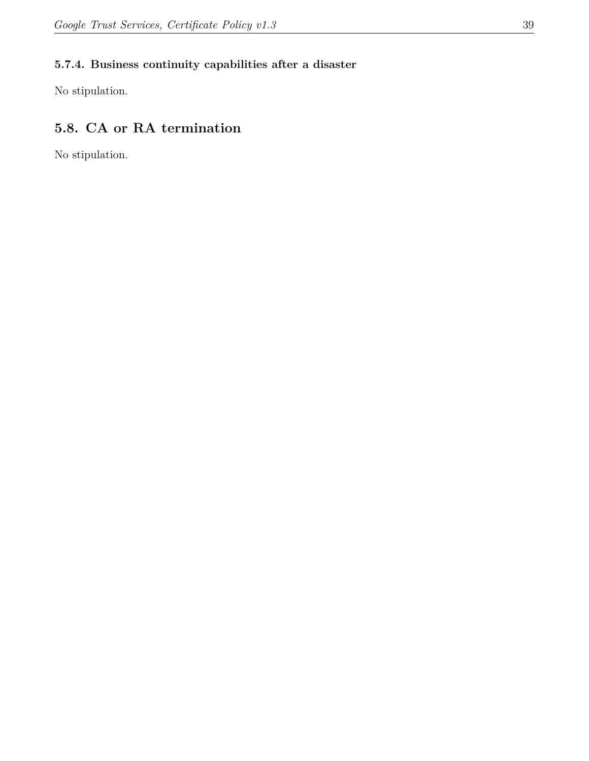#### 5.7.4. Business continuity capabilities after a disaster

No stipulation.

### 5.8. CA or RA termination

No stipulation.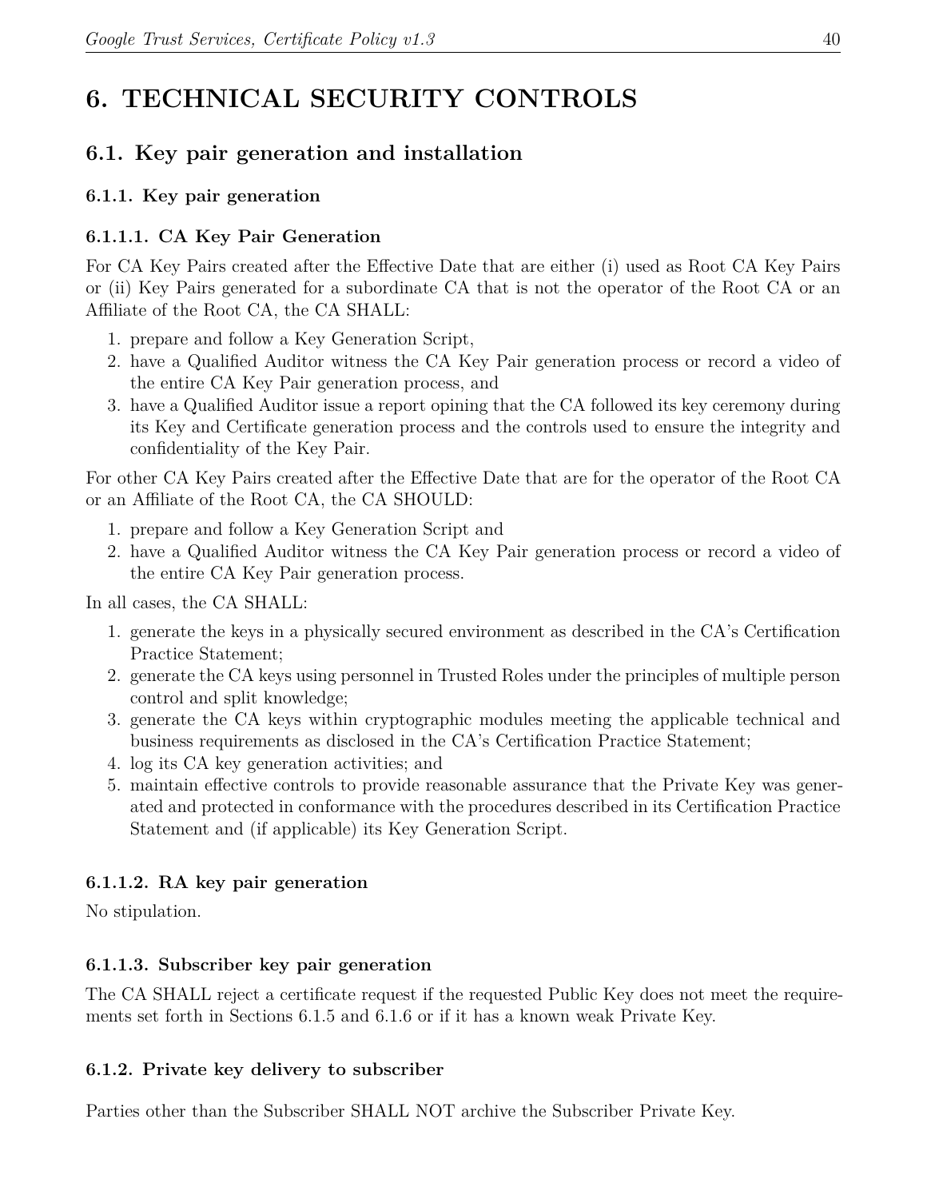# 6. TECHNICAL SECURITY CONTROLS

## 6.1. Key pair generation and installation

### 6.1.1. Key pair generation

#### 6.1.1.1. CA Key Pair Generation

For CA Key Pairs created after the Effective Date that are either (i) used as Root CA Key Pairs or (ii) Key Pairs generated for a subordinate CA that is not the operator of the Root CA or an Affiliate of the Root CA, the CA SHALL:

1. prepare and follow a Key Generation Script,
2. have a Qualified Auditor witness the CA Key Pair generation process or record a video of the entire CA Key Pair generation process, and
3. have a Qualified Auditor issue a report opining that the CA followed its key ceremony during its Key and Certificate generation process and the controls used to ensure the integrity and confidentiality of the Key Pair.

For other CA Key Pairs created after the Effective Date that are for the operator of the Root CA or an Affiliate of the Root CA, the CA SHOULD:

1. prepare and follow a Key Generation Script and
2. have a Qualified Auditor witness the CA Key Pair generation process or record a video of the entire CA Key Pair generation process.

In all cases, the CA SHALL:

1. generate the keys in a physically secured environment as described in the CA's Certification Practice Statement;
2. generate the CA keys using personnel in Trusted Roles under the principles of multiple person control and split knowledge;
3. generate the CA keys within cryptographic modules meeting the applicable technical and business requirements as disclosed in the CA's Certification Practice Statement;
4. log its CA key generation activities; and
5. maintain effective controls to provide reasonable assurance that the Private Key was generated and protected in conformance with the procedures described in its Certification Practice Statement and (if applicable) its Key Generation Script.

#### 6.1.1.2. RA key pair generation

No stipulation.

#### 6.1.1.3. Subscriber key pair generation

The CA SHALL reject a certificate request if the requested Public Key does not meet the requirements set forth in Sections 6.1.5 and 6.1.6 or if it has a known weak Private Key.

### 6.1.2. Private key delivery to subscriber

Parties other than the Subscriber SHALL NOT archive the Subscriber Private Key.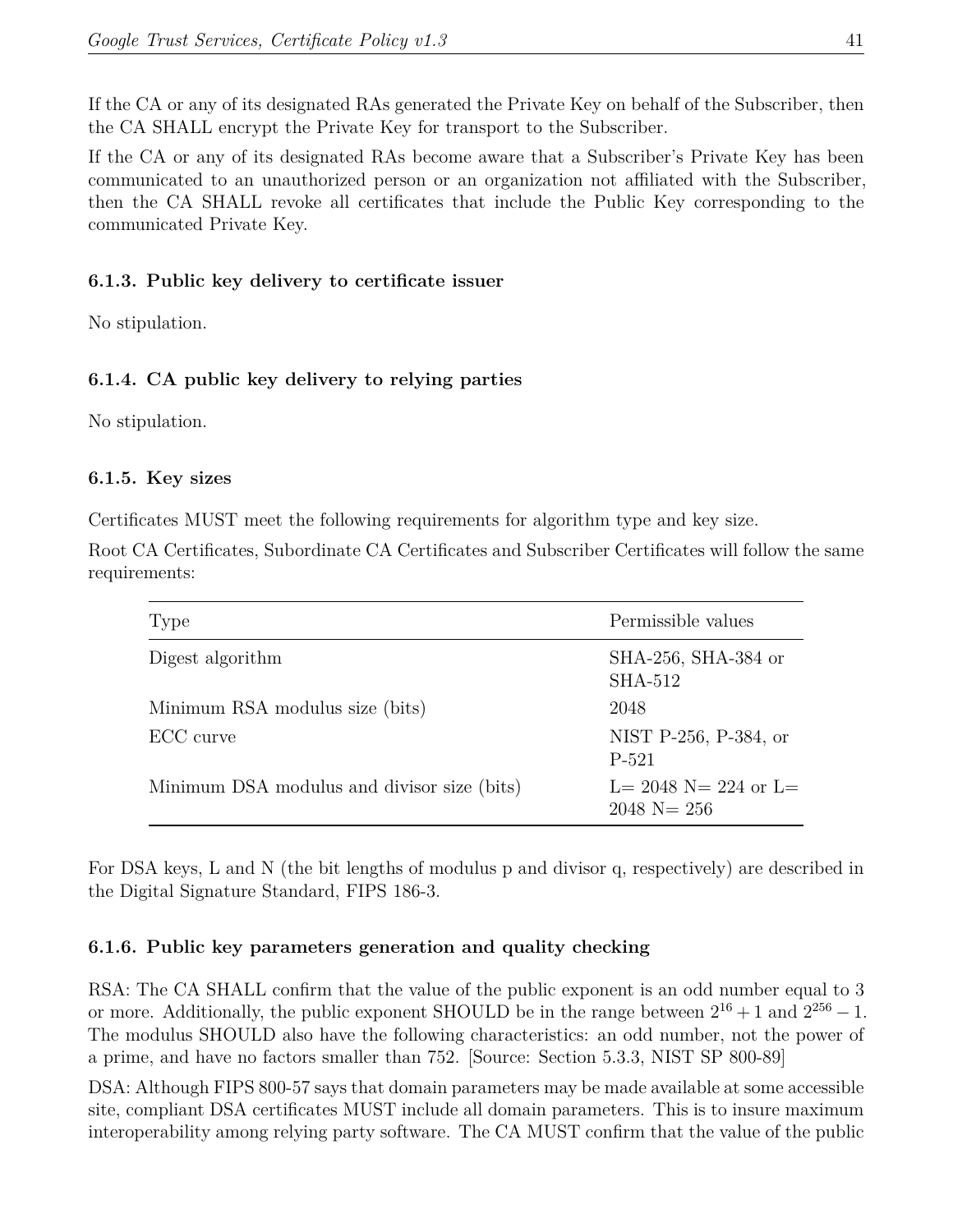If the CA or any of its designated RAs generated the Private Key on behalf of the Subscriber, then the CA SHALL encrypt the Private Key for transport to the Subscriber.

If the CA or any of its designated RAs become aware that a Subscriber's Private Key has been communicated to an unauthorized person or an organization not affiliated with the Subscriber, then the CA SHALL revoke all certificates that include the Public Key corresponding to the communicated Private Key.

#### 6.1.3. Public key delivery to certificate issuer

No stipulation.

#### 6.1.4. CA public key delivery to relying parties

No stipulation.

#### 6.1.5. Key sizes

Certificates MUST meet the following requirements for algorithm type and key size.

Root CA Certificates, Subordinate CA Certificates and Subscriber Certificates will follow the same requirements:

| Type | Permissible values |
|---|---|
| Digest algorithm | SHA-256, SHA-384 or SHA-512 |
| Minimum RSA modulus size (bits) | 2048 |
| ECC curve | NIST P-256, P-384, or P-521 |
| Minimum DSA modulus and divisor size (bits) | L= 2048 N= 224 or L= 2048 N= 256 |

For DSA keys, L and N (the bit lengths of modulus p and divisor q, respectively) are described in the Digital Signature Standard, FIPS 186-3.

#### 6.1.6. Public key parameters generation and quality checking

RSA: The CA SHALL confirm that the value of the public exponent is an odd number equal to 3 or more. Additionally, the public exponent SHOULD be in the range between $2^{16}+1$ and $2^{256}-1$. The modulus SHOULD also have the following characteristics: an odd number, not the power of a prime, and have no factors smaller than 752. [Source: Section 5.3.3, NIST SP 800-89]

DSA: Although FIPS 800-57 says that domain parameters may be made available at some accessible site, compliant DSA certificates MUST include all domain parameters. This is to insure maximum interoperability among relying party software. The CA MUST confirm that the value of the public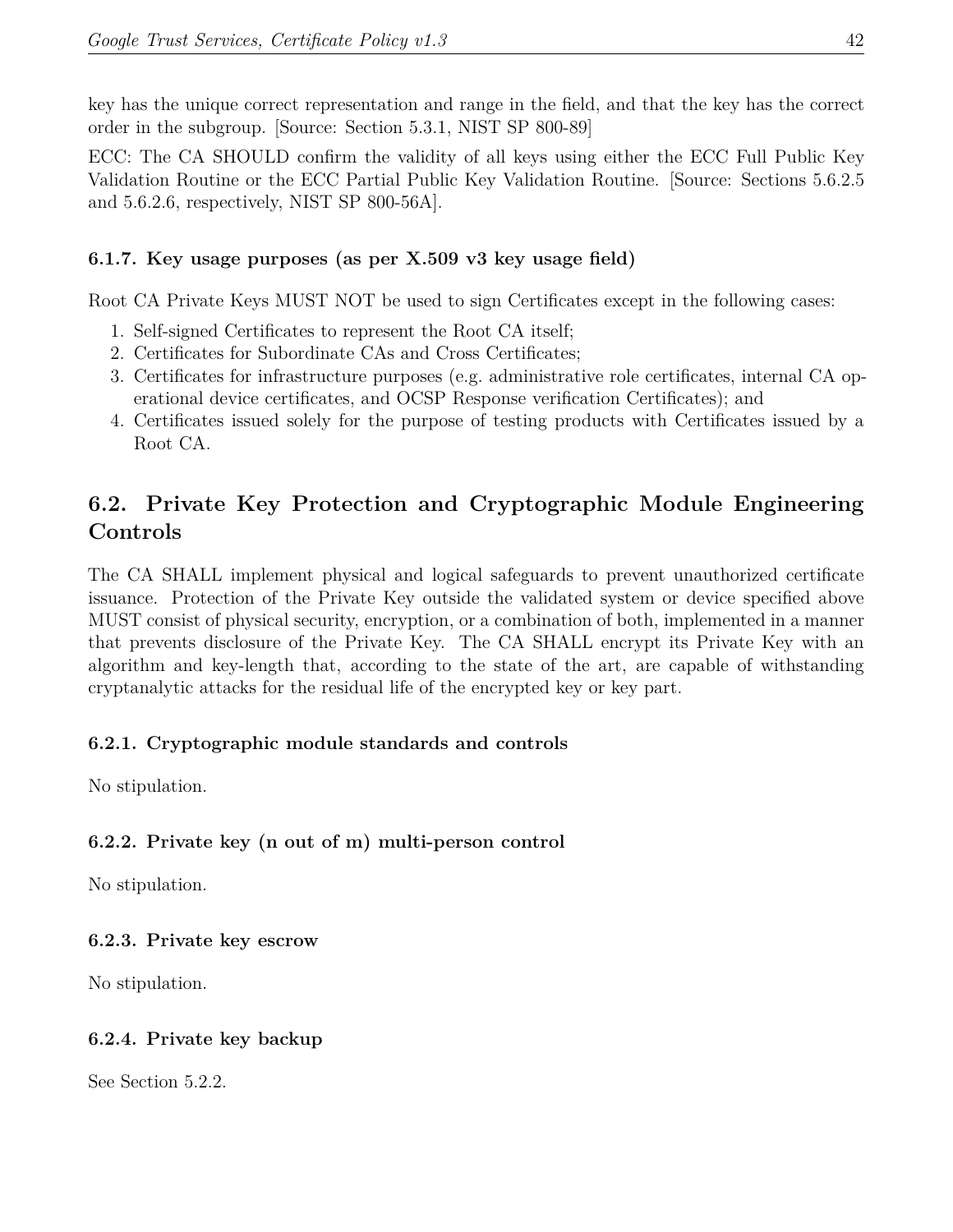key has the unique correct representation and range in the field, and that the key has the correct order in the subgroup. [Source: Section 5.3.1, NIST SP 800-89]

ECC: The CA SHOULD confirm the validity of all keys using either the ECC Full Public Key Validation Routine or the ECC Partial Public Key Validation Routine. [Source: Sections 5.6.2.5 and 5.6.2.6, respectively, NIST SP 800-56A].

### 6.1.7. Key usage purposes (as per X.509 v3 key usage field)

Root CA Private Keys MUST NOT be used to sign Certificates except in the following cases:

1. Self-signed Certificates to represent the Root CA itself;
2. Certificates for Subordinate CAs and Cross Certificates;
3. Certificates for infrastructure purposes (e.g. administrative role certificates, internal CA operational device certificates, and OCSP Response verification Certificates); and
4. Certificates issued solely for the purpose of testing products with Certificates issued by a Root CA.

## 6.2. Private Key Protection and Cryptographic Module Engineering Controls

The CA SHALL implement physical and logical safeguards to prevent unauthorized certificate issuance. Protection of the Private Key outside the validated system or device specified above MUST consist of physical security, encryption, or a combination of both, implemented in a manner that prevents disclosure of the Private Key. The CA SHALL encrypt its Private Key with an algorithm and key-length that, according to the state of the art, are capable of withstanding cryptanalytic attacks for the residual life of the encrypted key or key part.

### 6.2.1. Cryptographic module standards and controls

No stipulation.

### 6.2.2. Private key (n out of m) multi-person control

No stipulation.

### 6.2.3. Private key escrow

No stipulation.

### 6.2.4. Private key backup

See Section 5.2.2.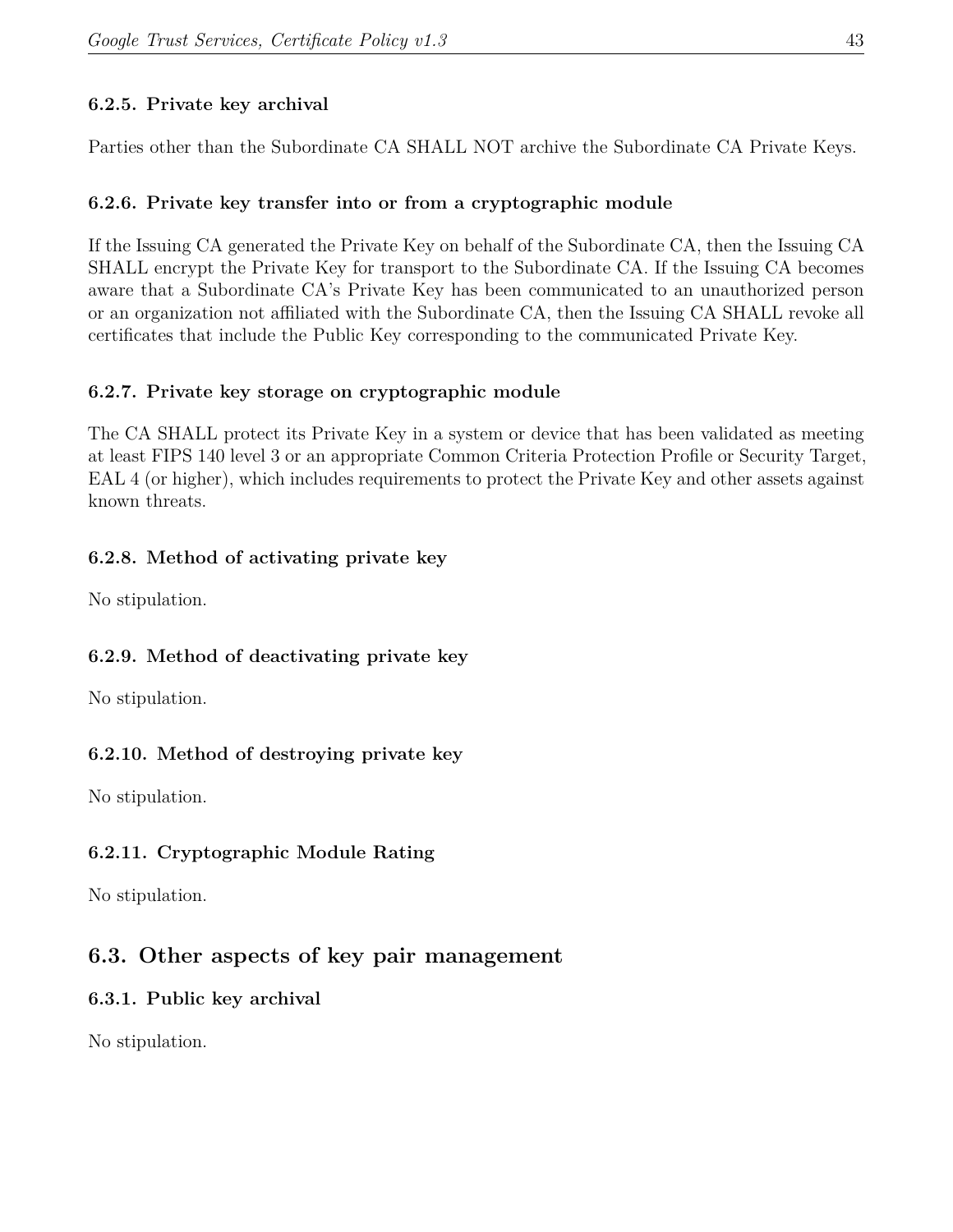#### 6.2.5. Private key archival

Parties other than the Subordinate CA SHALL NOT archive the Subordinate CA Private Keys.

#### 6.2.6. Private key transfer into or from a cryptographic module

If the Issuing CA generated the Private Key on behalf of the Subordinate CA, then the Issuing CA SHALL encrypt the Private Key for transport to the Subordinate CA. If the Issuing CA becomes aware that a Subordinate CA's Private Key has been communicated to an unauthorized person or an organization not affiliated with the Subordinate CA, then the Issuing CA SHALL revoke all certificates that include the Public Key corresponding to the communicated Private Key.

#### 6.2.7. Private key storage on cryptographic module

The CA SHALL protect its Private Key in a system or device that has been validated as meeting at least FIPS 140 level 3 or an appropriate Common Criteria Protection Profile or Security Target, EAL 4 (or higher), which includes requirements to protect the Private Key and other assets against known threats.

#### 6.2.8. Method of activating private key

No stipulation.

#### 6.2.9. Method of deactivating private key

No stipulation.

#### 6.2.10. Method of destroying private key

No stipulation.

#### 6.2.11. Cryptographic Module Rating

No stipulation.

### 6.3. Other aspects of key pair management

#### 6.3.1. Public key archival

No stipulation.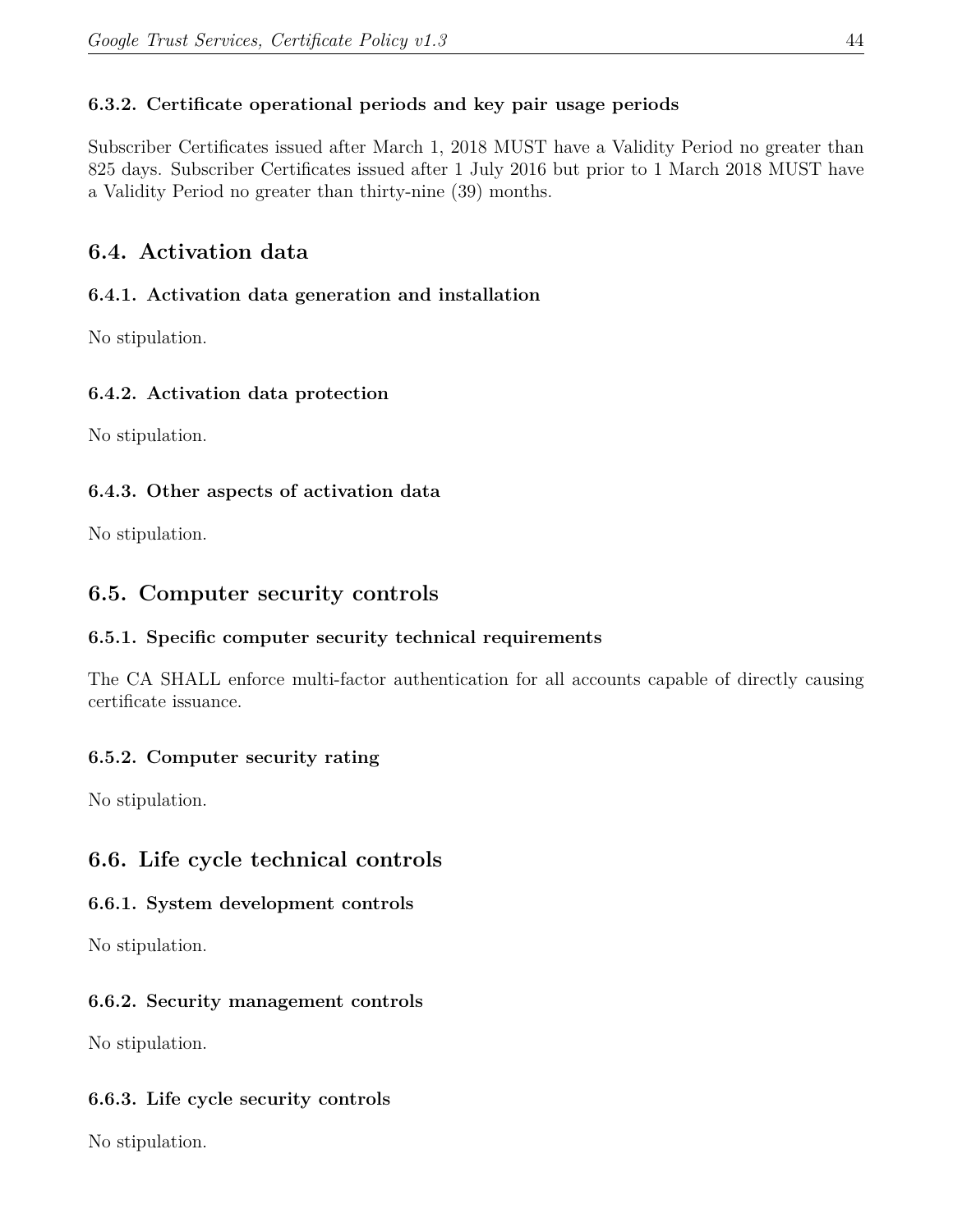#### 6.3.2. Certificate operational periods and key pair usage periods

Subscriber Certificates issued after March 1, 2018 MUST have a Validity Period no greater than 825 days. Subscriber Certificates issued after 1 July 2016 but prior to 1 March 2018 MUST have a Validity Period no greater than thirty-nine (39) months.

### 6.4. Activation data

#### 6.4.1. Activation data generation and installation

No stipulation.

#### 6.4.2. Activation data protection

No stipulation.

#### 6.4.3. Other aspects of activation data

No stipulation.

### 6.5. Computer security controls

#### 6.5.1. Specific computer security technical requirements

The CA SHALL enforce multi-factor authentication for all accounts capable of directly causing certificate issuance.

#### 6.5.2. Computer security rating

No stipulation.

### 6.6. Life cycle technical controls

#### 6.6.1. System development controls

No stipulation.

#### 6.6.2. Security management controls

No stipulation.

#### 6.6.3. Life cycle security controls

No stipulation.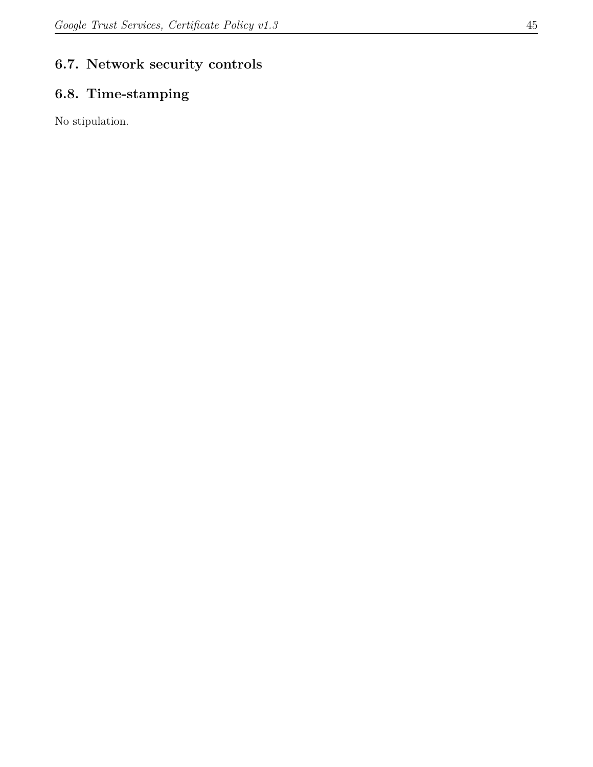## 6.7. Network security controls

## 6.8. Time-stamping

No stipulation.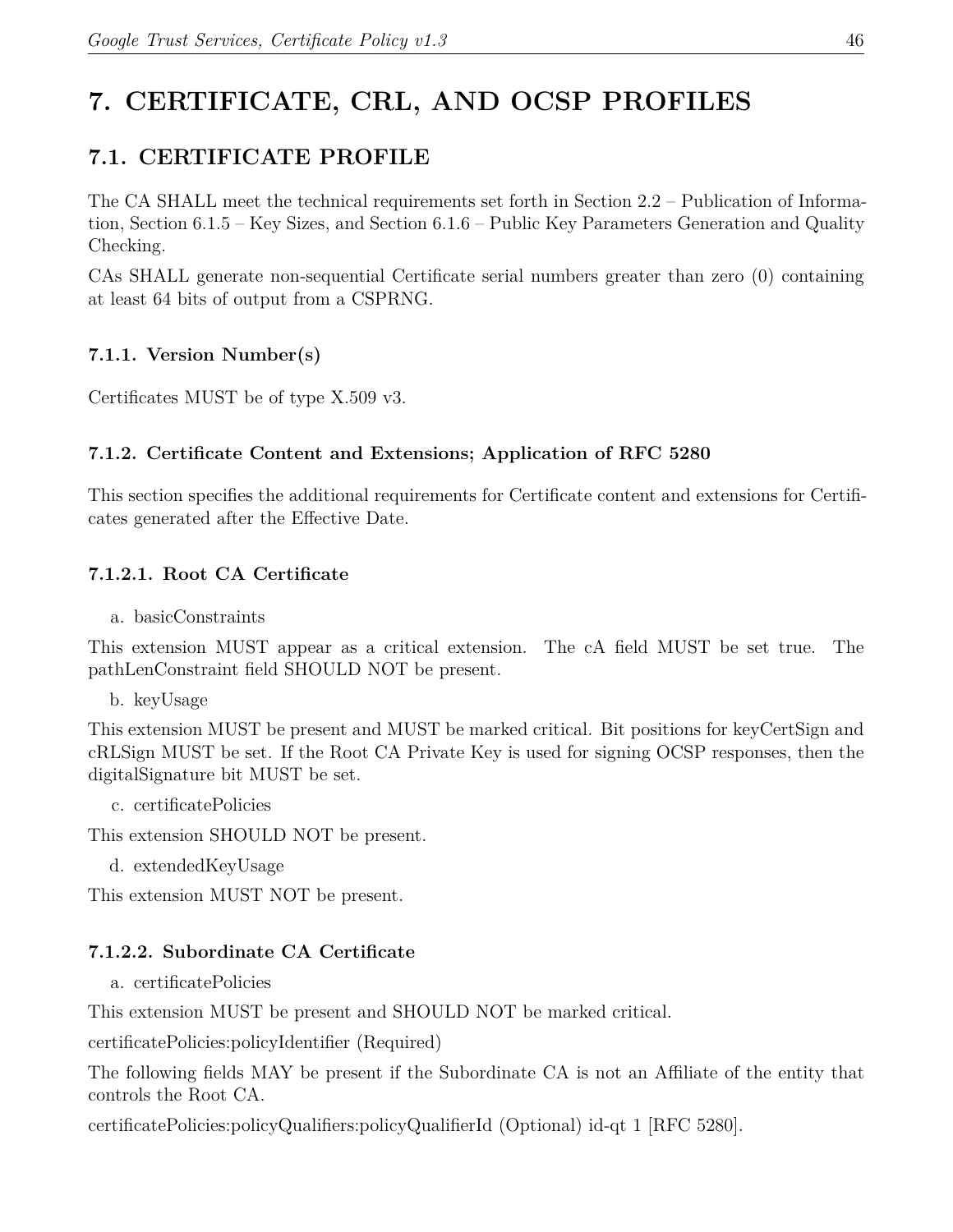# 7. CERTIFICATE, CRL, AND OCSP PROFILES

## 7.1. CERTIFICATE PROFILE

The CA SHALL meet the technical requirements set forth in Section 2.2 – Publication of Information, Section 6.1.5 – Key Sizes, and Section 6.1.6 – Public Key Parameters Generation and Quality Checking.

CAs SHALL generate non-sequential Certificate serial numbers greater than zero (0) containing at least 64 bits of output from a CSPRNG.

### 7.1.1. Version Number(s)

Certificates MUST be of type X.509 v3.

### 7.1.2. Certificate Content and Extensions; Application of RFC 5280

This section specifies the additional requirements for Certificate content and extensions for Certificates generated after the Effective Date.

#### 7.1.2.1. Root CA Certificate

a. basicConstraints

This extension MUST appear as a critical extension. The cA field MUST be set true. The pathLenConstraint field SHOULD NOT be present.

b. keyUsage

This extension MUST be present and MUST be marked critical. Bit positions for keyCertSign and cRLSign MUST be set. If the Root CA Private Key is used for signing OCSP responses, then the digitalSignature bit MUST be set.

c. certificatePolicies

This extension SHOULD NOT be present.

d. extendedKeyUsage

This extension MUST NOT be present.

#### 7.1.2.2. Subordinate CA Certificate

a. certificatePolicies

This extension MUST be present and SHOULD NOT be marked critical.

certificatePolicies:policyIdentifier (Required)

The following fields MAY be present if the Subordinate CA is not an Affiliate of the entity that controls the Root CA.

certificatePolicies:policyQualifiers:policyQualifierId (Optional) id-qt 1 [RFC 5280].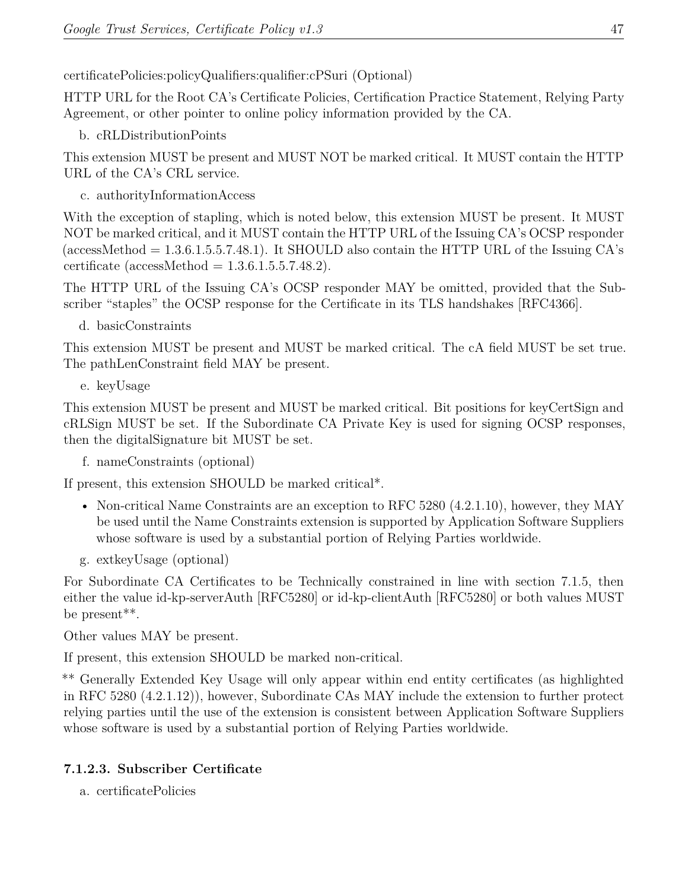certificatePolicies:policyQualifiers:qualifier:cPSuri (Optional)

HTTP URL for the Root CA's Certificate Policies, Certification Practice Statement, Relying Party Agreement, or other pointer to online policy information provided by the CA.

b. cRLDistributionPoints

This extension MUST be present and MUST NOT be marked critical. It MUST contain the HTTP URL of the CA's CRL service.

c. authorityInformationAccess

With the exception of stapling, which is noted below, this extension MUST be present. It MUST NOT be marked critical, and it MUST contain the HTTP URL of the Issuing CA's OCSP responder (accessMethod = 1.3.6.1.5.5.7.48.1). It SHOULD also contain the HTTP URL of the Issuing CA's certificate (accessMethod = 1.3.6.1.5.5.7.48.2).

The HTTP URL of the Issuing CA's OCSP responder MAY be omitted, provided that the Subscriber "staples" the OCSP response for the Certificate in its TLS handshakes [RFC4366].

d. basicConstraints

This extension MUST be present and MUST be marked critical. The cA field MUST be set true. The pathLenConstraint field MAY be present.

e. keyUsage

This extension MUST be present and MUST be marked critical. Bit positions for keyCertSign and cRLSign MUST be set. If the Subordinate CA Private Key is used for signing OCSP responses, then the digitalSignature bit MUST be set.

f. nameConstraints (optional)

If present, this extension SHOULD be marked critical*.

- Non-critical Name Constraints are an exception to RFC 5280 (4.2.1.10), however, they MAY be used until the Name Constraints extension is supported by Application Software Suppliers whose software is used by a substantial portion of Relying Parties worldwide.

g. extkeyUsage (optional)

For Subordinate CA Certificates to be Technically constrained in line with section 7.1.5, then either the value id-kp-serverAuth [RFC5280] or id-kp-clientAuth [RFC5280] or both values MUST be present**.

Other values MAY be present.

If present, this extension SHOULD be marked non-critical.

** Generally Extended Key Usage will only appear within end entity certificates (as highlighted in RFC 5280 (4.2.1.12)), however, Subordinate CAs MAY include the extension to further protect relying parties until the use of the extension is consistent between Application Software Suppliers whose software is used by a substantial portion of Relying Parties worldwide.

#### 7.1.2.3. Subscriber Certificate

a. certificatePolicies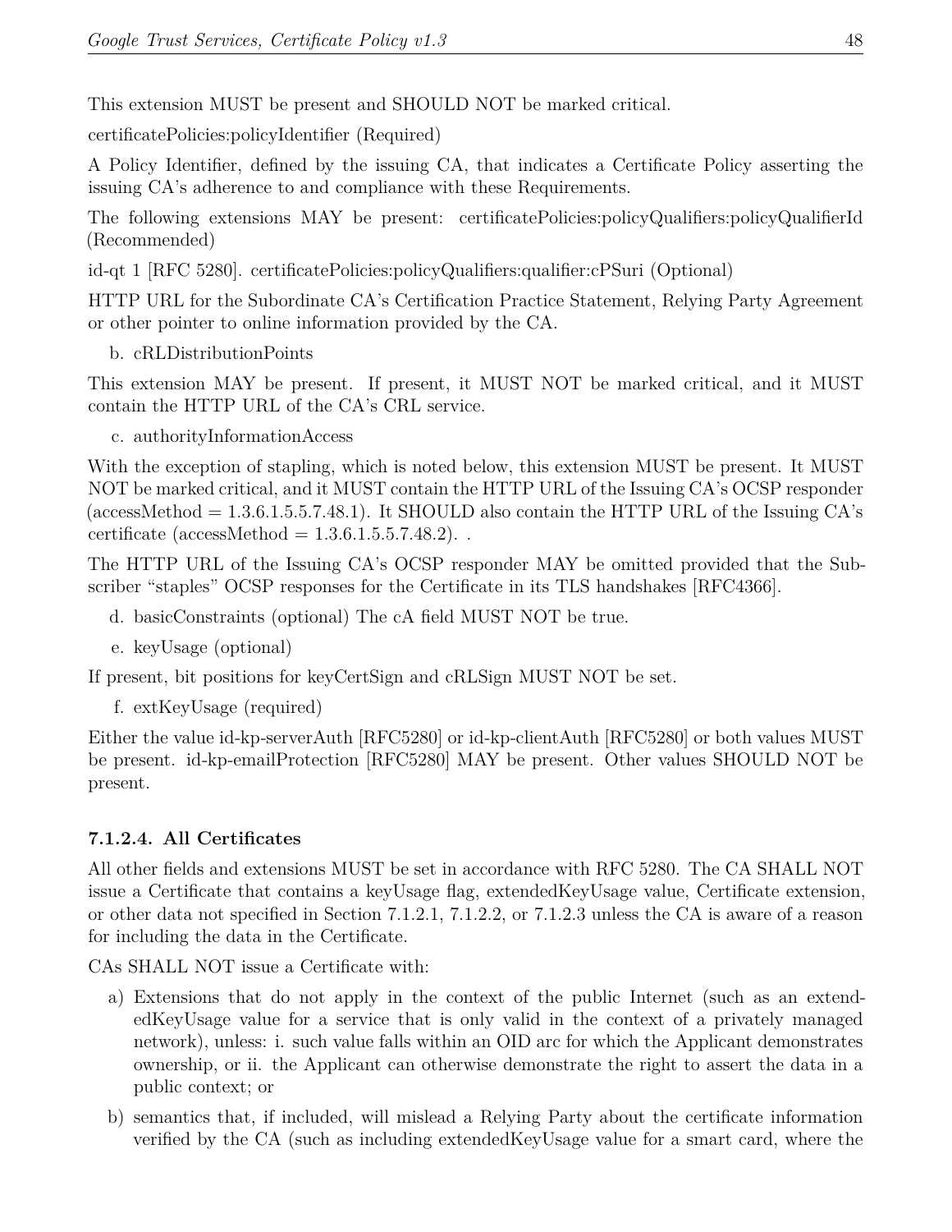This extension MUST be present and SHOULD NOT be marked critical.

certificatePolicies:policyIdentifier (Required)

A Policy Identifier, defined by the issuing CA, that indicates a Certificate Policy asserting the issuing CA's adherence to and compliance with these Requirements.

The following extensions MAY be present: certificatePolicies:policyQualifiers:policyQualifierId (Recommended)

id-qt 1 [RFC 5280]. certificatePolicies:policyQualifiers:qualifier:cPSuri (Optional)

HTTP URL for the Subordinate CA's Certification Practice Statement, Relying Party Agreement or other pointer to online information provided by the CA.

b. cRLDistributionPoints

This extension MAY be present. If present, it MUST NOT be marked critical, and it MUST contain the HTTP URL of the CA's CRL service.

c. authorityInformationAccess

With the exception of stapling, which is noted below, this extension MUST be present. It MUST NOT be marked critical, and it MUST contain the HTTP URL of the Issuing CA's OCSP responder (accessMethod = 1.3.6.1.5.5.7.48.1). It SHOULD also contain the HTTP URL of the Issuing CA's certificate (accessMethod = 1.3.6.1.5.5.7.48.2). .

The HTTP URL of the Issuing CA's OCSP responder MAY be omitted provided that the Subscriber "staples" OCSP responses for the Certificate in its TLS handshakes [RFC4366].

d. basicConstraints (optional) The cA field MUST NOT be true.

e. keyUsage (optional)

If present, bit positions for keyCertSign and cRLSign MUST NOT be set.

f. extKeyUsage (required)

Either the value id-kp-serverAuth [RFC5280] or id-kp-clientAuth [RFC5280] or both values MUST be present. id-kp-emailProtection [RFC5280] MAY be present. Other values SHOULD NOT be present.

#### 7.1.2.4. All Certificates

All other fields and extensions MUST be set in accordance with RFC 5280. The CA SHALL NOT issue a Certificate that contains a keyUsage flag, extendedKeyUsage value, Certificate extension, or other data not specified in Section 7.1.2.1, 7.1.2.2, or 7.1.2.3 unless the CA is aware of a reason for including the data in the Certificate.

CAs SHALL NOT issue a Certificate with:

a) Extensions that do not apply in the context of the public Internet (such as an extendedKeyUsage value for a service that is only valid in the context of a privately managed network), unless: i. such value falls within an OID arc for which the Applicant demonstrates ownership, or ii. the Applicant can otherwise demonstrate the right to assert the data in a public context; or

b) semantics that, if included, will mislead a Relying Party about the certificate information verified by the CA (such as including extendedKeyUsage value for a smart card, where the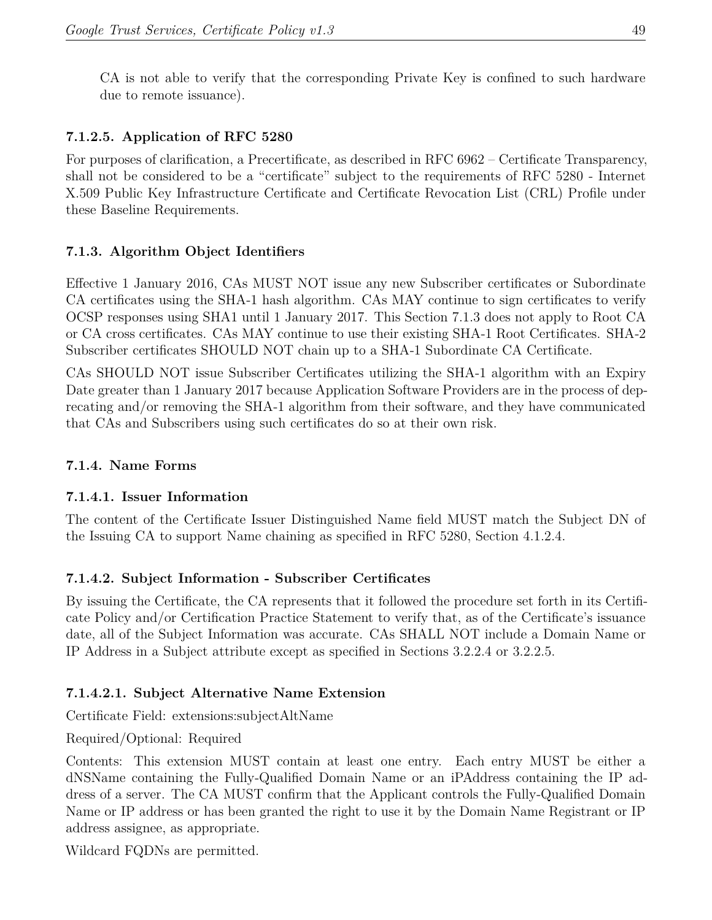CA is not able to verify that the corresponding Private Key is confined to such hardware due to remote issuance).

#### 7.1.2.5. Application of RFC 5280

For purposes of clarification, a Precertificate, as described in RFC 6962 – Certificate Transparency, shall not be considered to be a "certificate" subject to the requirements of RFC 5280 - Internet X.509 Public Key Infrastructure Certificate and Certificate Revocation List (CRL) Profile under these Baseline Requirements.

### 7.1.3. Algorithm Object Identifiers

Effective 1 January 2016, CAs MUST NOT issue any new Subscriber certificates or Subordinate CA certificates using the SHA-1 hash algorithm. CAs MAY continue to sign certificates to verify OCSP responses using SHA1 until 1 January 2017. This Section 7.1.3 does not apply to Root CA or CA cross certificates. CAs MAY continue to use their existing SHA-1 Root Certificates. SHA-2 Subscriber certificates SHOULD NOT chain up to a SHA-1 Subordinate CA Certificate.

CAs SHOULD NOT issue Subscriber Certificates utilizing the SHA-1 algorithm with an Expiry Date greater than 1 January 2017 because Application Software Providers are in the process of deprecating and/or removing the SHA-1 algorithm from their software, and they have communicated that CAs and Subscribers using such certificates do so at their own risk.

### 7.1.4. Name Forms

#### 7.1.4.1. Issuer Information

The content of the Certificate Issuer Distinguished Name field MUST match the Subject DN of the Issuing CA to support Name chaining as specified in RFC 5280, Section 4.1.2.4.

#### 7.1.4.2. Subject Information - Subscriber Certificates

By issuing the Certificate, the CA represents that it followed the procedure set forth in its Certificate Policy and/or Certification Practice Statement to verify that, as of the Certificate's issuance date, all of the Subject Information was accurate. CAs SHALL NOT include a Domain Name or IP Address in a Subject attribute except as specified in Sections 3.2.2.4 or 3.2.2.5.

##### 7.1.4.2.1. Subject Alternative Name Extension

Certificate Field: extensions:subjectAltName

Required/Optional: Required

Contents: This extension MUST contain at least one entry. Each entry MUST be either a dNSName containing the Fully-Qualified Domain Name or an iPAddress containing the IP address of a server. The CA MUST confirm that the Applicant controls the Fully-Qualified Domain Name or IP address or has been granted the right to use it by the Domain Name Registrant or IP address assignee, as appropriate.

Wildcard FQDNs are permitted.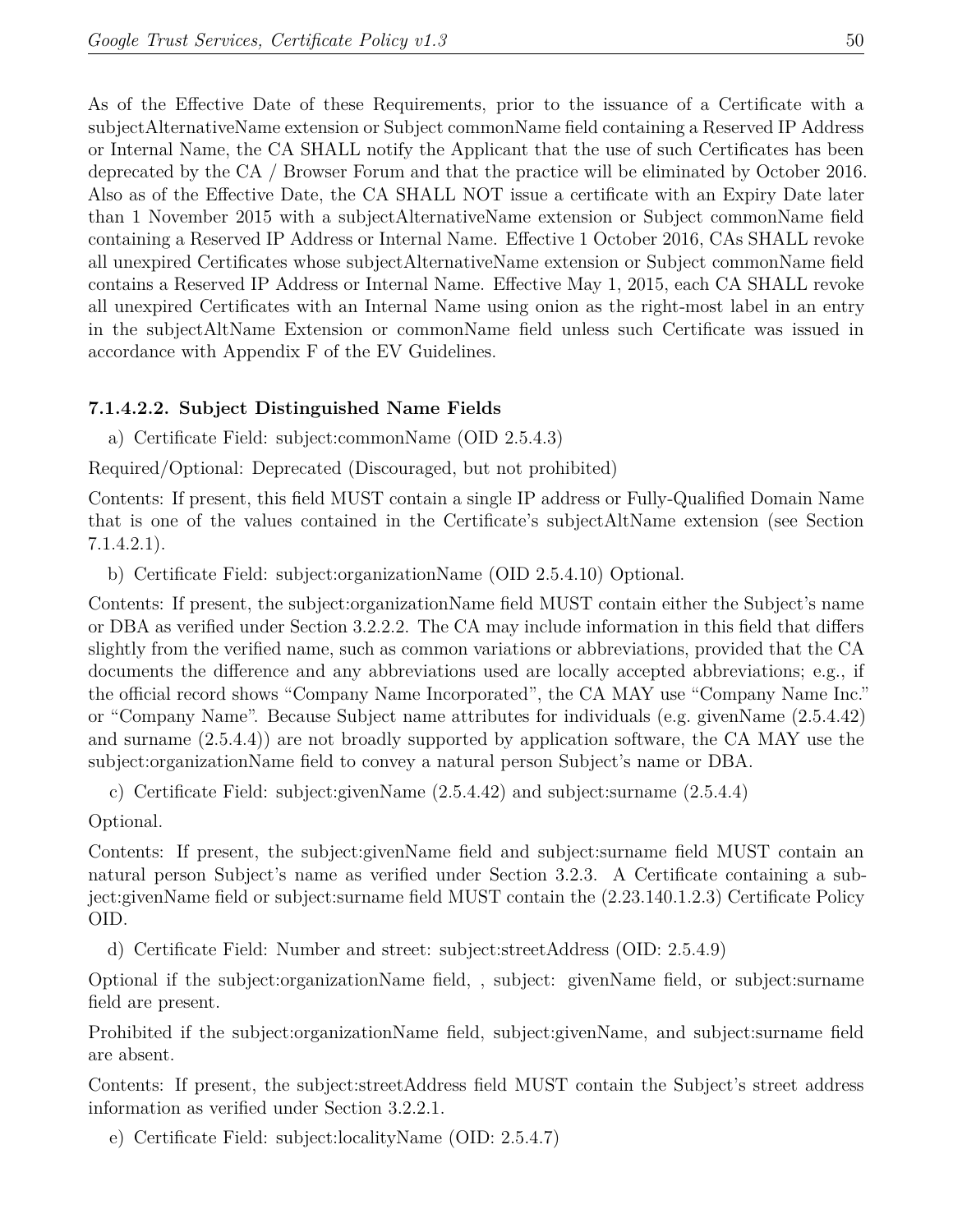As of the Effective Date of these Requirements, prior to the issuance of a Certificate with a subjectAlternativeName extension or Subject commonName field containing a Reserved IP Address or Internal Name, the CA SHALL notify the Applicant that the use of such Certificates has been deprecated by the CA / Browser Forum and that the practice will be eliminated by October 2016. Also as of the Effective Date, the CA SHALL NOT issue a certificate with an Expiry Date later than 1 November 2015 with a subjectAlternativeName extension or Subject commonName field containing a Reserved IP Address or Internal Name. Effective 1 October 2016, CAs SHALL revoke all unexpired Certificates whose subjectAlternativeName extension or Subject commonName field contains a Reserved IP Address or Internal Name. Effective May 1, 2015, each CA SHALL revoke all unexpired Certificates with an Internal Name using onion as the right-most label in an entry in the subjectAltName Extension or commonName field unless such Certificate was issued in accordance with Appendix F of the EV Guidelines.

#### 7.1.4.2.2. Subject Distinguished Name Fields

a) Certificate Field: subject:commonName (OID 2.5.4.3)

Required/Optional: Deprecated (Discouraged, but not prohibited)

Contents: If present, this field MUST contain a single IP address or Fully-Qualified Domain Name that is one of the values contained in the Certificate's subjectAltName extension (see Section 7.1.4.2.1).

b) Certificate Field: subject:organizationName (OID 2.5.4.10) Optional.

Contents: If present, the subject:organizationName field MUST contain either the Subject's name or DBA as verified under Section 3.2.2.2. The CA may include information in this field that differs slightly from the verified name, such as common variations or abbreviations, provided that the CA documents the difference and any abbreviations used are locally accepted abbreviations; e.g., if the official record shows "Company Name Incorporated", the CA MAY use "Company Name Inc." or "Company Name". Because Subject name attributes for individuals (e.g. givenName (2.5.4.42) and surname (2.5.4.4)) are not broadly supported by application software, the CA MAY use the subject:organizationName field to convey a natural person Subject's name or DBA.

c) Certificate Field: subject:givenName (2.5.4.42) and subject:surname (2.5.4.4)

Optional.

Contents: If present, the subject:givenName field and subject:surname field MUST contain an natural person Subject's name as verified under Section 3.2.3. A Certificate containing a subject:givenName field or subject:surname field MUST contain the (2.23.140.1.2.3) Certificate Policy OID.

d) Certificate Field: Number and street: subject:streetAddress (OID: 2.5.4.9)

Optional if the subject:organizationName field, , subject: givenName field, or subject:surname field are present.

Prohibited if the subject:organizationName field, subject:givenName, and subject:surname field are absent.

Contents: If present, the subject:streetAddress field MUST contain the Subject's street address information as verified under Section 3.2.2.1.

e) Certificate Field: subject:localityName (OID: 2.5.4.7)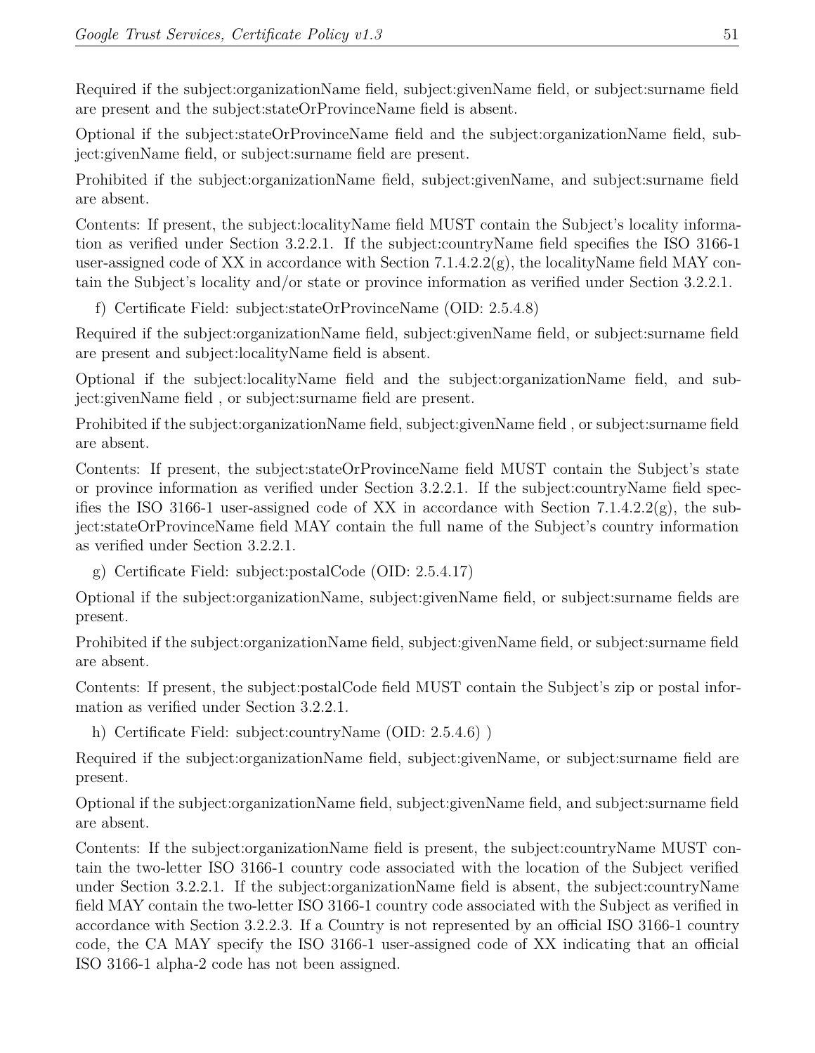Required if the subject:organizationName field, subject:givenName field, or subject:surname field are present and the subject:stateOrProvinceName field is absent.

Optional if the subject:stateOrProvinceName field and the subject:organizationName field, subject:givenName field, or subject:surname field are present.

Prohibited if the subject:organizationName field, subject:givenName, and subject:surname field are absent.

Contents: If present, the subject:localityName field MUST contain the Subject's locality information as verified under Section 3.2.2.1. If the subject:countryName field specifies the ISO 3166-1 user-assigned code of XX in accordance with Section 7.1.4.2.2(g), the localityName field MAY contain the Subject's locality and/or state or province information as verified under Section 3.2.2.1.

f) Certificate Field: subject:stateOrProvinceName (OID: 2.5.4.8)

Required if the subject:organizationName field, subject:givenName field, or subject:surname field are present and subject:localityName field is absent.

Optional if the subject:localityName field and the subject:organizationName field, and subject:givenName field , or subject:surname field are present.

Prohibited if the subject:organizationName field, subject:givenName field , or subject:surname field are absent.

Contents: If present, the subject:stateOrProvinceName field MUST contain the Subject's state or province information as verified under Section 3.2.2.1. If the subject:countryName field specifies the ISO 3166-1 user-assigned code of XX in accordance with Section 7.1.4.2.2(g), the subject:stateOrProvinceName field MAY contain the full name of the Subject's country information as verified under Section 3.2.2.1.

g) Certificate Field: subject:postalCode (OID: 2.5.4.17)

Optional if the subject:organizationName, subject:givenName field, or subject:surname fields are present.

Prohibited if the subject:organizationName field, subject:givenName field, or subject:surname field are absent.

Contents: If present, the subject:postalCode field MUST contain the Subject's zip or postal information as verified under Section 3.2.2.1.

h) Certificate Field: subject:countryName (OID: 2.5.4.6) )

Required if the subject:organizationName field, subject:givenName, or subject:surname field are present.

Optional if the subject:organizationName field, subject:givenName field, and subject:surname field are absent.

Contents: If the subject:organizationName field is present, the subject:countryName MUST contain the two-letter ISO 3166-1 country code associated with the location of the Subject verified under Section 3.2.2.1. If the subject:organizationName field is absent, the subject:countryName field MAY contain the two-letter ISO 3166-1 country code associated with the Subject as verified in accordance with Section 3.2.2.3. If a Country is not represented by an official ISO 3166-1 country code, the CA MAY specify the ISO 3166-1 user-assigned code of XX indicating that an official ISO 3166-1 alpha-2 code has not been assigned.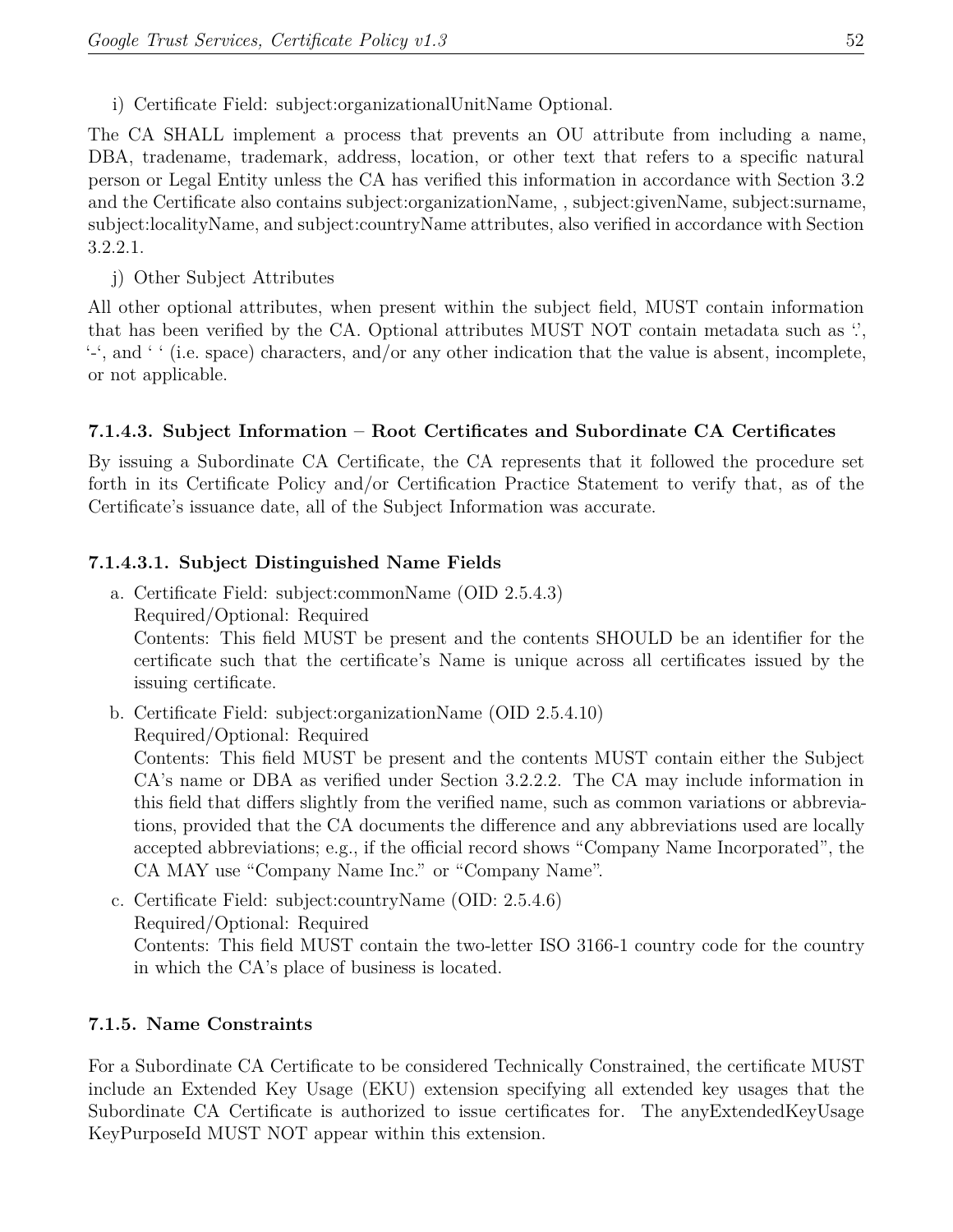i) Certificate Field: subject:organizationalUnitName Optional.

The CA SHALL implement a process that prevents an OU attribute from including a name, DBA, tradename, trademark, address, location, or other text that refers to a specific natural person or Legal Entity unless the CA has verified this information in accordance with Section 3.2 and the Certificate also contains subject:organizationName, , subject:givenName, subject:surname, subject:localityName, and subject:countryName attributes, also verified in accordance with Section 3.2.2.1.

j) Other Subject Attributes

All other optional attributes, when present within the subject field, MUST contain information that has been verified by the CA. Optional attributes MUST NOT contain metadata such as '.', '-', and ' ' (i.e. space) characters, and/or any other indication that the value is absent, incomplete, or not applicable.

#### 7.1.4.3. Subject Information – Root Certificates and Subordinate CA Certificates

By issuing a Subordinate CA Certificate, the CA represents that it followed the procedure set forth in its Certificate Policy and/or Certification Practice Statement to verify that, as of the Certificate's issuance date, all of the Subject Information was accurate.

#### 7.1.4.3.1. Subject Distinguished Name Fields

a. Certificate Field: subject:commonName (OID 2.5.4.3)
   Required/Optional: Required
   Contents: This field MUST be present and the contents SHOULD be an identifier for the certificate such that the certificate's Name is unique across all certificates issued by the issuing certificate.

b. Certificate Field: subject:organizationName (OID 2.5.4.10)
   Required/Optional: Required
   Contents: This field MUST be present and the contents MUST contain either the Subject CA's name or DBA as verified under Section 3.2.2.2. The CA may include information in this field that differs slightly from the verified name, such as common variations or abbreviations, provided that the CA documents the difference and any abbreviations used are locally accepted abbreviations; e.g., if the official record shows "Company Name Incorporated", the CA MAY use "Company Name Inc." or "Company Name".

c. Certificate Field: subject:countryName (OID: 2.5.4.6)
   Required/Optional: Required
   Contents: This field MUST contain the two-letter ISO 3166-1 country code for the country in which the CA's place of business is located.

#### 7.1.5. Name Constraints

For a Subordinate CA Certificate to be considered Technically Constrained, the certificate MUST include an Extended Key Usage (EKU) extension specifying all extended key usages that the Subordinate CA Certificate is authorized to issue certificates for. The anyExtendedKeyUsage KeyPurposeId MUST NOT appear within this extension.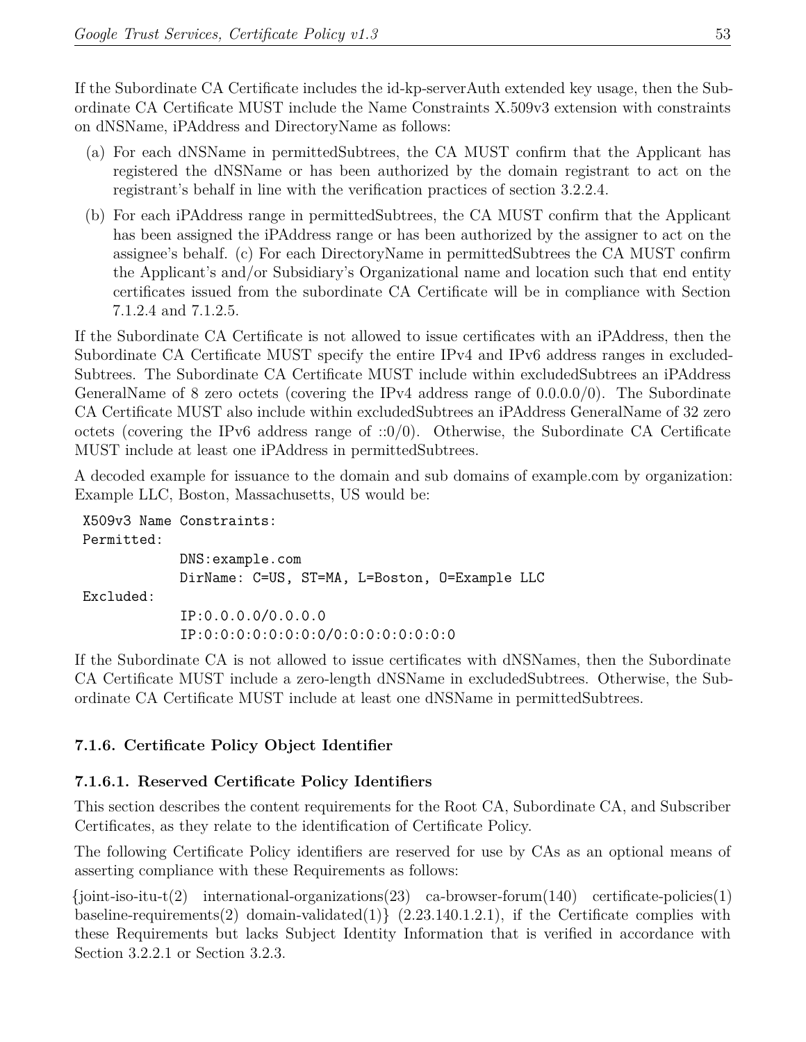If the Subordinate CA Certificate includes the id-kp-serverAuth extended key usage, then the Subordinate CA Certificate MUST include the Name Constraints X.509v3 extension with constraints on dNSName, iPAddress and DirectoryName as follows:

(a) For each dNSName in permittedSubtrees, the CA MUST confirm that the Applicant has registered the dNSName or has been authorized by the domain registrant to act on the registrant's behalf in line with the verification practices of section 3.2.2.4.

(b) For each iPAddress range in permittedSubtrees, the CA MUST confirm that the Applicant has been assigned the iPAddress range or has been authorized by the assigner to act on the assignee's behalf. (c) For each DirectoryName in permittedSubtrees the CA MUST confirm the Applicant's and/or Subsidiary's Organizational name and location such that end entity certificates issued from the subordinate CA Certificate will be in compliance with Section 7.1.2.4 and 7.1.2.5.

If the Subordinate CA Certificate is not allowed to issue certificates with an iPAddress, then the Subordinate CA Certificate MUST specify the entire IPv4 and IPv6 address ranges in excludedSubtrees. The Subordinate CA Certificate MUST include within excludedSubtrees an iPAddress GeneralName of 8 zero octets (covering the IPv4 address range of 0.0.0.0/0). The Subordinate CA Certificate MUST also include within excludedSubtrees an iPAddress GeneralName of 32 zero octets (covering the IPv6 address range of ::0/0). Otherwise, the Subordinate CA Certificate MUST include at least one iPAddress in permittedSubtrees.

A decoded example for issuance to the domain and sub domains of example.com by organization: Example LLC, Boston, Massachusetts, US would be:

```
X509v3 Name Constraints:
Permitted:
            DNS:example.com
            DirName: C=US, ST=MA, L=Boston, O=Example LLC
Excluded:
            IP:0.0.0.0/0.0.0.0
            IP:0:0:0:0:0:0:0:0/0:0:0:0:0:0:0:0
```

If the Subordinate CA is not allowed to issue certificates with dNSNames, then the Subordinate CA Certificate MUST include a zero-length dNSName in excludedSubtrees. Otherwise, the Subordinate CA Certificate MUST include at least one dNSName in permittedSubtrees.

#### 7.1.6. Certificate Policy Object Identifier

#### 7.1.6.1. Reserved Certificate Policy Identifiers

This section describes the content requirements for the Root CA, Subordinate CA, and Subscriber Certificates, as they relate to the identification of Certificate Policy.

The following Certificate Policy identifiers are reserved for use by CAs as an optional means of asserting compliance with these Requirements as follows:

{joint-iso-itu-t(2) international-organizations(23) ca-browser-forum(140) certificate-policies(1) baseline-requirements(2) domain-validated(1)} (2.23.140.1.2.1), if the Certificate complies with these Requirements but lacks Subject Identity Information that is verified in accordance with Section 3.2.2.1 or Section 3.2.3.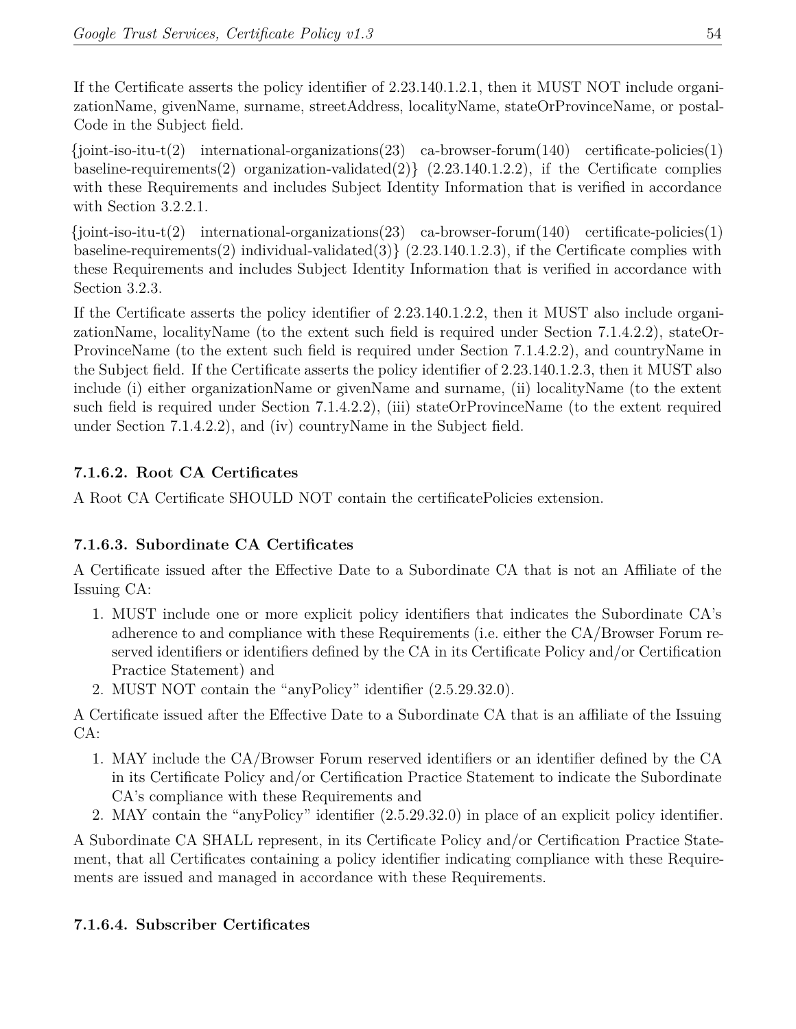If the Certificate asserts the policy identifier of 2.23.140.1.2.1, then it MUST NOT include organizationName, givenName, surname, streetAddress, localityName, stateOrProvinceName, or postalCode in the Subject field.

{joint-iso-itu-t(2) international-organizations(23) ca-browser-forum(140) certificate-policies(1) baseline-requirements(2) organization-validated(2)} (2.23.140.1.2.2), if the Certificate complies with these Requirements and includes Subject Identity Information that is verified in accordance with Section 3.2.2.1.

{joint-iso-itu-t(2) international-organizations(23) ca-browser-forum(140) certificate-policies(1) baseline-requirements(2) individual-validated(3)} (2.23.140.1.2.3), if the Certificate complies with these Requirements and includes Subject Identity Information that is verified in accordance with Section 3.2.3.

If the Certificate asserts the policy identifier of 2.23.140.1.2.2, then it MUST also include organizationName, localityName (to the extent such field is required under Section 7.1.4.2.2), stateOrProvinceName (to the extent such field is required under Section 7.1.4.2.2), and countryName in the Subject field. If the Certificate asserts the policy identifier of 2.23.140.1.2.3, then it MUST also include (i) either organizationName or givenName and surname, (ii) localityName (to the extent such field is required under Section 7.1.4.2.2), (iii) stateOrProvinceName (to the extent required under Section 7.1.4.2.2), and (iv) countryName in the Subject field.

#### 7.1.6.2. Root CA Certificates

A Root CA Certificate SHOULD NOT contain the certificatePolicies extension.

#### 7.1.6.3. Subordinate CA Certificates

A Certificate issued after the Effective Date to a Subordinate CA that is not an Affiliate of the Issuing CA:

1. MUST include one or more explicit policy identifiers that indicates the Subordinate CA's adherence to and compliance with these Requirements (i.e. either the CA/Browser Forum reserved identifiers or identifiers defined by the CA in its Certificate Policy and/or Certification Practice Statement) and
2. MUST NOT contain the "anyPolicy" identifier (2.5.29.32.0).

A Certificate issued after the Effective Date to a Subordinate CA that is an affiliate of the Issuing CA:

1. MAY include the CA/Browser Forum reserved identifiers or an identifier defined by the CA in its Certificate Policy and/or Certification Practice Statement to indicate the Subordinate CA's compliance with these Requirements and
2. MAY contain the "anyPolicy" identifier (2.5.29.32.0) in place of an explicit policy identifier.

A Subordinate CA SHALL represent, in its Certificate Policy and/or Certification Practice Statement, that all Certificates containing a policy identifier indicating compliance with these Requirements are issued and managed in accordance with these Requirements.

#### 7.1.6.4. Subscriber Certificates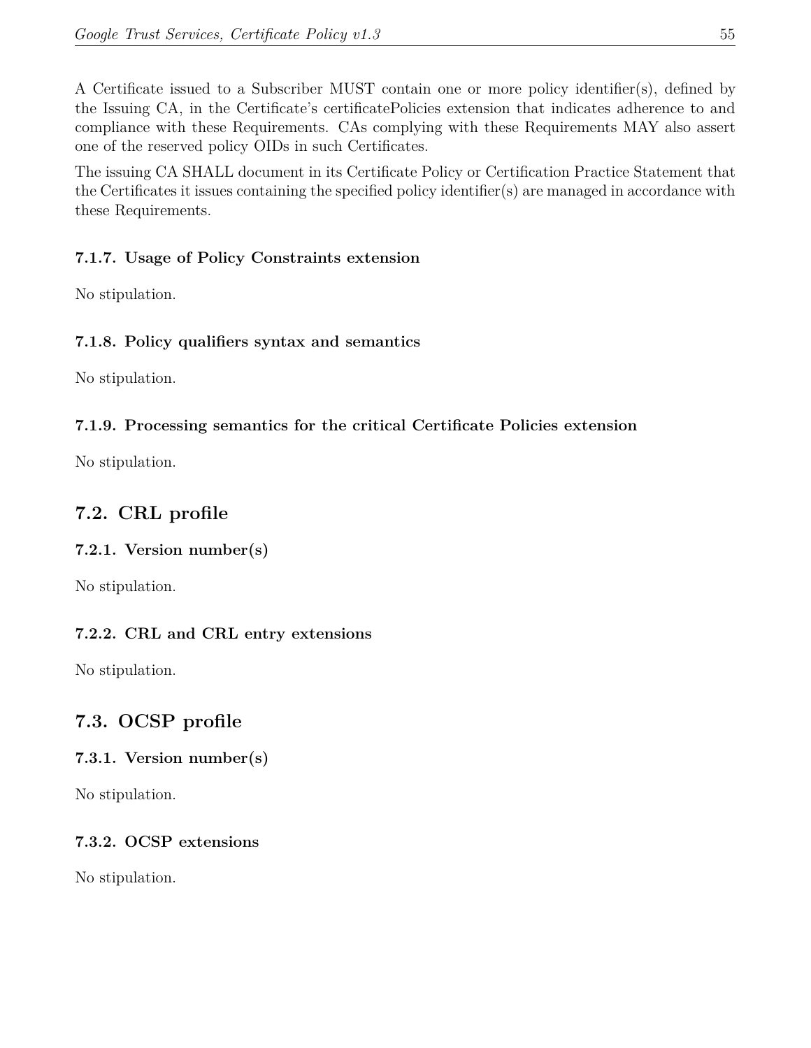A Certificate issued to a Subscriber MUST contain one or more policy identifier(s), defined by the Issuing CA, in the Certificate's certificatePolicies extension that indicates adherence to and compliance with these Requirements. CAs complying with these Requirements MAY also assert one of the reserved policy OIDs in such Certificates.

The issuing CA SHALL document in its Certificate Policy or Certification Practice Statement that the Certificates it issues containing the specified policy identifier(s) are managed in accordance with these Requirements.

### 7.1.7. Usage of Policy Constraints extension

No stipulation.

### 7.1.8. Policy qualifiers syntax and semantics

No stipulation.

### 7.1.9. Processing semantics for the critical Certificate Policies extension

No stipulation.

## 7.2. CRL profile

### 7.2.1. Version number(s)

No stipulation.

### 7.2.2. CRL and CRL entry extensions

No stipulation.

## 7.3. OCSP profile

### 7.3.1. Version number(s)

No stipulation.

### 7.3.2. OCSP extensions

No stipulation.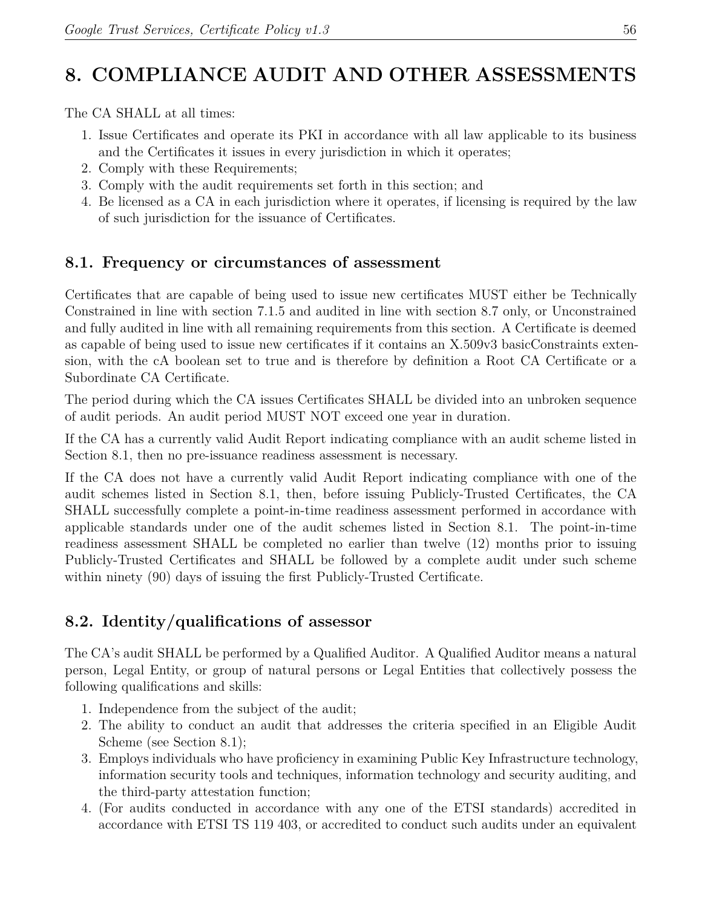# 8. COMPLIANCE AUDIT AND OTHER ASSESSMENTS

The CA SHALL at all times:

1. Issue Certificates and operate its PKI in accordance with all law applicable to its business and the Certificates it issues in every jurisdiction in which it operates;
2. Comply with these Requirements;
3. Comply with the audit requirements set forth in this section; and
4. Be licensed as a CA in each jurisdiction where it operates, if licensing is required by the law of such jurisdiction for the issuance of Certificates.

## 8.1. Frequency or circumstances of assessment

Certificates that are capable of being used to issue new certificates MUST either be Technically Constrained in line with section 7.1.5 and audited in line with section 8.7 only, or Unconstrained and fully audited in line with all remaining requirements from this section. A Certificate is deemed as capable of being used to issue new certificates if it contains an X.509v3 basicConstraints extension, with the cA boolean set to true and is therefore by definition a Root CA Certificate or a Subordinate CA Certificate.

The period during which the CA issues Certificates SHALL be divided into an unbroken sequence of audit periods. An audit period MUST NOT exceed one year in duration.

If the CA has a currently valid Audit Report indicating compliance with an audit scheme listed in Section 8.1, then no pre-issuance readiness assessment is necessary.

If the CA does not have a currently valid Audit Report indicating compliance with one of the audit schemes listed in Section 8.1, then, before issuing Publicly-Trusted Certificates, the CA SHALL successfully complete a point-in-time readiness assessment performed in accordance with applicable standards under one of the audit schemes listed in Section 8.1. The point-in-time readiness assessment SHALL be completed no earlier than twelve (12) months prior to issuing Publicly-Trusted Certificates and SHALL be followed by a complete audit under such scheme within ninety (90) days of issuing the first Publicly-Trusted Certificate.

## 8.2. Identity/qualifications of assessor

The CA's audit SHALL be performed by a Qualified Auditor. A Qualified Auditor means a natural person, Legal Entity, or group of natural persons or Legal Entities that collectively possess the following qualifications and skills:

1. Independence from the subject of the audit;
2. The ability to conduct an audit that addresses the criteria specified in an Eligible Audit Scheme (see Section 8.1);
3. Employs individuals who have proficiency in examining Public Key Infrastructure technology, information security tools and techniques, information technology and security auditing, and the third-party attestation function;
4. (For audits conducted in accordance with any one of the ETSI standards) accredited in accordance with ETSI TS 119 403, or accredited to conduct such audits under an equivalent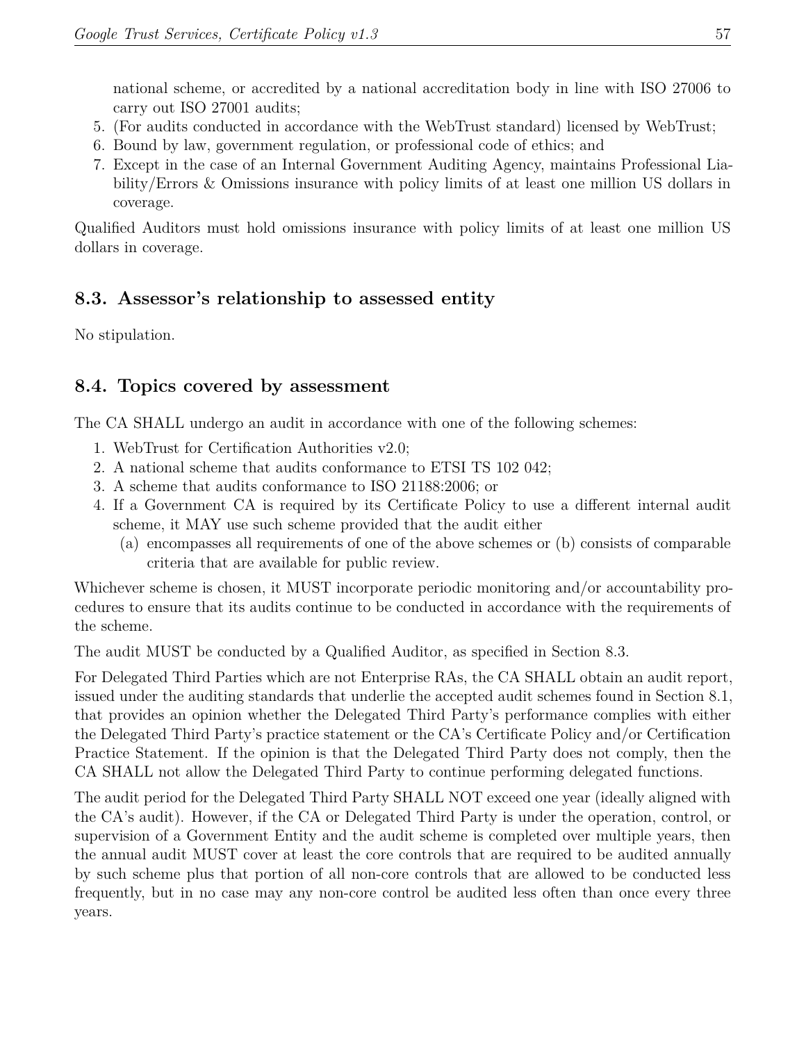national scheme, or accredited by a national accreditation body in line with ISO 27006 to carry out ISO 27001 audits;

5. (For audits conducted in accordance with the WebTrust standard) licensed by WebTrust;
6. Bound by law, government regulation, or professional code of ethics; and
7. Except in the case of an Internal Government Auditing Agency, maintains Professional Liability/Errors & Omissions insurance with policy limits of at least one million US dollars in coverage.

Qualified Auditors must hold omissions insurance with policy limits of at least one million US dollars in coverage.

## 8.3. Assessor's relationship to assessed entity

No stipulation.

## 8.4. Topics covered by assessment

The CA SHALL undergo an audit in accordance with one of the following schemes:

1. WebTrust for Certification Authorities v2.0;
2. A national scheme that audits conformance to ETSI TS 102 042;
3. A scheme that audits conformance to ISO 21188:2006; or
4. If a Government CA is required by its Certificate Policy to use a different internal audit scheme, it MAY use such scheme provided that the audit either
   (a) encompasses all requirements of one of the above schemes or (b) consists of comparable criteria that are available for public review.

Whichever scheme is chosen, it MUST incorporate periodic monitoring and/or accountability procedures to ensure that its audits continue to be conducted in accordance with the requirements of the scheme.

The audit MUST be conducted by a Qualified Auditor, as specified in Section 8.3.

For Delegated Third Parties which are not Enterprise RAs, the CA SHALL obtain an audit report, issued under the auditing standards that underlie the accepted audit schemes found in Section 8.1, that provides an opinion whether the Delegated Third Party's performance complies with either the Delegated Third Party's practice statement or the CA's Certificate Policy and/or Certification Practice Statement. If the opinion is that the Delegated Third Party does not comply, then the CA SHALL not allow the Delegated Third Party to continue performing delegated functions.

The audit period for the Delegated Third Party SHALL NOT exceed one year (ideally aligned with the CA's audit). However, if the CA or Delegated Third Party is under the operation, control, or supervision of a Government Entity and the audit scheme is completed over multiple years, then the annual audit MUST cover at least the core controls that are required to be audited annually by such scheme plus that portion of all non-core controls that are allowed to be conducted less frequently, but in no case may any non-core control be audited less often than once every three years.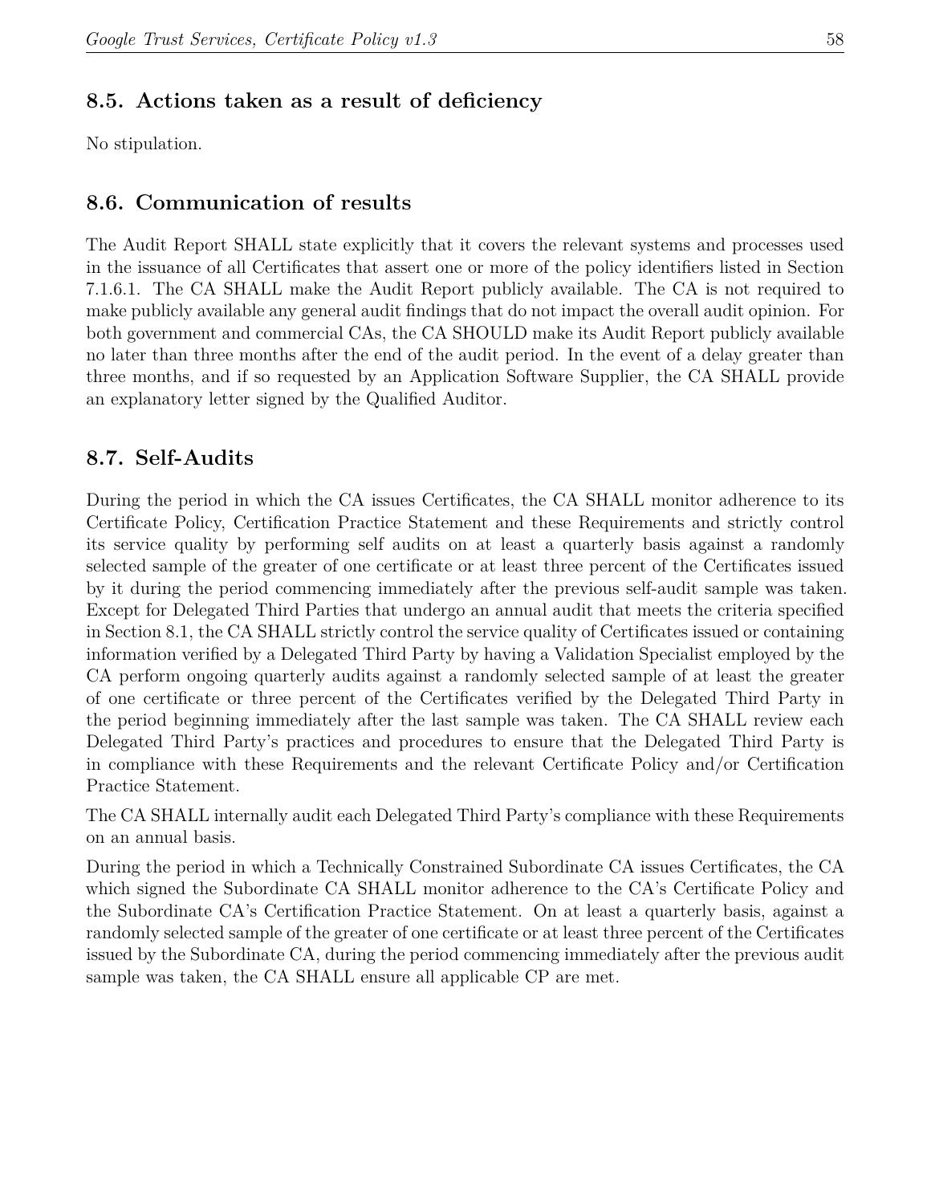## 8.5. Actions taken as a result of deficiency

No stipulation.

## 8.6. Communication of results

The Audit Report SHALL state explicitly that it covers the relevant systems and processes used in the issuance of all Certificates that assert one or more of the policy identifiers listed in Section 7.1.6.1. The CA SHALL make the Audit Report publicly available. The CA is not required to make publicly available any general audit findings that do not impact the overall audit opinion. For both government and commercial CAs, the CA SHOULD make its Audit Report publicly available no later than three months after the end of the audit period. In the event of a delay greater than three months, and if so requested by an Application Software Supplier, the CA SHALL provide an explanatory letter signed by the Qualified Auditor.

## 8.7. Self-Audits

During the period in which the CA issues Certificates, the CA SHALL monitor adherence to its Certificate Policy, Certification Practice Statement and these Requirements and strictly control its service quality by performing self audits on at least a quarterly basis against a randomly selected sample of the greater of one certificate or at least three percent of the Certificates issued by it during the period commencing immediately after the previous self-audit sample was taken. Except for Delegated Third Parties that undergo an annual audit that meets the criteria specified in Section 8.1, the CA SHALL strictly control the service quality of Certificates issued or containing information verified by a Delegated Third Party by having a Validation Specialist employed by the CA perform ongoing quarterly audits against a randomly selected sample of at least the greater of one certificate or three percent of the Certificates verified by the Delegated Third Party in the period beginning immediately after the last sample was taken. The CA SHALL review each Delegated Third Party's practices and procedures to ensure that the Delegated Third Party is in compliance with these Requirements and the relevant Certificate Policy and/or Certification Practice Statement.

The CA SHALL internally audit each Delegated Third Party's compliance with these Requirements on an annual basis.

During the period in which a Technically Constrained Subordinate CA issues Certificates, the CA which signed the Subordinate CA SHALL monitor adherence to the CA's Certificate Policy and the Subordinate CA's Certification Practice Statement. On at least a quarterly basis, against a randomly selected sample of the greater of one certificate or at least three percent of the Certificates issued by the Subordinate CA, during the period commencing immediately after the previous audit sample was taken, the CA SHALL ensure all applicable CP are met.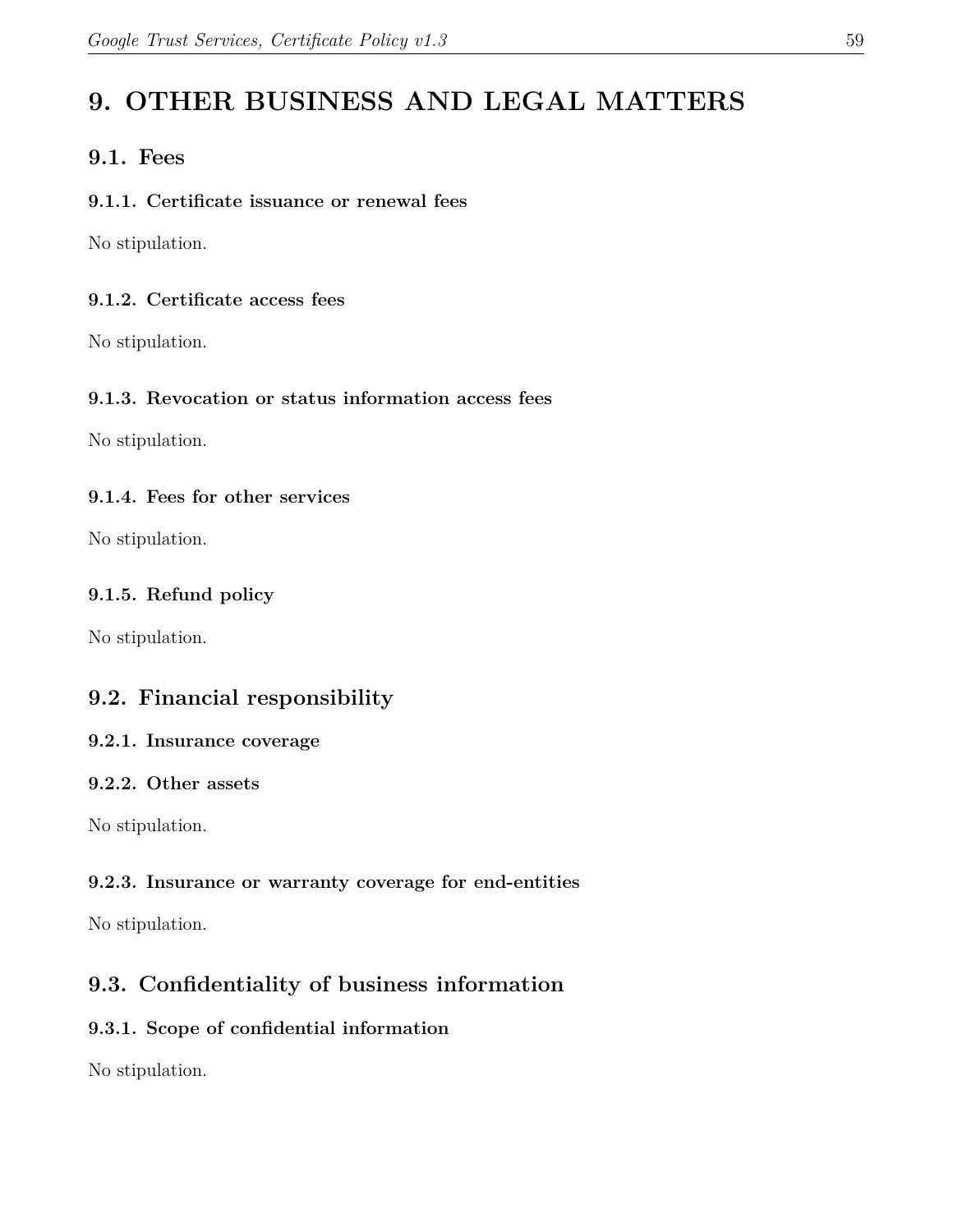# 9. OTHER BUSINESS AND LEGAL MATTERS

## 9.1. Fees

### 9.1.1. Certificate issuance or renewal fees

No stipulation.

### 9.1.2. Certificate access fees

No stipulation.

### 9.1.3. Revocation or status information access fees

No stipulation.

### 9.1.4. Fees for other services

No stipulation.

### 9.1.5. Refund policy

No stipulation.

## 9.2. Financial responsibility

### 9.2.1. Insurance coverage

### 9.2.2. Other assets

No stipulation.

### 9.2.3. Insurance or warranty coverage for end-entities

No stipulation.

## 9.3. Confidentiality of business information

### 9.3.1. Scope of confidential information

No stipulation.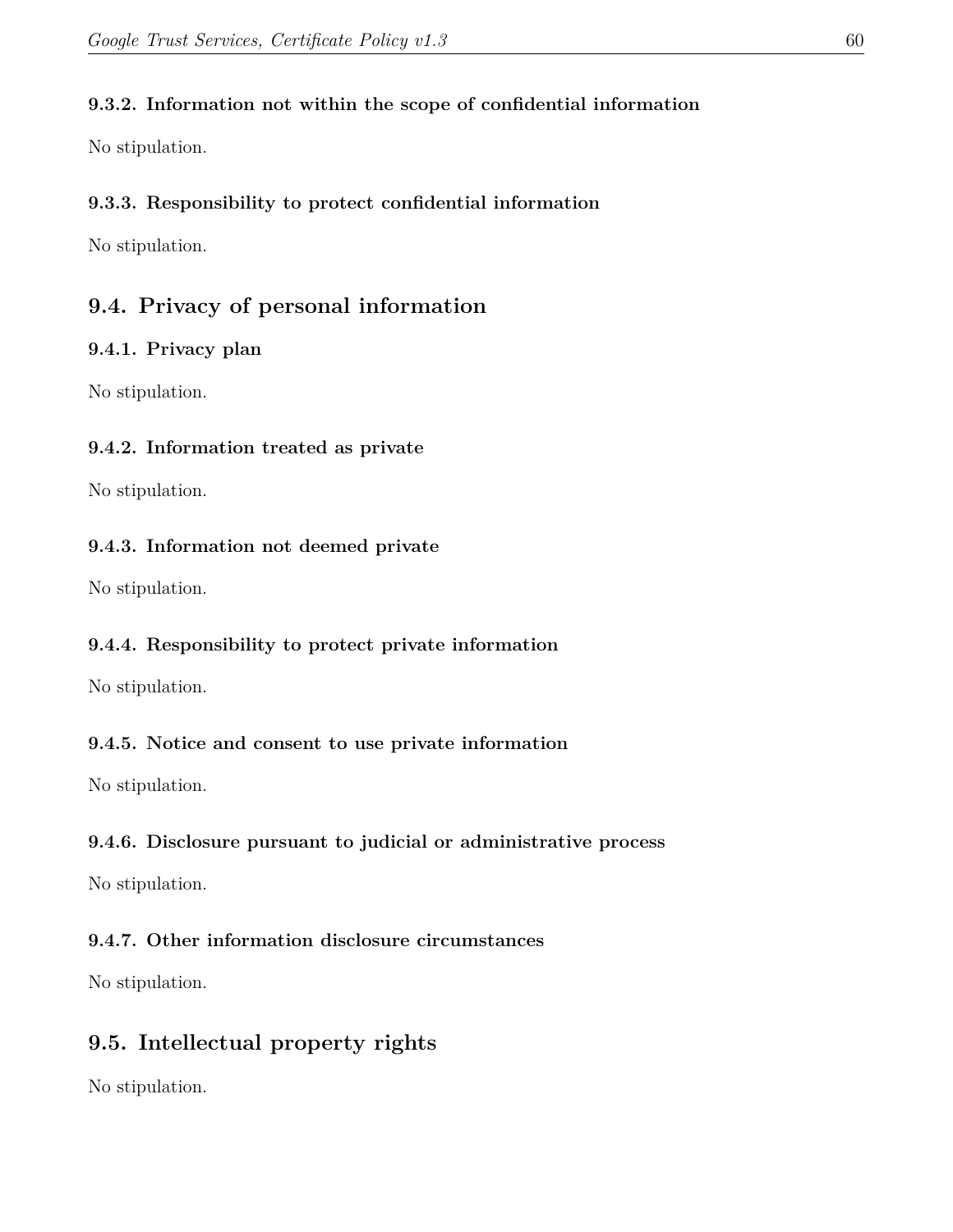#### 9.3.2. Information not within the scope of confidential information

No stipulation.

#### 9.3.3. Responsibility to protect confidential information

No stipulation.

### 9.4. Privacy of personal information

#### 9.4.1. Privacy plan

No stipulation.

#### 9.4.2. Information treated as private

No stipulation.

#### 9.4.3. Information not deemed private

No stipulation.

#### 9.4.4. Responsibility to protect private information

No stipulation.

#### 9.4.5. Notice and consent to use private information

No stipulation.

#### 9.4.6. Disclosure pursuant to judicial or administrative process

No stipulation.

#### 9.4.7. Other information disclosure circumstances

No stipulation.

### 9.5. Intellectual property rights

No stipulation.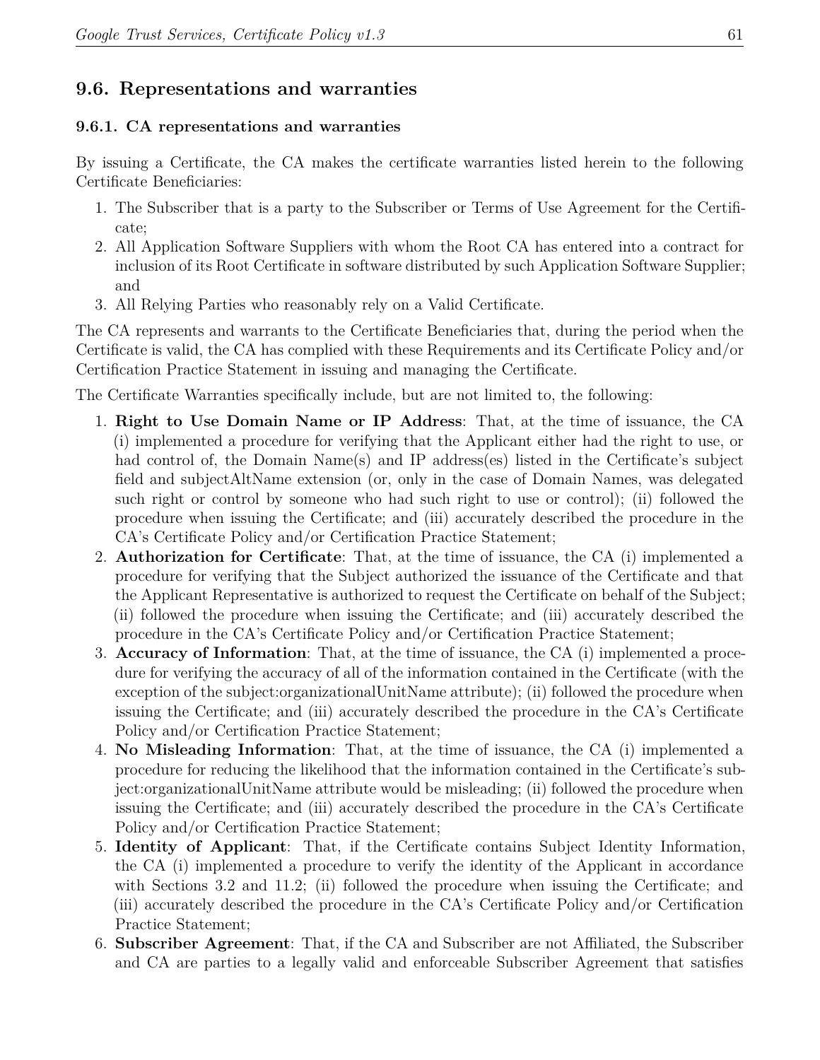## 9.6. Representations and warranties

### 9.6.1. CA representations and warranties

By issuing a Certificate, the CA makes the certificate warranties listed herein to the following Certificate Beneficiaries:

1. The Subscriber that is a party to the Subscriber or Terms of Use Agreement for the Certificate;
2. All Application Software Suppliers with whom the Root CA has entered into a contract for inclusion of its Root Certificate in software distributed by such Application Software Supplier; and
3. All Relying Parties who reasonably rely on a Valid Certificate.

The CA represents and warrants to the Certificate Beneficiaries that, during the period when the Certificate is valid, the CA has complied with these Requirements and its Certificate Policy and/or Certification Practice Statement in issuing and managing the Certificate.

The Certificate Warranties specifically include, but are not limited to, the following:

1. **Right to Use Domain Name or IP Address**: That, at the time of issuance, the CA (i) implemented a procedure for verifying that the Applicant either had the right to use, or had control of, the Domain Name(s) and IP address(es) listed in the Certificate's subject field and subjectAltName extension (or, only in the case of Domain Names, was delegated such right or control by someone who had such right to use or control); (ii) followed the procedure when issuing the Certificate; and (iii) accurately described the procedure in the CA's Certificate Policy and/or Certification Practice Statement;
2. **Authorization for Certificate**: That, at the time of issuance, the CA (i) implemented a procedure for verifying that the Subject authorized the issuance of the Certificate and that the Applicant Representative is authorized to request the Certificate on behalf of the Subject; (ii) followed the procedure when issuing the Certificate; and (iii) accurately described the procedure in the CA's Certificate Policy and/or Certification Practice Statement;
3. **Accuracy of Information**: That, at the time of issuance, the CA (i) implemented a procedure for verifying the accuracy of all of the information contained in the Certificate (with the exception of the subject:organizationalUnitName attribute); (ii) followed the procedure when issuing the Certificate; and (iii) accurately described the procedure in the CA's Certificate Policy and/or Certification Practice Statement;
4. **No Misleading Information**: That, at the time of issuance, the CA (i) implemented a procedure for reducing the likelihood that the information contained in the Certificate's subject:organizationalUnitName attribute would be misleading; (ii) followed the procedure when issuing the Certificate; and (iii) accurately described the procedure in the CA's Certificate Policy and/or Certification Practice Statement;
5. **Identity of Applicant**: That, if the Certificate contains Subject Identity Information, the CA (i) implemented a procedure to verify the identity of the Applicant in accordance with Sections 3.2 and 11.2; (ii) followed the procedure when issuing the Certificate; and (iii) accurately described the procedure in the CA's Certificate Policy and/or Certification Practice Statement;
6. **Subscriber Agreement**: That, if the CA and Subscriber are not Affiliated, the Subscriber and CA are parties to a legally valid and enforceable Subscriber Agreement that satisfies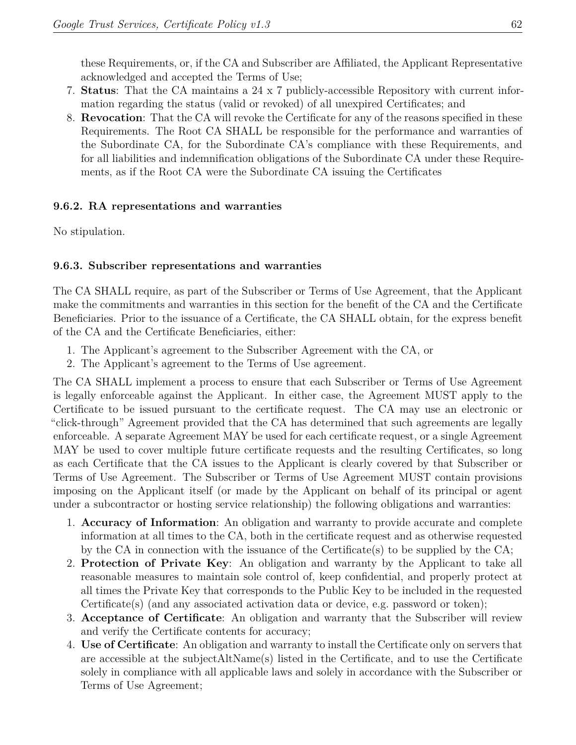these Requirements, or, if the CA and Subscriber are Affiliated, the Applicant Representative acknowledged and accepted the Terms of Use;

7. **Status**: That the CA maintains a 24 x 7 publicly-accessible Repository with current information regarding the status (valid or revoked) of all unexpired Certificates; and
8. **Revocation**: That the CA will revoke the Certificate for any of the reasons specified in these Requirements. The Root CA SHALL be responsible for the performance and warranties of the Subordinate CA, for the Subordinate CA's compliance with these Requirements, and for all liabilities and indemnification obligations of the Subordinate CA under these Requirements, as if the Root CA were the Subordinate CA issuing the Certificates

#### 9.6.2. RA representations and warranties

No stipulation.

#### 9.6.3. Subscriber representations and warranties

The CA SHALL require, as part of the Subscriber or Terms of Use Agreement, that the Applicant make the commitments and warranties in this section for the benefit of the CA and the Certificate Beneficiaries. Prior to the issuance of a Certificate, the CA SHALL obtain, for the express benefit of the CA and the Certificate Beneficiaries, either:

1. The Applicant's agreement to the Subscriber Agreement with the CA, or
2. The Applicant's agreement to the Terms of Use agreement.

The CA SHALL implement a process to ensure that each Subscriber or Terms of Use Agreement is legally enforceable against the Applicant. In either case, the Agreement MUST apply to the Certificate to be issued pursuant to the certificate request. The CA may use an electronic or "click-through" Agreement provided that the CA has determined that such agreements are legally enforceable. A separate Agreement MAY be used for each certificate request, or a single Agreement MAY be used to cover multiple future certificate requests and the resulting Certificates, so long as each Certificate that the CA issues to the Applicant is clearly covered by that Subscriber or Terms of Use Agreement. The Subscriber or Terms of Use Agreement MUST contain provisions imposing on the Applicant itself (or made by the Applicant on behalf of its principal or agent under a subcontractor or hosting service relationship) the following obligations and warranties:

1. **Accuracy of Information**: An obligation and warranty to provide accurate and complete information at all times to the CA, both in the certificate request and as otherwise requested by the CA in connection with the issuance of the Certificate(s) to be supplied by the CA;
2. **Protection of Private Key**: An obligation and warranty by the Applicant to take all reasonable measures to maintain sole control of, keep confidential, and properly protect at all times the Private Key that corresponds to the Public Key to be included in the requested Certificate(s) (and any associated activation data or device, e.g. password or token);
3. **Acceptance of Certificate**: An obligation and warranty that the Subscriber will review and verify the Certificate contents for accuracy;
4. **Use of Certificate**: An obligation and warranty to install the Certificate only on servers that are accessible at the subjectAltName(s) listed in the Certificate, and to use the Certificate solely in compliance with all applicable laws and solely in accordance with the Subscriber or Terms of Use Agreement;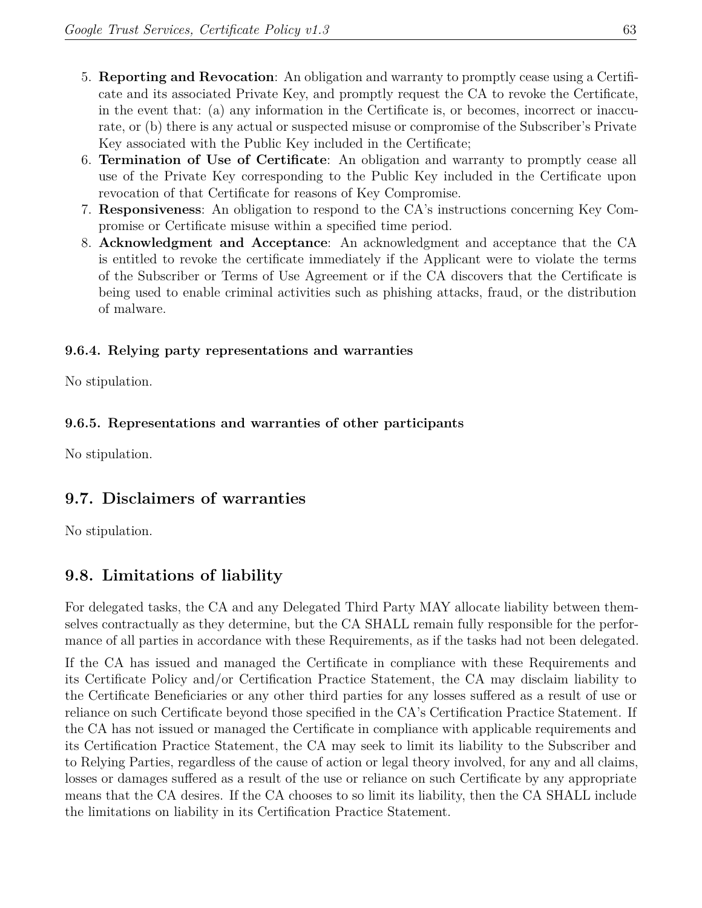5. **Reporting and Revocation**: An obligation and warranty to promptly cease using a Certificate and its associated Private Key, and promptly request the CA to revoke the Certificate, in the event that: (a) any information in the Certificate is, or becomes, incorrect or inaccurate, or (b) there is any actual or suspected misuse or compromise of the Subscriber's Private Key associated with the Public Key included in the Certificate;
6. **Termination of Use of Certificate**: An obligation and warranty to promptly cease all use of the Private Key corresponding to the Public Key included in the Certificate upon revocation of that Certificate for reasons of Key Compromise.
7. **Responsiveness**: An obligation to respond to the CA's instructions concerning Key Compromise or Certificate misuse within a specified time period.
8. **Acknowledgment and Acceptance**: An acknowledgment and acceptance that the CA is entitled to revoke the certificate immediately if the Applicant were to violate the terms of the Subscriber or Terms of Use Agreement or if the CA discovers that the Certificate is being used to enable criminal activities such as phishing attacks, fraud, or the distribution of malware.

#### 9.6.4. Relying party representations and warranties

No stipulation.

#### 9.6.5. Representations and warranties of other participants

No stipulation.

## 9.7. Disclaimers of warranties

No stipulation.

## 9.8. Limitations of liability

For delegated tasks, the CA and any Delegated Third Party MAY allocate liability between themselves contractually as they determine, but the CA SHALL remain fully responsible for the performance of all parties in accordance with these Requirements, as if the tasks had not been delegated.

If the CA has issued and managed the Certificate in compliance with these Requirements and its Certificate Policy and/or Certification Practice Statement, the CA may disclaim liability to the Certificate Beneficiaries or any other third parties for any losses suffered as a result of use or reliance on such Certificate beyond those specified in the CA's Certification Practice Statement. If the CA has not issued or managed the Certificate in compliance with applicable requirements and its Certification Practice Statement, the CA may seek to limit its liability to the Subscriber and to Relying Parties, regardless of the cause of action or legal theory involved, for any and all claims, losses or damages suffered as a result of the use or reliance on such Certificate by any appropriate means that the CA desires. If the CA chooses to so limit its liability, then the CA SHALL include the limitations on liability in its Certification Practice Statement.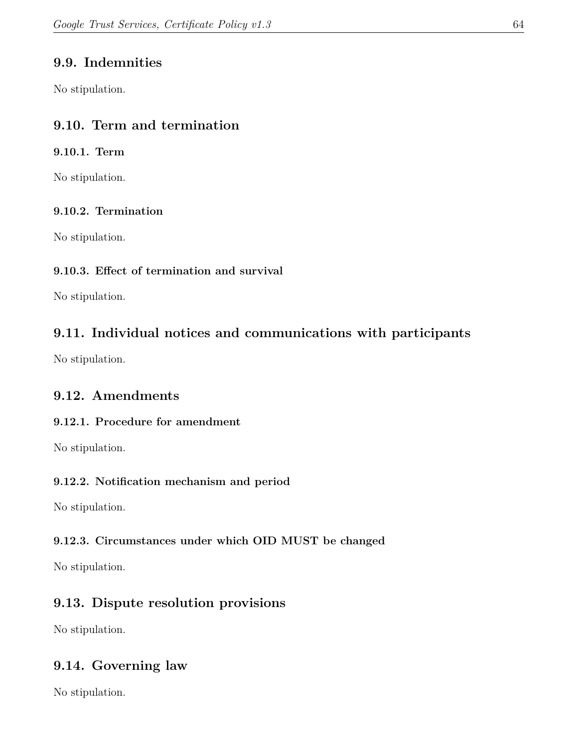## 9.9. Indemnities

No stipulation.

## 9.10. Term and termination

### 9.10.1. Term

No stipulation.

### 9.10.2. Termination

No stipulation.

### 9.10.3. Effect of termination and survival

No stipulation.

## 9.11. Individual notices and communications with participants

No stipulation.

## 9.12. Amendments

### 9.12.1. Procedure for amendment

No stipulation.

### 9.12.2. Notification mechanism and period

No stipulation.

### 9.12.3. Circumstances under which OID MUST be changed

No stipulation.

## 9.13. Dispute resolution provisions

No stipulation.

## 9.14. Governing law

No stipulation.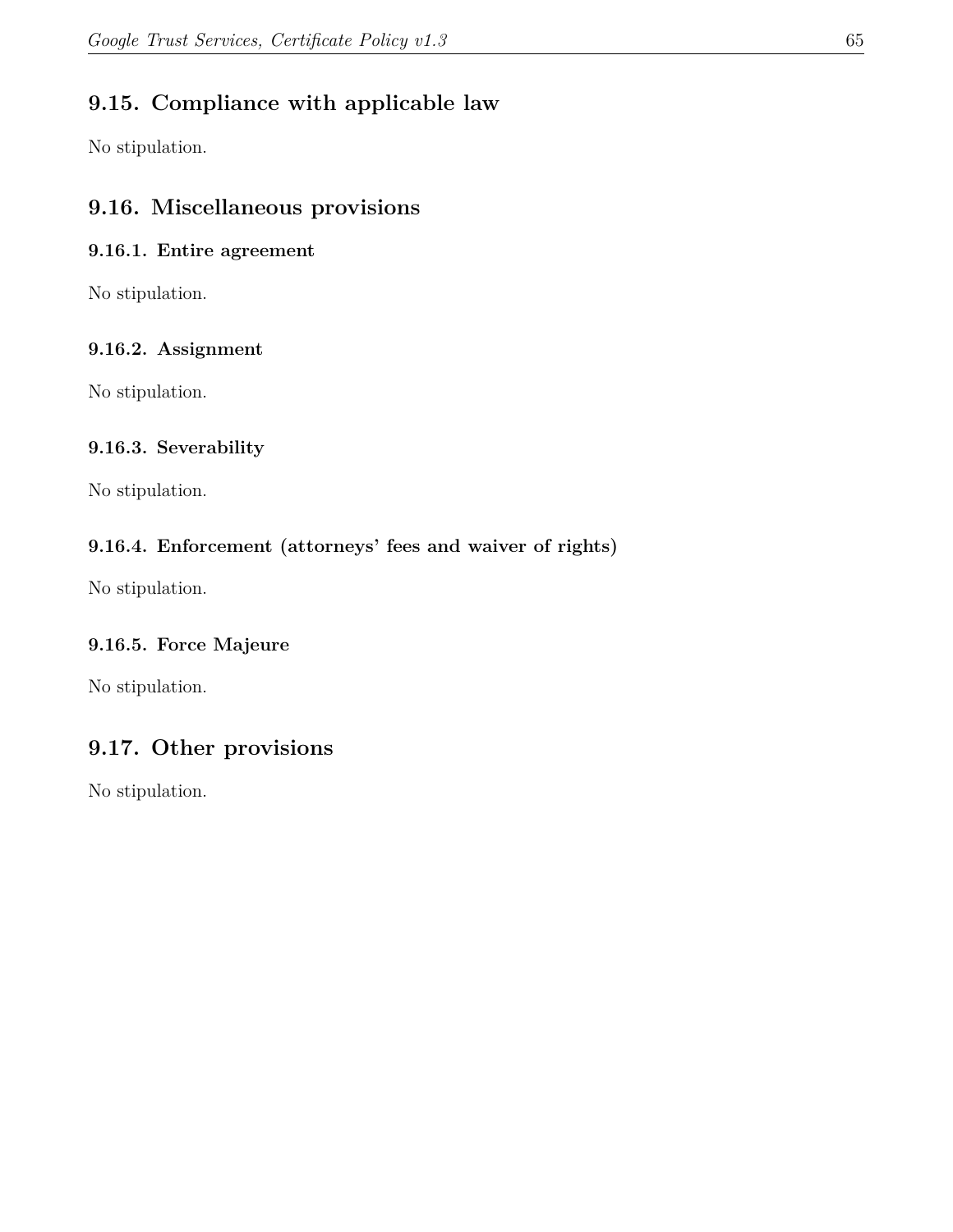## 9.15. Compliance with applicable law

No stipulation.

## 9.16. Miscellaneous provisions

### 9.16.1. Entire agreement

No stipulation.

### 9.16.2. Assignment

No stipulation.

### 9.16.3. Severability

No stipulation.

### 9.16.4. Enforcement (attorneys' fees and waiver of rights)

No stipulation.

### 9.16.5. Force Majeure

No stipulation.

## 9.17. Other provisions

No stipulation.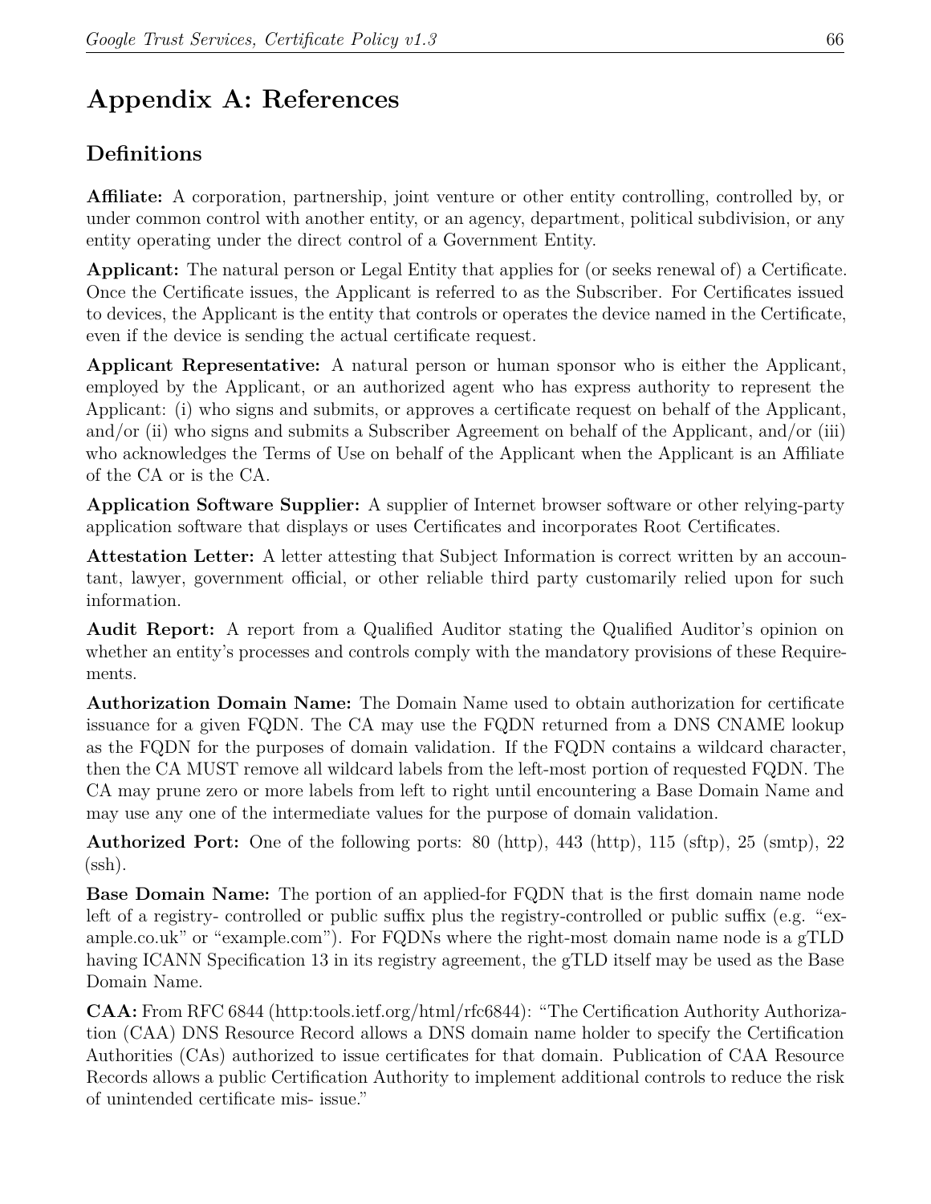# Appendix A: References

## Definitions

**Affiliate:** A corporation, partnership, joint venture or other entity controlling, controlled by, or under common control with another entity, or an agency, department, political subdivision, or any entity operating under the direct control of a Government Entity.

**Applicant:** The natural person or Legal Entity that applies for (or seeks renewal of) a Certificate. Once the Certificate issues, the Applicant is referred to as the Subscriber. For Certificates issued to devices, the Applicant is the entity that controls or operates the device named in the Certificate, even if the device is sending the actual certificate request.

**Applicant Representative:** A natural person or human sponsor who is either the Applicant, employed by the Applicant, or an authorized agent who has express authority to represent the Applicant: (i) who signs and submits, or approves a certificate request on behalf of the Applicant, and/or (ii) who signs and submits a Subscriber Agreement on behalf of the Applicant, and/or (iii) who acknowledges the Terms of Use on behalf of the Applicant when the Applicant is an Affiliate of the CA or is the CA.

**Application Software Supplier:** A supplier of Internet browser software or other relying-party application software that displays or uses Certificates and incorporates Root Certificates.

**Attestation Letter:** A letter attesting that Subject Information is correct written by an accountant, lawyer, government official, or other reliable third party customarily relied upon for such information.

**Audit Report:** A report from a Qualified Auditor stating the Qualified Auditor's opinion on whether an entity's processes and controls comply with the mandatory provisions of these Requirements.

**Authorization Domain Name:** The Domain Name used to obtain authorization for certificate issuance for a given FQDN. The CA may use the FQDN returned from a DNS CNAME lookup as the FQDN for the purposes of domain validation. If the FQDN contains a wildcard character, then the CA MUST remove all wildcard labels from the left-most portion of requested FQDN. The CA may prune zero or more labels from left to right until encountering a Base Domain Name and may use any one of the intermediate values for the purpose of domain validation.

**Authorized Port:** One of the following ports: 80 (http), 443 (http), 115 (sftp), 25 (smtp), 22 (ssh).

**Base Domain Name:** The portion of an applied-for FQDN that is the first domain name node left of a registry- controlled or public suffix plus the registry-controlled or public suffix (e.g. "example.co.uk" or "example.com"). For FQDNs where the right-most domain name node is a gTLD having ICANN Specification 13 in its registry agreement, the gTLD itself may be used as the Base Domain Name.

**CAA:** From RFC 6844 (http:tools.ietf.org/html/rfc6844): "The Certification Authority Authorization (CAA) DNS Resource Record allows a DNS domain name holder to specify the Certification Authorities (CAs) authorized to issue certificates for that domain. Publication of CAA Resource Records allows a public Certification Authority to implement additional controls to reduce the risk of unintended certificate mis- issue."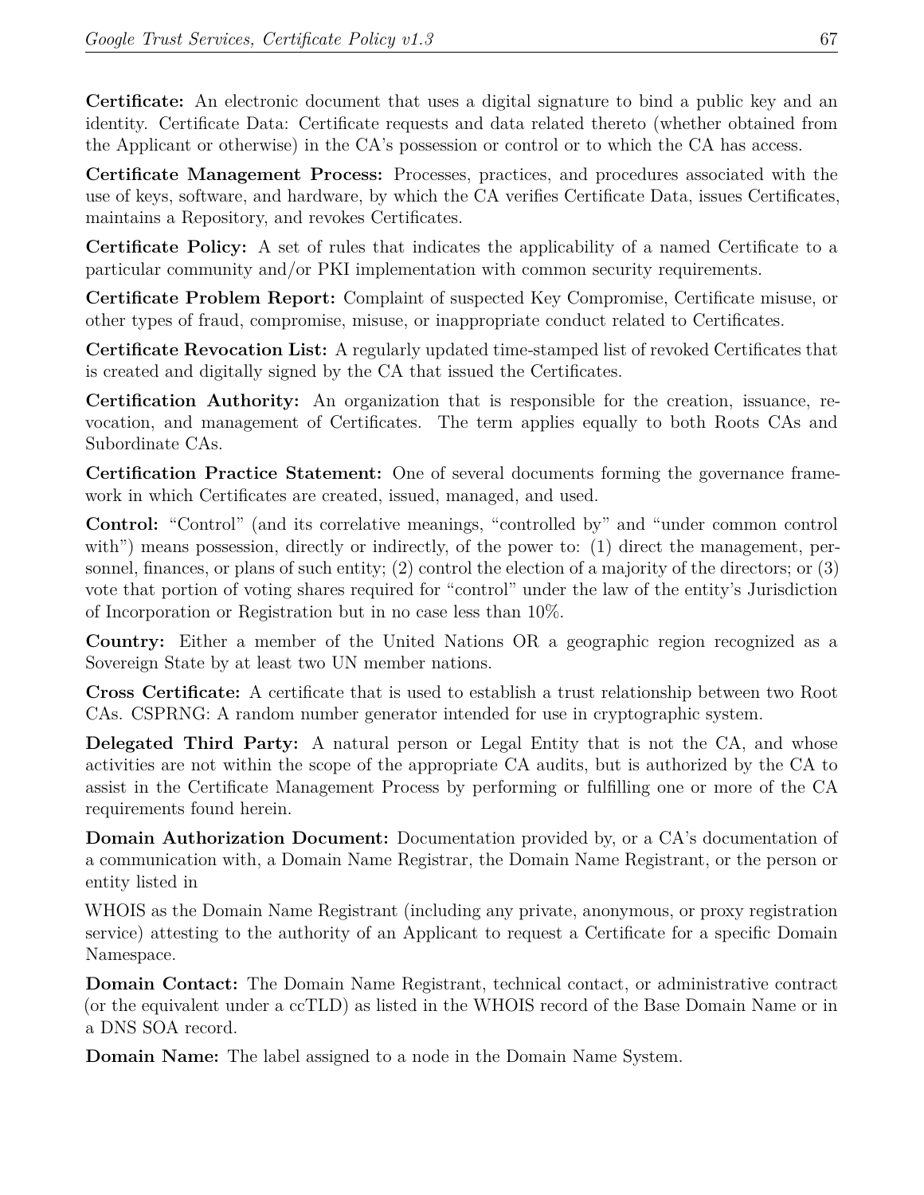**Certificate:** An electronic document that uses a digital signature to bind a public key and an identity. Certificate Data: Certificate requests and data related thereto (whether obtained from the Applicant or otherwise) in the CA's possession or control or to which the CA has access.

**Certificate Management Process:** Processes, practices, and procedures associated with the use of keys, software, and hardware, by which the CA verifies Certificate Data, issues Certificates, maintains a Repository, and revokes Certificates.

**Certificate Policy:** A set of rules that indicates the applicability of a named Certificate to a particular community and/or PKI implementation with common security requirements.

**Certificate Problem Report:** Complaint of suspected Key Compromise, Certificate misuse, or other types of fraud, compromise, misuse, or inappropriate conduct related to Certificates.

**Certificate Revocation List:** A regularly updated time-stamped list of revoked Certificates that is created and digitally signed by the CA that issued the Certificates.

**Certification Authority:** An organization that is responsible for the creation, issuance, revocation, and management of Certificates. The term applies equally to both Roots CAs and Subordinate CAs.

**Certification Practice Statement:** One of several documents forming the governance framework in which Certificates are created, issued, managed, and used.

**Control:** "Control" (and its correlative meanings, "controlled by" and "under common control with") means possession, directly or indirectly, of the power to: (1) direct the management, personnel, finances, or plans of such entity; (2) control the election of a majority of the directors; or (3) vote that portion of voting shares required for "control" under the law of the entity's Jurisdiction of Incorporation or Registration but in no case less than 10%.

**Country:** Either a member of the United Nations OR a geographic region recognized as a Sovereign State by at least two UN member nations.

**Cross Certificate:** A certificate that is used to establish a trust relationship between two Root CAs. CSPRNG: A random number generator intended for use in cryptographic system.

**Delegated Third Party:** A natural person or Legal Entity that is not the CA, and whose activities are not within the scope of the appropriate CA audits, but is authorized by the CA to assist in the Certificate Management Process by performing or fulfilling one or more of the CA requirements found herein.

**Domain Authorization Document:** Documentation provided by, or a CA's documentation of a communication with, a Domain Name Registrar, the Domain Name Registrant, or the person or entity listed in

WHOIS as the Domain Name Registrant (including any private, anonymous, or proxy registration service) attesting to the authority of an Applicant to request a Certificate for a specific Domain Namespace.

**Domain Contact:** The Domain Name Registrant, technical contact, or administrative contract (or the equivalent under a ccTLD) as listed in the WHOIS record of the Base Domain Name or in a DNS SOA record.

**Domain Name:** The label assigned to a node in the Domain Name System.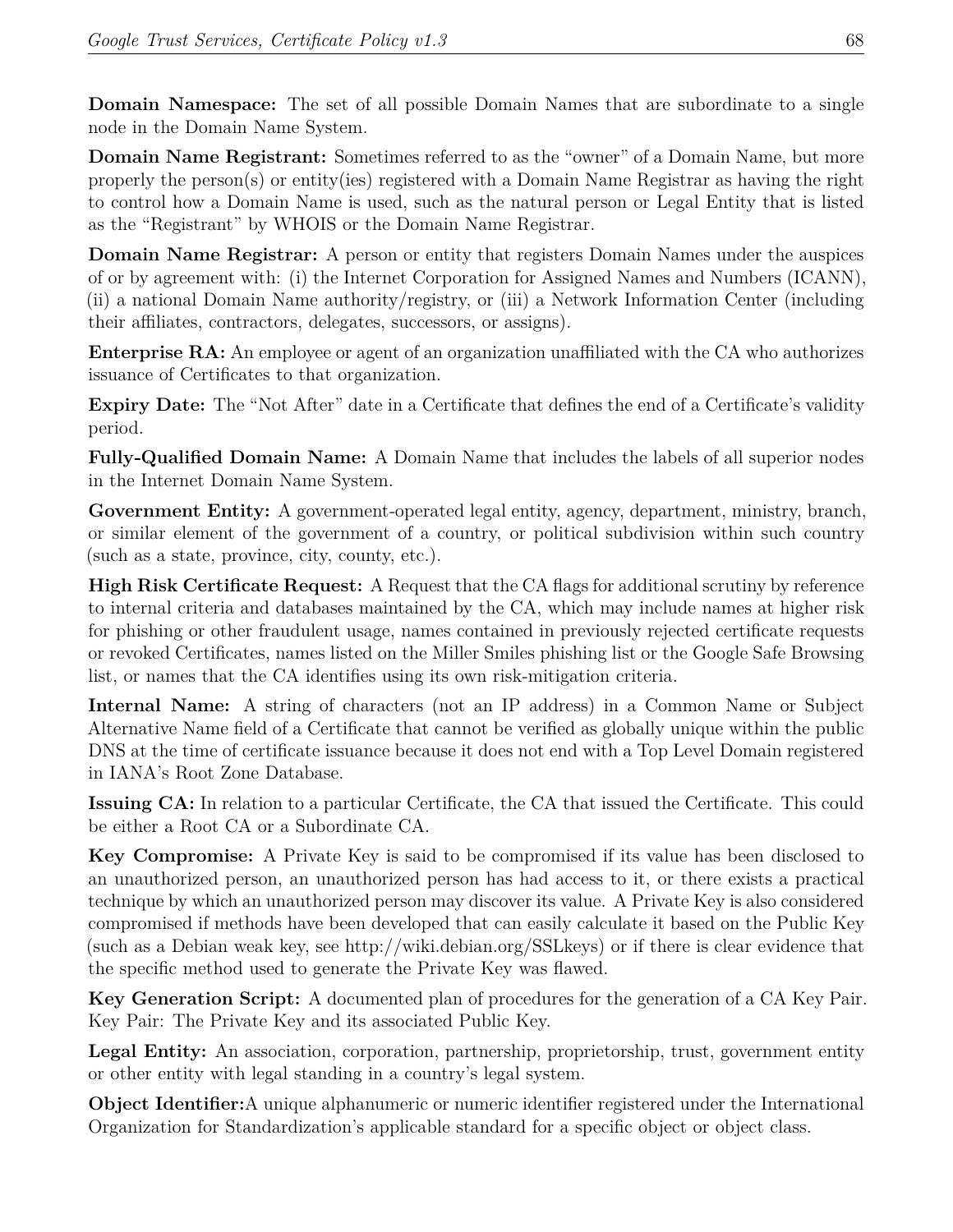**Domain Namespace:** The set of all possible Domain Names that are subordinate to a single node in the Domain Name System.

**Domain Name Registrant:** Sometimes referred to as the "owner" of a Domain Name, but more properly the person(s) or entity(ies) registered with a Domain Name Registrar as having the right to control how a Domain Name is used, such as the natural person or Legal Entity that is listed as the "Registrant" by WHOIS or the Domain Name Registrar.

**Domain Name Registrar:** A person or entity that registers Domain Names under the auspices of or by agreement with: (i) the Internet Corporation for Assigned Names and Numbers (ICANN), (ii) a national Domain Name authority/registry, or (iii) a Network Information Center (including their affiliates, contractors, delegates, successors, or assigns).

**Enterprise RA:** An employee or agent of an organization unaffiliated with the CA who authorizes issuance of Certificates to that organization.

**Expiry Date:** The "Not After" date in a Certificate that defines the end of a Certificate's validity period.

**Fully-Qualified Domain Name:** A Domain Name that includes the labels of all superior nodes in the Internet Domain Name System.

**Government Entity:** A government-operated legal entity, agency, department, ministry, branch, or similar element of the government of a country, or political subdivision within such country (such as a state, province, city, county, etc.).

**High Risk Certificate Request:** A Request that the CA flags for additional scrutiny by reference to internal criteria and databases maintained by the CA, which may include names at higher risk for phishing or other fraudulent usage, names contained in previously rejected certificate requests or revoked Certificates, names listed on the Miller Smiles phishing list or the Google Safe Browsing list, or names that the CA identifies using its own risk-mitigation criteria.

**Internal Name:** A string of characters (not an IP address) in a Common Name or Subject Alternative Name field of a Certificate that cannot be verified as globally unique within the public DNS at the time of certificate issuance because it does not end with a Top Level Domain registered in IANA's Root Zone Database.

**Issuing CA:** In relation to a particular Certificate, the CA that issued the Certificate. This could be either a Root CA or a Subordinate CA.

**Key Compromise:** A Private Key is said to be compromised if its value has been disclosed to an unauthorized person, an unauthorized person has had access to it, or there exists a practical technique by which an unauthorized person may discover its value. A Private Key is also considered compromised if methods have been developed that can easily calculate it based on the Public Key (such as a Debian weak key, see http://wiki.debian.org/SSLkeys) or if there is clear evidence that the specific method used to generate the Private Key was flawed.

**Key Generation Script:** A documented plan of procedures for the generation of a CA Key Pair. Key Pair: The Private Key and its associated Public Key.

**Legal Entity:** An association, corporation, partnership, proprietorship, trust, government entity or other entity with legal standing in a country's legal system.

**Object Identifier:**A unique alphanumeric or numeric identifier registered under the International Organization for Standardization's applicable standard for a specific object or object class.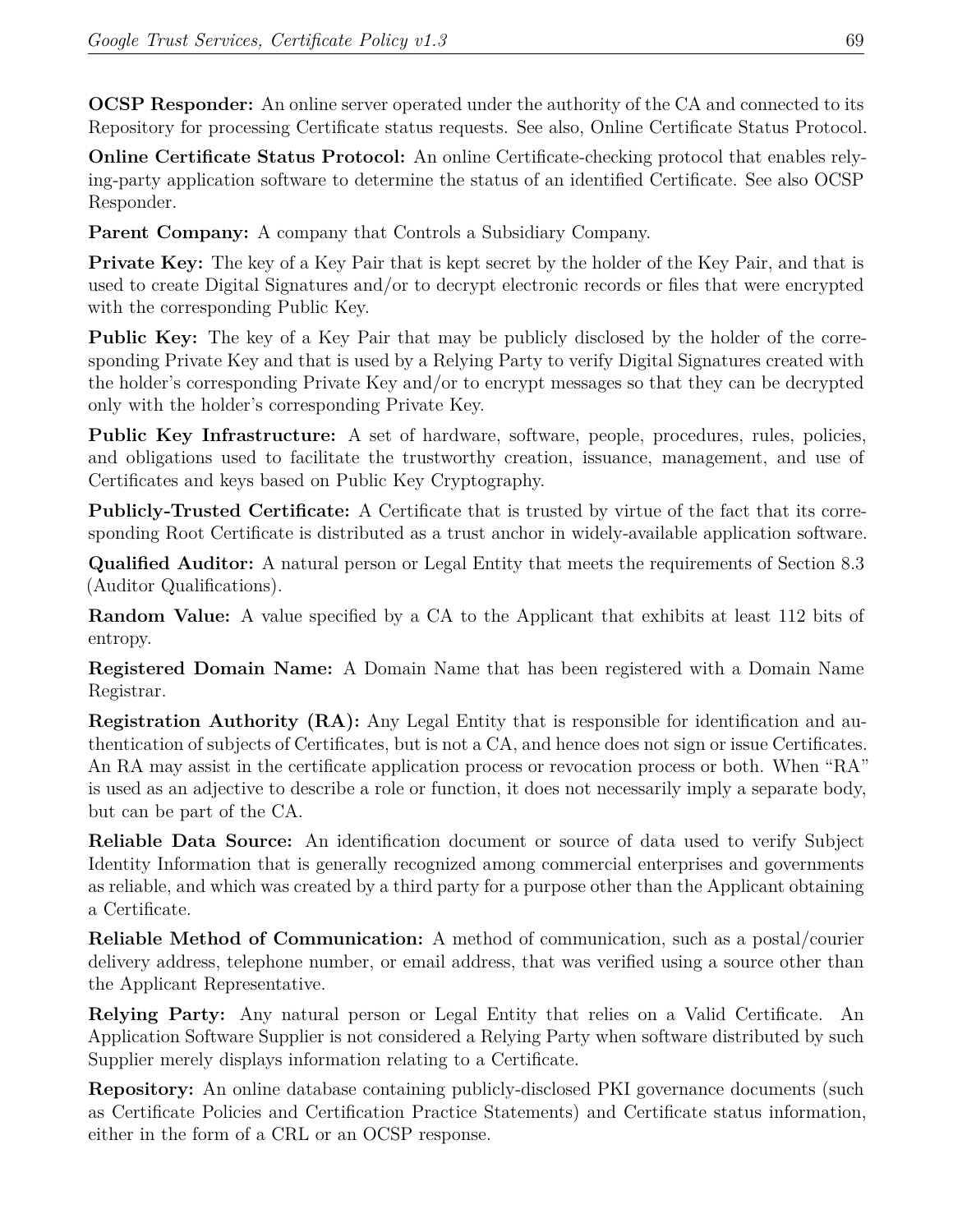**OCSP Responder:** An online server operated under the authority of the CA and connected to its Repository for processing Certificate status requests. See also, Online Certificate Status Protocol.

**Online Certificate Status Protocol:** An online Certificate-checking protocol that enables relying-party application software to determine the status of an identified Certificate. See also OCSP Responder.

**Parent Company:** A company that Controls a Subsidiary Company.

**Private Key:** The key of a Key Pair that is kept secret by the holder of the Key Pair, and that is used to create Digital Signatures and/or to decrypt electronic records or files that were encrypted with the corresponding Public Key.

**Public Key:** The key of a Key Pair that may be publicly disclosed by the holder of the corresponding Private Key and that is used by a Relying Party to verify Digital Signatures created with the holder's corresponding Private Key and/or to encrypt messages so that they can be decrypted only with the holder's corresponding Private Key.

**Public Key Infrastructure:** A set of hardware, software, people, procedures, rules, policies, and obligations used to facilitate the trustworthy creation, issuance, management, and use of Certificates and keys based on Public Key Cryptography.

**Publicly-Trusted Certificate:** A Certificate that is trusted by virtue of the fact that its corresponding Root Certificate is distributed as a trust anchor in widely-available application software.

**Qualified Auditor:** A natural person or Legal Entity that meets the requirements of Section 8.3 (Auditor Qualifications).

**Random Value:** A value specified by a CA to the Applicant that exhibits at least 112 bits of entropy.

**Registered Domain Name:** A Domain Name that has been registered with a Domain Name Registrar.

**Registration Authority (RA):** Any Legal Entity that is responsible for identification and authentication of subjects of Certificates, but is not a CA, and hence does not sign or issue Certificates. An RA may assist in the certificate application process or revocation process or both. When "RA" is used as an adjective to describe a role or function, it does not necessarily imply a separate body, but can be part of the CA.

**Reliable Data Source:** An identification document or source of data used to verify Subject Identity Information that is generally recognized among commercial enterprises and governments as reliable, and which was created by a third party for a purpose other than the Applicant obtaining a Certificate.

**Reliable Method of Communication:** A method of communication, such as a postal/courier delivery address, telephone number, or email address, that was verified using a source other than the Applicant Representative.

**Relying Party:** Any natural person or Legal Entity that relies on a Valid Certificate. An Application Software Supplier is not considered a Relying Party when software distributed by such Supplier merely displays information relating to a Certificate.

**Repository:** An online database containing publicly-disclosed PKI governance documents (such as Certificate Policies and Certification Practice Statements) and Certificate status information, either in the form of a CRL or an OCSP response.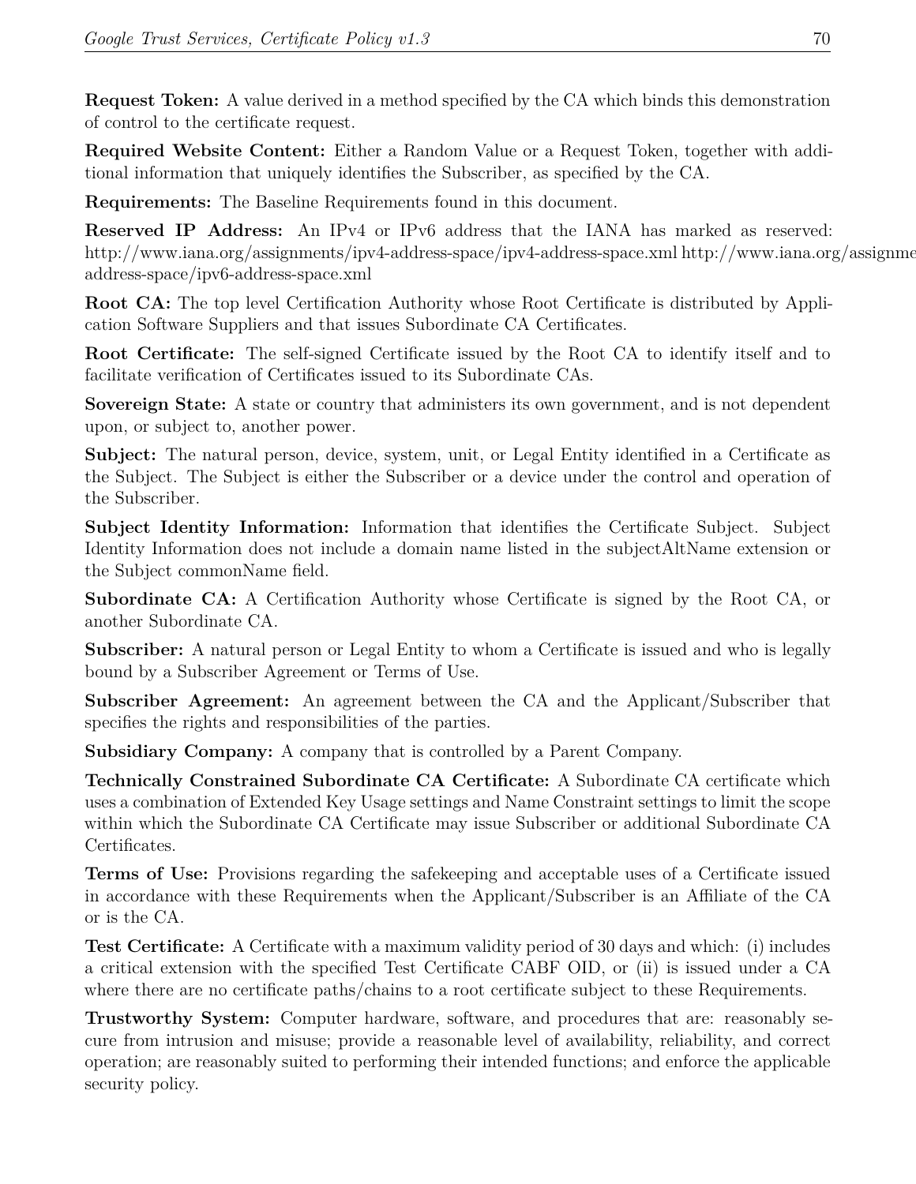**Request Token:** A value derived in a method specified by the CA which binds this demonstration of control to the certificate request.

**Required Website Content:** Either a Random Value or a Request Token, together with additional information that uniquely identifies the Subscriber, as specified by the CA.

**Requirements:** The Baseline Requirements found in this document.

**Reserved IP Address:** An IPv4 or IPv6 address that the IANA has marked as reserved: http://www.iana.org/assignments/ipv4-address-space/ipv4-address-space.xml http://www.iana.org/assignments/ipv6-address-space/ipv6-address-space.xml

**Root CA:** The top level Certification Authority whose Root Certificate is distributed by Application Software Suppliers and that issues Subordinate CA Certificates.

**Root Certificate:** The self-signed Certificate issued by the Root CA to identify itself and to facilitate verification of Certificates issued to its Subordinate CAs.

**Sovereign State:** A state or country that administers its own government, and is not dependent upon, or subject to, another power.

**Subject:** The natural person, device, system, unit, or Legal Entity identified in a Certificate as the Subject. The Subject is either the Subscriber or a device under the control and operation of the Subscriber.

**Subject Identity Information:** Information that identifies the Certificate Subject. Subject Identity Information does not include a domain name listed in the subjectAltName extension or the Subject commonName field.

**Subordinate CA:** A Certification Authority whose Certificate is signed by the Root CA, or another Subordinate CA.

**Subscriber:** A natural person or Legal Entity to whom a Certificate is issued and who is legally bound by a Subscriber Agreement or Terms of Use.

**Subscriber Agreement:** An agreement between the CA and the Applicant/Subscriber that specifies the rights and responsibilities of the parties.

**Subsidiary Company:** A company that is controlled by a Parent Company.

**Technically Constrained Subordinate CA Certificate:** A Subordinate CA certificate which uses a combination of Extended Key Usage settings and Name Constraint settings to limit the scope within which the Subordinate CA Certificate may issue Subscriber or additional Subordinate CA Certificates.

**Terms of Use:** Provisions regarding the safekeeping and acceptable uses of a Certificate issued in accordance with these Requirements when the Applicant/Subscriber is an Affiliate of the CA or is the CA.

**Test Certificate:** A Certificate with a maximum validity period of 30 days and which: (i) includes a critical extension with the specified Test Certificate CABF OID, or (ii) is issued under a CA where there are no certificate paths/chains to a root certificate subject to these Requirements.

**Trustworthy System:** Computer hardware, software, and procedures that are: reasonably secure from intrusion and misuse; provide a reasonable level of availability, reliability, and correct operation; are reasonably suited to performing their intended functions; and enforce the applicable security policy.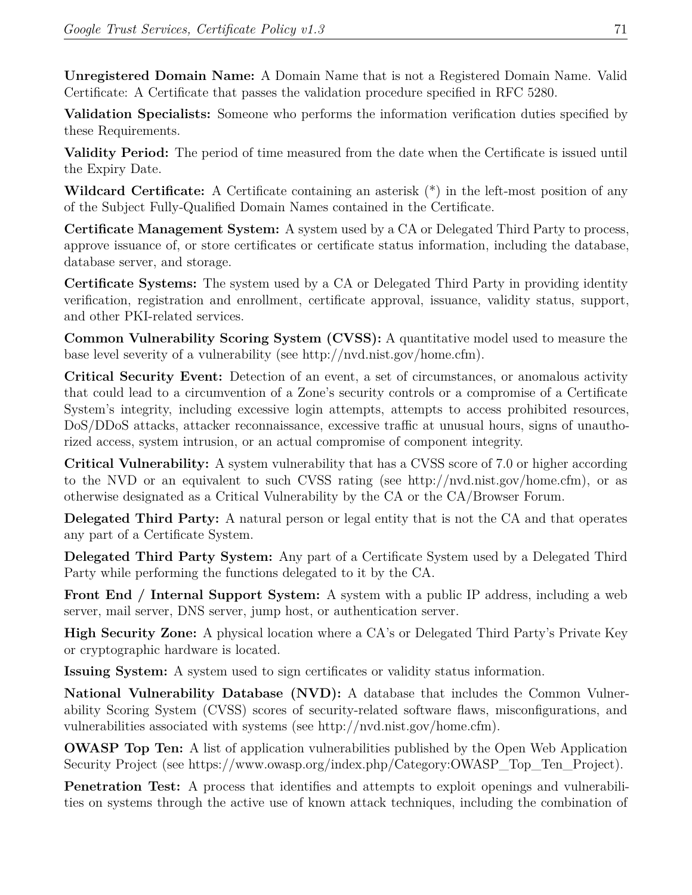**Unregistered Domain Name:** A Domain Name that is not a Registered Domain Name. Valid Certificate: A Certificate that passes the validation procedure specified in RFC 5280.

**Validation Specialists:** Someone who performs the information verification duties specified by these Requirements.

**Validity Period:** The period of time measured from the date when the Certificate is issued until the Expiry Date.

**Wildcard Certificate:** A Certificate containing an asterisk (*) in the left-most position of any of the Subject Fully-Qualified Domain Names contained in the Certificate.

**Certificate Management System:** A system used by a CA or Delegated Third Party to process, approve issuance of, or store certificates or certificate status information, including the database, database server, and storage.

**Certificate Systems:** The system used by a CA or Delegated Third Party in providing identity verification, registration and enrollment, certificate approval, issuance, validity status, support, and other PKI-related services.

**Common Vulnerability Scoring System (CVSS):** A quantitative model used to measure the base level severity of a vulnerability (see http://nvd.nist.gov/home.cfm).

**Critical Security Event:** Detection of an event, a set of circumstances, or anomalous activity that could lead to a circumvention of a Zone's security controls or a compromise of a Certificate System's integrity, including excessive login attempts, attempts to access prohibited resources, DoS/DDoS attacks, attacker reconnaissance, excessive traffic at unusual hours, signs of unauthorized access, system intrusion, or an actual compromise of component integrity.

**Critical Vulnerability:** A system vulnerability that has a CVSS score of 7.0 or higher according to the NVD or an equivalent to such CVSS rating (see http://nvd.nist.gov/home.cfm), or as otherwise designated as a Critical Vulnerability by the CA or the CA/Browser Forum.

**Delegated Third Party:** A natural person or legal entity that is not the CA and that operates any part of a Certificate System.

**Delegated Third Party System:** Any part of a Certificate System used by a Delegated Third Party while performing the functions delegated to it by the CA.

**Front End / Internal Support System:** A system with a public IP address, including a web server, mail server, DNS server, jump host, or authentication server.

**High Security Zone:** A physical location where a CA's or Delegated Third Party's Private Key or cryptographic hardware is located.

**Issuing System:** A system used to sign certificates or validity status information.

**National Vulnerability Database (NVD):** A database that includes the Common Vulnerability Scoring System (CVSS) scores of security-related software flaws, misconfigurations, and vulnerabilities associated with systems (see http://nvd.nist.gov/home.cfm).

**OWASP Top Ten:** A list of application vulnerabilities published by the Open Web Application Security Project (see https://www.owasp.org/index.php/Category:OWASP_Top_Ten_Project).

**Penetration Test:** A process that identifies and attempts to exploit openings and vulnerabilities on systems through the active use of known attack techniques, including the combination of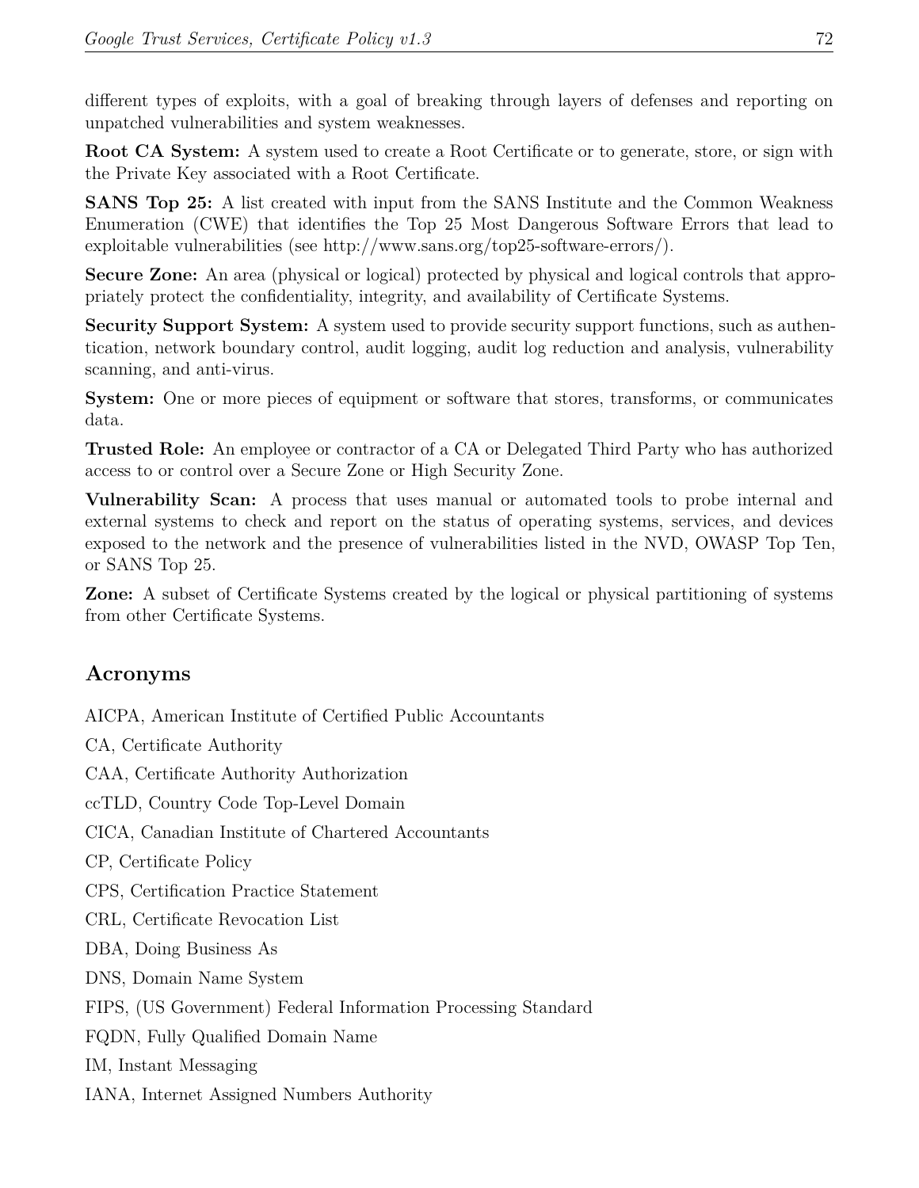different types of exploits, with a goal of breaking through layers of defenses and reporting on unpatched vulnerabilities and system weaknesses.

**Root CA System:** A system used to create a Root Certificate or to generate, store, or sign with the Private Key associated with a Root Certificate.

**SANS Top 25:** A list created with input from the SANS Institute and the Common Weakness Enumeration (CWE) that identifies the Top 25 Most Dangerous Software Errors that lead to exploitable vulnerabilities (see http://www.sans.org/top25-software-errors/).

**Secure Zone:** An area (physical or logical) protected by physical and logical controls that appropriately protect the confidentiality, integrity, and availability of Certificate Systems.

**Security Support System:** A system used to provide security support functions, such as authentication, network boundary control, audit logging, audit log reduction and analysis, vulnerability scanning, and anti-virus.

**System:** One or more pieces of equipment or software that stores, transforms, or communicates data.

**Trusted Role:** An employee or contractor of a CA or Delegated Third Party who has authorized access to or control over a Secure Zone or High Security Zone.

**Vulnerability Scan:** A process that uses manual or automated tools to probe internal and external systems to check and report on the status of operating systems, services, and devices exposed to the network and the presence of vulnerabilities listed in the NVD, OWASP Top Ten, or SANS Top 25.

**Zone:** A subset of Certificate Systems created by the logical or physical partitioning of systems from other Certificate Systems.

## Acronyms

AICPA, American Institute of Certified Public Accountants

CA, Certificate Authority

CAA, Certificate Authority Authorization

ccTLD, Country Code Top-Level Domain

CICA, Canadian Institute of Chartered Accountants

CP, Certificate Policy

CPS, Certification Practice Statement

CRL, Certificate Revocation List

DBA, Doing Business As

DNS, Domain Name System

FIPS, (US Government) Federal Information Processing Standard

FQDN, Fully Qualified Domain Name

IM, Instant Messaging

IANA, Internet Assigned Numbers Authority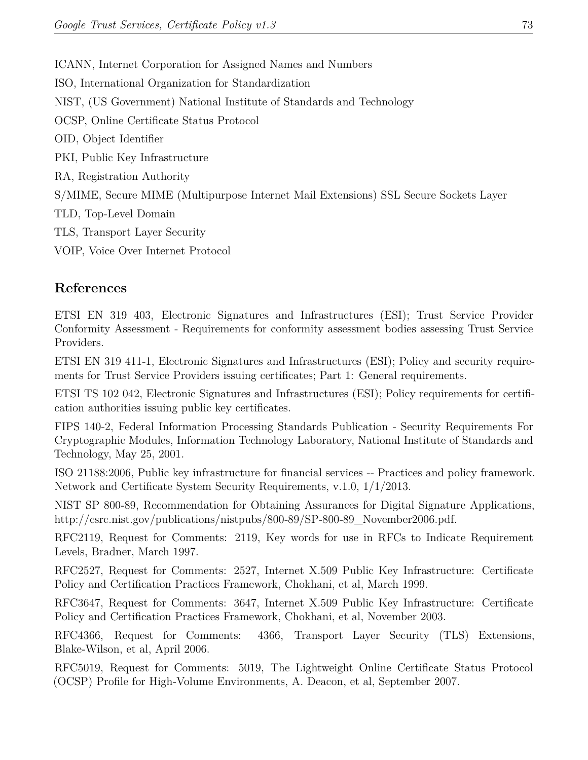ICANN, Internet Corporation for Assigned Names and Numbers

ISO, International Organization for Standardization

NIST, (US Government) National Institute of Standards and Technology

OCSP, Online Certificate Status Protocol

OID, Object Identifier

PKI, Public Key Infrastructure

RA, Registration Authority

S/MIME, Secure MIME (Multipurpose Internet Mail Extensions) SSL Secure Sockets Layer

TLD, Top-Level Domain

TLS, Transport Layer Security

VOIP, Voice Over Internet Protocol

## References

ETSI EN 319 403, Electronic Signatures and Infrastructures (ESI); Trust Service Provider Conformity Assessment - Requirements for conformity assessment bodies assessing Trust Service Providers.

ETSI EN 319 411-1, Electronic Signatures and Infrastructures (ESI); Policy and security requirements for Trust Service Providers issuing certificates; Part 1: General requirements.

ETSI TS 102 042, Electronic Signatures and Infrastructures (ESI); Policy requirements for certification authorities issuing public key certificates.

FIPS 140-2, Federal Information Processing Standards Publication - Security Requirements For Cryptographic Modules, Information Technology Laboratory, National Institute of Standards and Technology, May 25, 2001.

ISO 21188:2006, Public key infrastructure for financial services -- Practices and policy framework. Network and Certificate System Security Requirements, v.1.0, 1/1/2013.

NIST SP 800-89, Recommendation for Obtaining Assurances for Digital Signature Applications, http://csrc.nist.gov/publications/nistpubs/800-89/SP-800-89_November2006.pdf.

RFC2119, Request for Comments: 2119, Key words for use in RFCs to Indicate Requirement Levels, Bradner, March 1997.

RFC2527, Request for Comments: 2527, Internet X.509 Public Key Infrastructure: Certificate Policy and Certification Practices Framework, Chokhani, et al, March 1999.

RFC3647, Request for Comments: 3647, Internet X.509 Public Key Infrastructure: Certificate Policy and Certification Practices Framework, Chokhani, et al, November 2003.

RFC4366, Request for Comments: 4366, Transport Layer Security (TLS) Extensions, Blake-Wilson, et al, April 2006.

RFC5019, Request for Comments: 5019, The Lightweight Online Certificate Status Protocol (OCSP) Profile for High-Volume Environments, A. Deacon, et al, September 2007.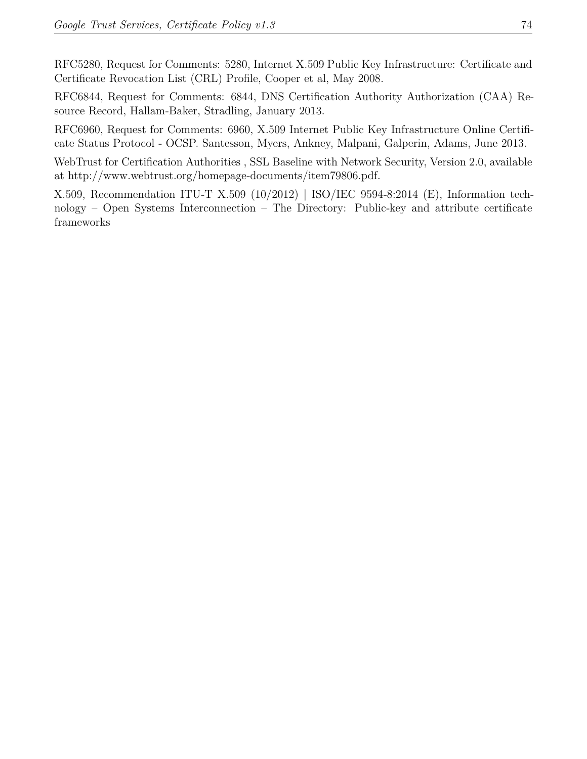RFC5280, Request for Comments: 5280, Internet X.509 Public Key Infrastructure: Certificate and Certificate Revocation List (CRL) Profile, Cooper et al, May 2008.

RFC6844, Request for Comments: 6844, DNS Certification Authority Authorization (CAA) Resource Record, Hallam-Baker, Stradling, January 2013.

RFC6960, Request for Comments: 6960, X.509 Internet Public Key Infrastructure Online Certificate Status Protocol - OCSP. Santesson, Myers, Ankney, Malpani, Galperin, Adams, June 2013.

WebTrust for Certification Authorities , SSL Baseline with Network Security, Version 2.0, available at http://www.webtrust.org/homepage-documents/item79806.pdf.

X.509, Recommendation ITU-T X.509 (10/2012) | ISO/IEC 9594-8:2014 (E), Information technology – Open Systems Interconnection – The Directory: Public-key and attribute certificate frameworks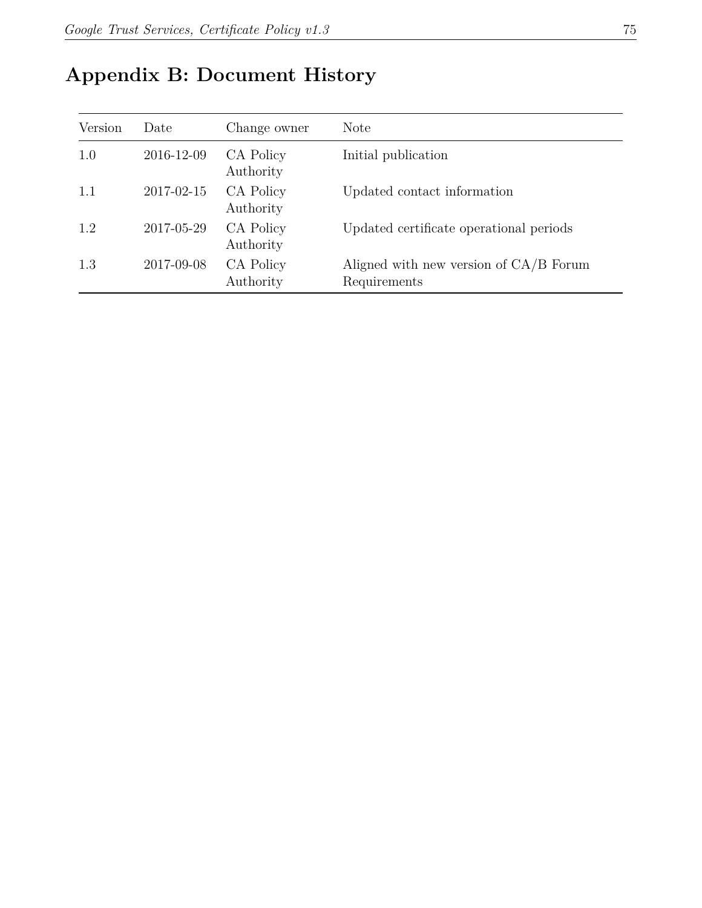# Appendix B: Document History

| Version | Date | Change owner | Note |
| --- | --- | --- | --- |
| 1.0 | 2016-12-09 | CA Policy Authority | Initial publication |
| 1.1 | 2017-02-15 | CA Policy Authority | Updated contact information |
| 1.2 | 2017-05-29 | CA Policy Authority | Updated certificate operational periods |
| 1.3 | 2017-09-08 | CA Policy Authority | Aligned with new version of CA/B Forum Requirements |